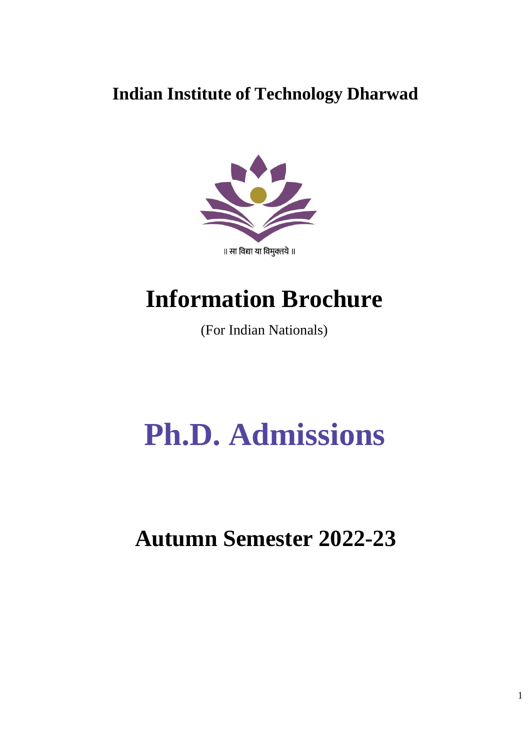# Indian Institute of Technology Dharwad

॥ सा विद्या या विमुक्तये ॥

# Information Brochure

(For Indian Nationals)

# Ph.D. Admissions

## Autumn Semester 2022-23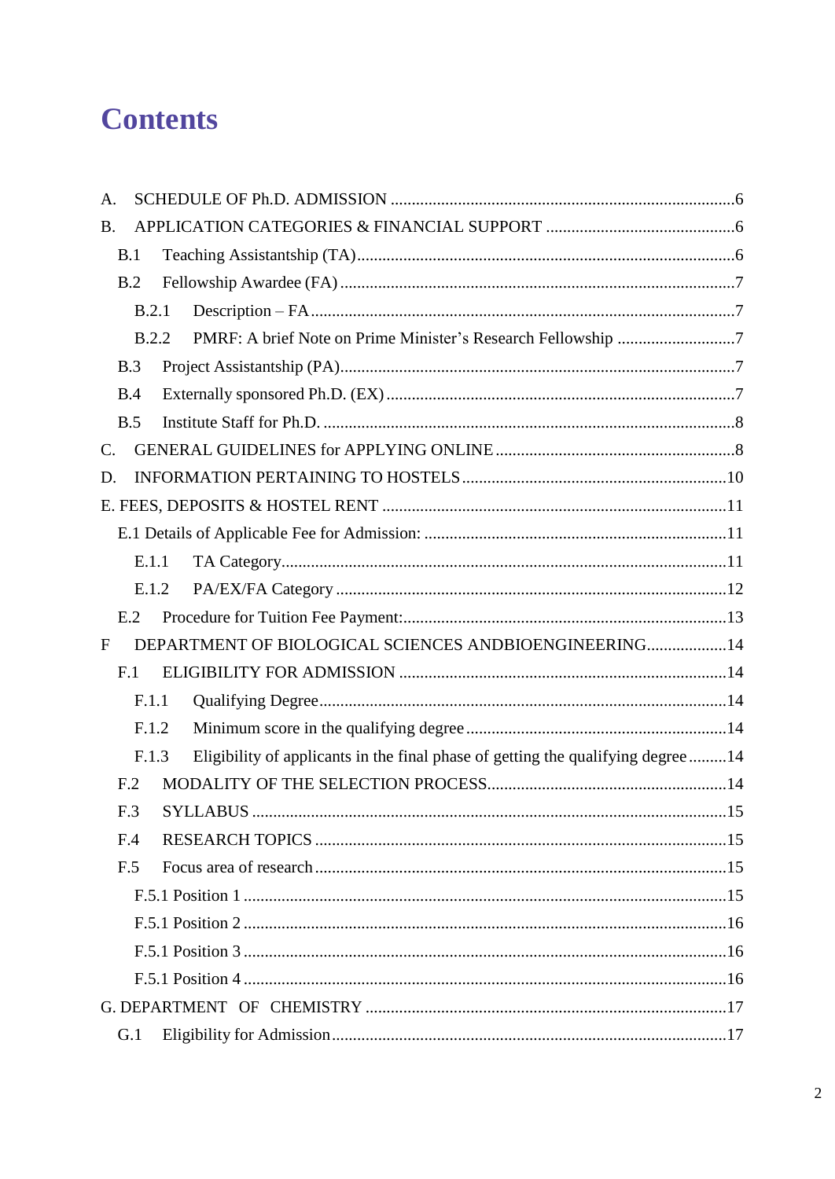# Contents

A. SCHEDULE OF Ph.D. ADMISSION .......................................................................................6

B. APPLICATION CATEGORIES & FINANCIAL SUPPORT ..........................................................6

- B.1 Teaching Assistantship (TA).......................................................................................6
- B.2 Fellowship Awardee (FA) ..........................................................................................7
  - B.2.1 Description – FA.........................................................................................7
  - B.2.2 PMRF: A brief Note on Prime Minister's Research Fellowship ...........................7
- B.3 Project Assistantship (PA)..........................................................................................7
- B.4 Externally sponsored Ph.D. (EX) ................................................................................7
- B.5 Institute Staff for Ph.D. ..............................................................................................8

C. GENERAL GUIDELINES for APPLYING ONLINE ..................................................................8

D. INFORMATION PERTAINING TO HOSTELS .........................................................................10

E. FEES, DEPOSITS & HOSTEL RENT ......................................................................................11

- E.1 Details of Applicable Fee for Admission: .....................................................................11
  - E.1.1 TA Category.................................................................................................11
  - E.1.2 PA/EX/FA Category .....................................................................................12
- E.2 Procedure for Tuition Fee Payment:............................................................................13

F DEPARTMENT OF BIOLOGICAL SCIENCES ANDBIOENGINEERING...................................14

- F.1 ELIGIBILITY FOR ADMISSION ....................................................................................14
  - F.1.1 Qualifying Degree..........................................................................................14
  - F.1.2 Minimum score in the qualifying degree ..........................................................14
  - F.1.3 Eligibility of applicants in the final phase of getting the qualifying degree .........14
- F.2 MODALITY OF THE SELECTION PROCESS.................................................................14
- F.3 SYLLABUS ................................................................................................................15
- F.4 RESEARCH TOPICS ...................................................................................................15
- F.5 Focus area of research ...............................................................................................15
  - F.5.1 Position 1 .....................................................................................................15
  - F.5.1 Position 2 .....................................................................................................16
  - F.5.1 Position 3 .....................................................................................................16
  - F.5.1 Position 4 .....................................................................................................16

G. DEPARTMENT OF CHEMISTRY ..........................................................................................17

- G.1 Eligibility for Admission.............................................................................................17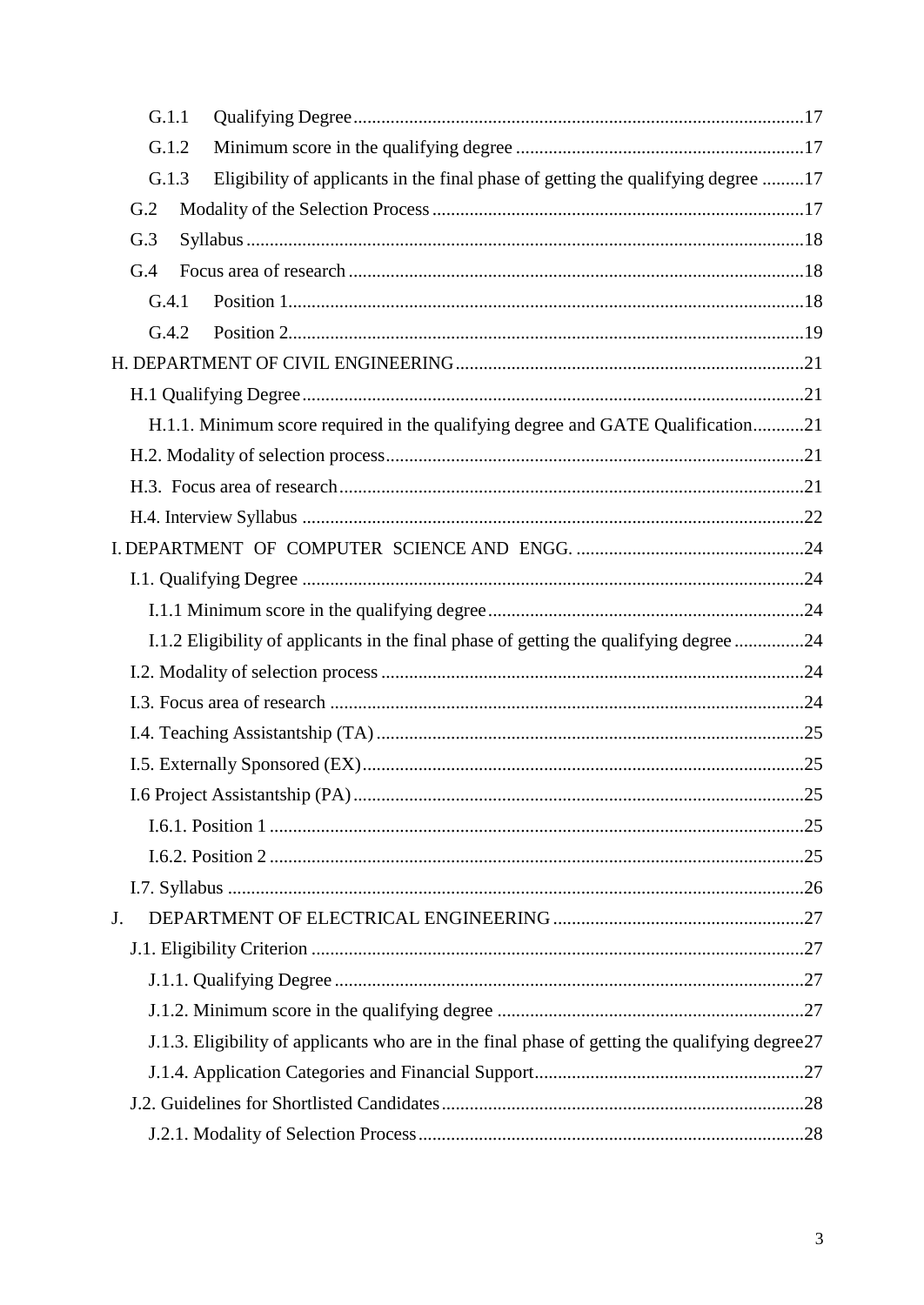G.1.1 Qualifying Degree ..... 17

G.1.2 Minimum score in the qualifying degree ..... 17

G.1.3 Eligibility of applicants in the final phase of getting the qualifying degree ..... 17

G.2 Modality of the Selection Process ..... 17

G.3 Syllabus ..... 18

G.4 Focus area of research ..... 18

G.4.1 Position 1 ..... 18

G.4.2 Position 2 ..... 19

H. DEPARTMENT OF CIVIL ENGINEERING ..... 21

H.1 Qualifying Degree ..... 21

H.1.1. Minimum score required in the qualifying degree and GATE Qualification ..... 21

H.2. Modality of selection process ..... 21

H.3. Focus area of research ..... 21

H.4. Interview Syllabus ..... 22

I. DEPARTMENT OF COMPUTER SCIENCE AND ENGG. ..... 24

I.1. Qualifying Degree ..... 24

I.1.1 Minimum score in the qualifying degree ..... 24

I.1.2 Eligibility of applicants in the final phase of getting the qualifying degree ..... 24

I.2. Modality of selection process ..... 24

I.3. Focus area of research ..... 24

I.4. Teaching Assistantship (TA) ..... 25

I.5. Externally Sponsored (EX) ..... 25

I.6 Project Assistantship (PA) ..... 25

I.6.1. Position 1 ..... 25

I.6.2. Position 2 ..... 25

I.7. Syllabus ..... 26

J. DEPARTMENT OF ELECTRICAL ENGINEERING ..... 27

J.1. Eligibility Criterion ..... 27

J.1.1. Qualifying Degree ..... 27

J.1.2. Minimum score in the qualifying degree ..... 27

J.1.3. Eligibility of applicants who are in the final phase of getting the qualifying degree ..... 27

J.1.4. Application Categories and Financial Support ..... 27

J.2. Guidelines for Shortlisted Candidates ..... 28

J.2.1. Modality of Selection Process ..... 28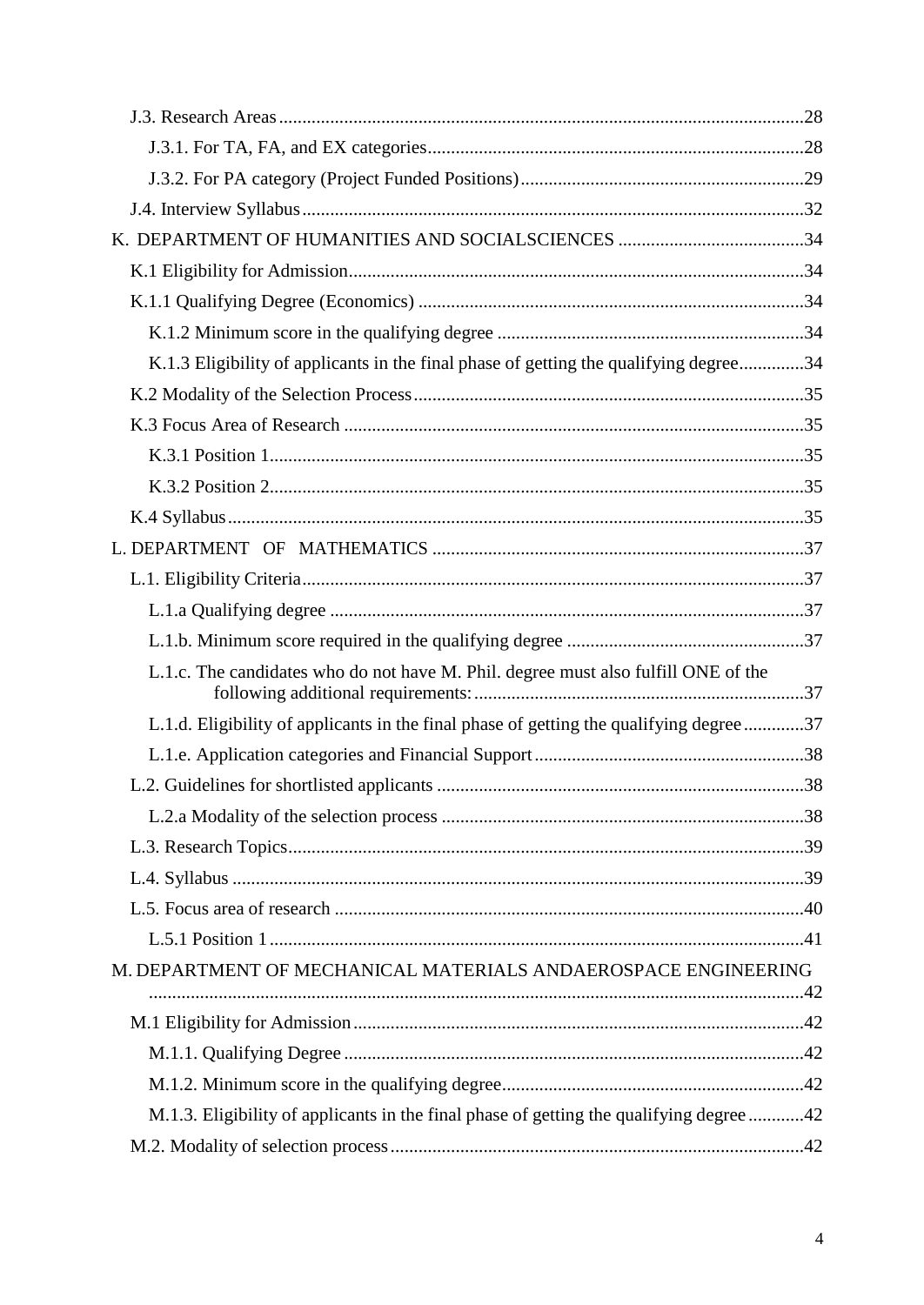J.3. Research Areas ........ 28

J.3.1. For TA, FA, and EX categories ........ 28

J.3.2. For PA category (Project Funded Positions) ........ 29

J.4. Interview Syllabus ........ 32

K. DEPARTMENT OF HUMANITIES AND SOCIALSCIENCES ........ 34

K.1 Eligibility for Admission ........ 34

K.1.1 Qualifying Degree (Economics) ........ 34

K.1.2 Minimum score in the qualifying degree ........ 34

K.1.3 Eligibility of applicants in the final phase of getting the qualifying degree ........ 34

K.2 Modality of the Selection Process ........ 35

K.3 Focus Area of Research ........ 35

K.3.1 Position 1 ........ 35

K.3.2 Position 2 ........ 35

K.4 Syllabus ........ 35

L. DEPARTMENT OF MATHEMATICS ........ 37

L.1. Eligibility Criteria ........ 37

L.1.a Qualifying degree ........ 37

L.1.b. Minimum score required in the qualifying degree ........ 37

L.1.c. The candidates who do not have M. Phil. degree must also fulfill ONE of the following additional requirements: ........ 37

L.1.d. Eligibility of applicants in the final phase of getting the qualifying degree ........ 37

L.1.e. Application categories and Financial Support ........ 38

L.2. Guidelines for shortlisted applicants ........ 38

L.2.a Modality of the selection process ........ 38

L.3. Research Topics ........ 39

L.4. Syllabus ........ 39

L.5. Focus area of research ........ 40

L.5.1 Position 1 ........ 41

M. DEPARTMENT OF MECHANICAL MATERIALS ANDAEROSPACE ENGINEERING ........ 42

M.1 Eligibility for Admission ........ 42

M.1.1. Qualifying Degree ........ 42

M.1.2. Minimum score in the qualifying degree ........ 42

M.1.3. Eligibility of applicants in the final phase of getting the qualifying degree ........ 42

M.2. Modality of selection process ........ 42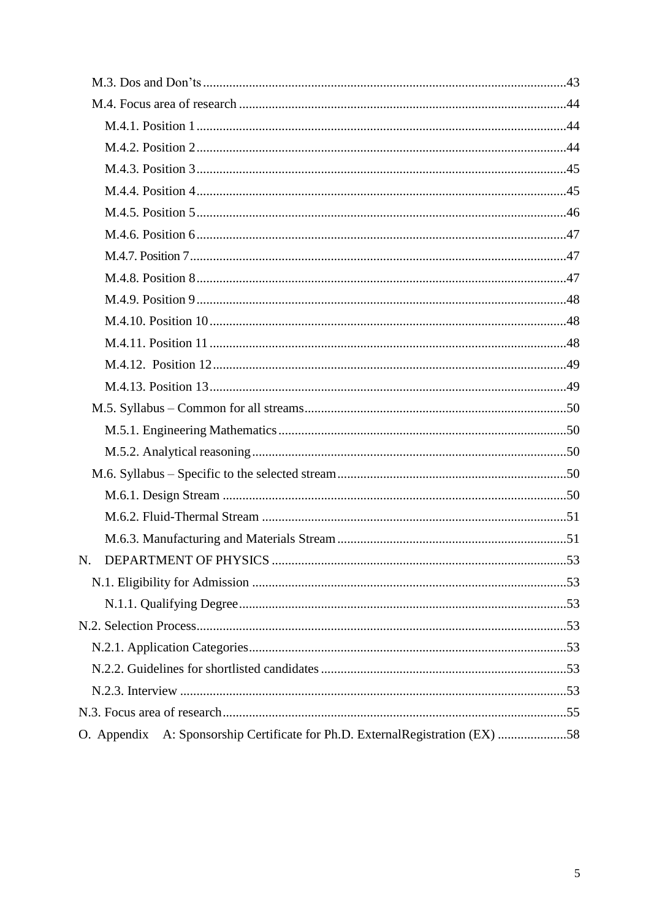- M.3. Dos and Don'ts ..... 43
- M.4. Focus area of research ..... 44
  - M.4.1. Position 1 ..... 44
  - M.4.2. Position 2 ..... 44
  - M.4.3. Position 3 ..... 45
  - M.4.4. Position 4 ..... 45
  - M.4.5. Position 5 ..... 46
  - M.4.6. Position 6 ..... 47
  - M.4.7. Position 7 ..... 47
  - M.4.8. Position 8 ..... 47
  - M.4.9. Position 9 ..... 48
  - M.4.10. Position 10 ..... 48
  - M.4.11. Position 11 ..... 48
  - M.4.12. Position 12 ..... 49
  - M.4.13. Position 13 ..... 49
- M.5. Syllabus – Common for all streams ..... 50
  - M.5.1. Engineering Mathematics ..... 50
  - M.5.2. Analytical reasoning ..... 50
- M.6. Syllabus – Specific to the selected stream ..... 50
  - M.6.1. Design Stream ..... 50
  - M.6.2. Fluid-Thermal Stream ..... 51
  - M.6.3. Manufacturing and Materials Stream ..... 51

N. DEPARTMENT OF PHYSICS ..... 53

- N.1. Eligibility for Admission ..... 53
  - N.1.1. Qualifying Degree ..... 53

N.2. Selection Process ..... 53

- N.2.1. Application Categories ..... 53
- N.2.2. Guidelines for shortlisted candidates ..... 53
- N.2.3. Interview ..... 53

N.3. Focus area of research ..... 55

O. Appendix A: Sponsorship Certificate for Ph.D. ExternalRegistration (EX) ..... 58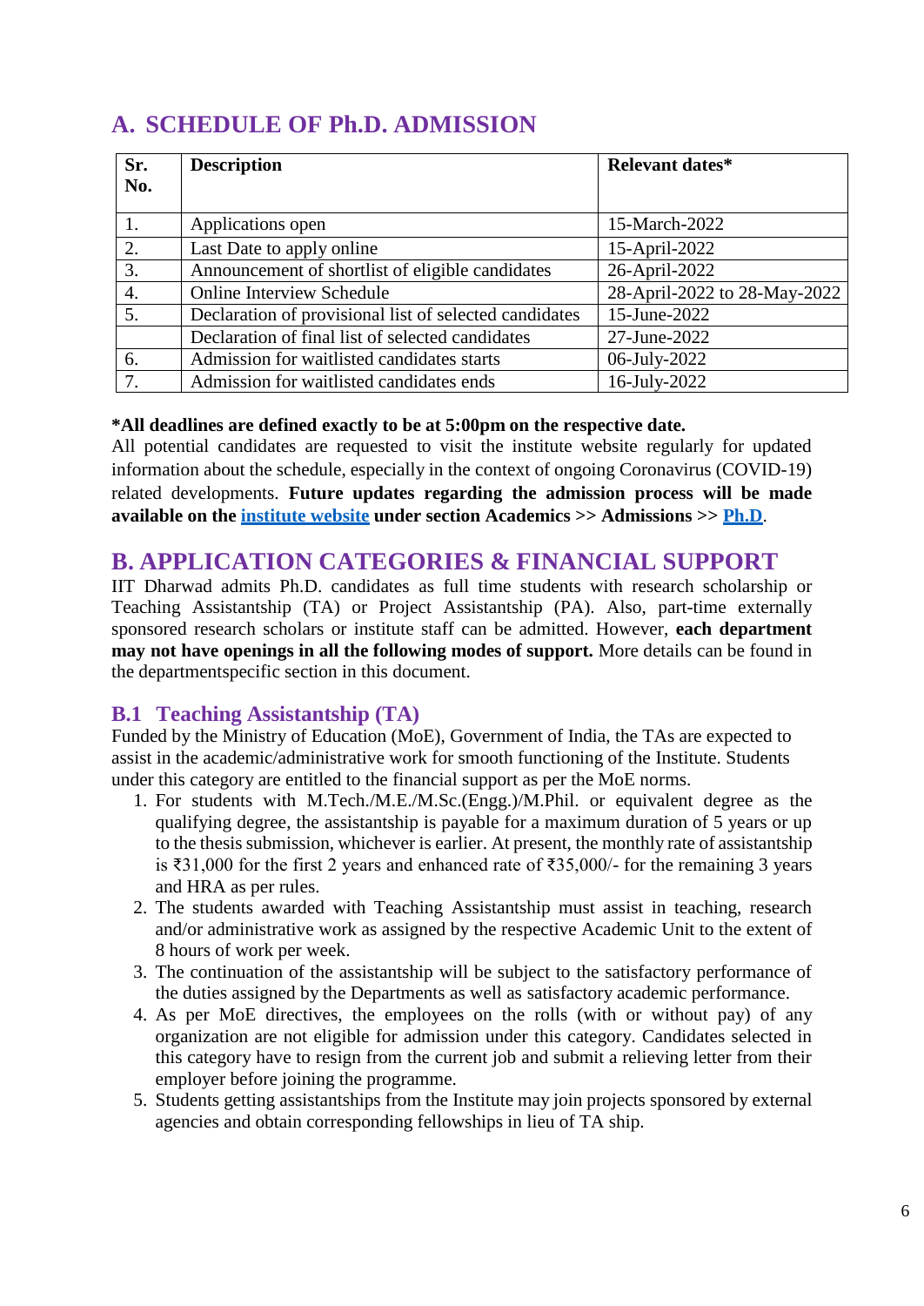## A. SCHEDULE OF Ph.D. ADMISSION

| Sr. No. | Description | Relevant dates* |
|---|---|---|
| 1. | Applications open | 15-March-2022 |
| 2. | Last Date to apply online | 15-April-2022 |
| 3. | Announcement of shortlist of eligible candidates | 26-April-2022 |
| 4. | Online Interview Schedule | 28-April-2022 to 28-May-2022 |
| 5. | Declaration of provisional list of selected candidates | 15-June-2022 |
| | Declaration of final list of selected candidates | 27-June-2022 |
| 6. | Admission for waitlisted candidates starts | 06-July-2022 |
| 7. | Admission for waitlisted candidates ends | 16-July-2022 |

**\*All deadlines are defined exactly to be at 5:00pm on the respective date.**
All potential candidates are requested to visit the institute website regularly for updated information about the schedule, especially in the context of ongoing Coronavirus (COVID-19) related developments. **Future updates regarding the admission process will be made available on the institute website under section Academics >> Admissions >> Ph.D.**

## B. APPLICATION CATEGORIES & FINANCIAL SUPPORT

IIT Dharwad admits Ph.D. candidates as full time students with research scholarship or Teaching Assistantship (TA) or Project Assistantship (PA). Also, part-time externally sponsored research scholars or institute staff can be admitted. However, **each department may not have openings in all the following modes of support.** More details can be found in the departmentspecific section in this document.

### B.1 Teaching Assistantship (TA)

Funded by the Ministry of Education (MoE), Government of India, the TAs are expected to assist in the academic/administrative work for smooth functioning of the Institute. Students under this category are entitled to the financial support as per the MoE norms.

1. For students with M.Tech./M.E./M.Sc.(Engg.)/M.Phil. or equivalent degree as the qualifying degree, the assistantship is payable for a maximum duration of 5 years or up to the thesis submission, whichever is earlier. At present, the monthly rate of assistantship is ₹31,000 for the first 2 years and enhanced rate of ₹35,000/- for the remaining 3 years and HRA as per rules.
2. The students awarded with Teaching Assistantship must assist in teaching, research and/or administrative work as assigned by the respective Academic Unit to the extent of 8 hours of work per week.
3. The continuation of the assistantship will be subject to the satisfactory performance of the duties assigned by the Departments as well as satisfactory academic performance.
4. As per MoE directives, the employees on the rolls (with or without pay) of any organization are not eligible for admission under this category. Candidates selected in this category have to resign from the current job and submit a relieving letter from their employer before joining the programme.
5. Students getting assistantships from the Institute may join projects sponsored by external agencies and obtain corresponding fellowships in lieu of TA ship.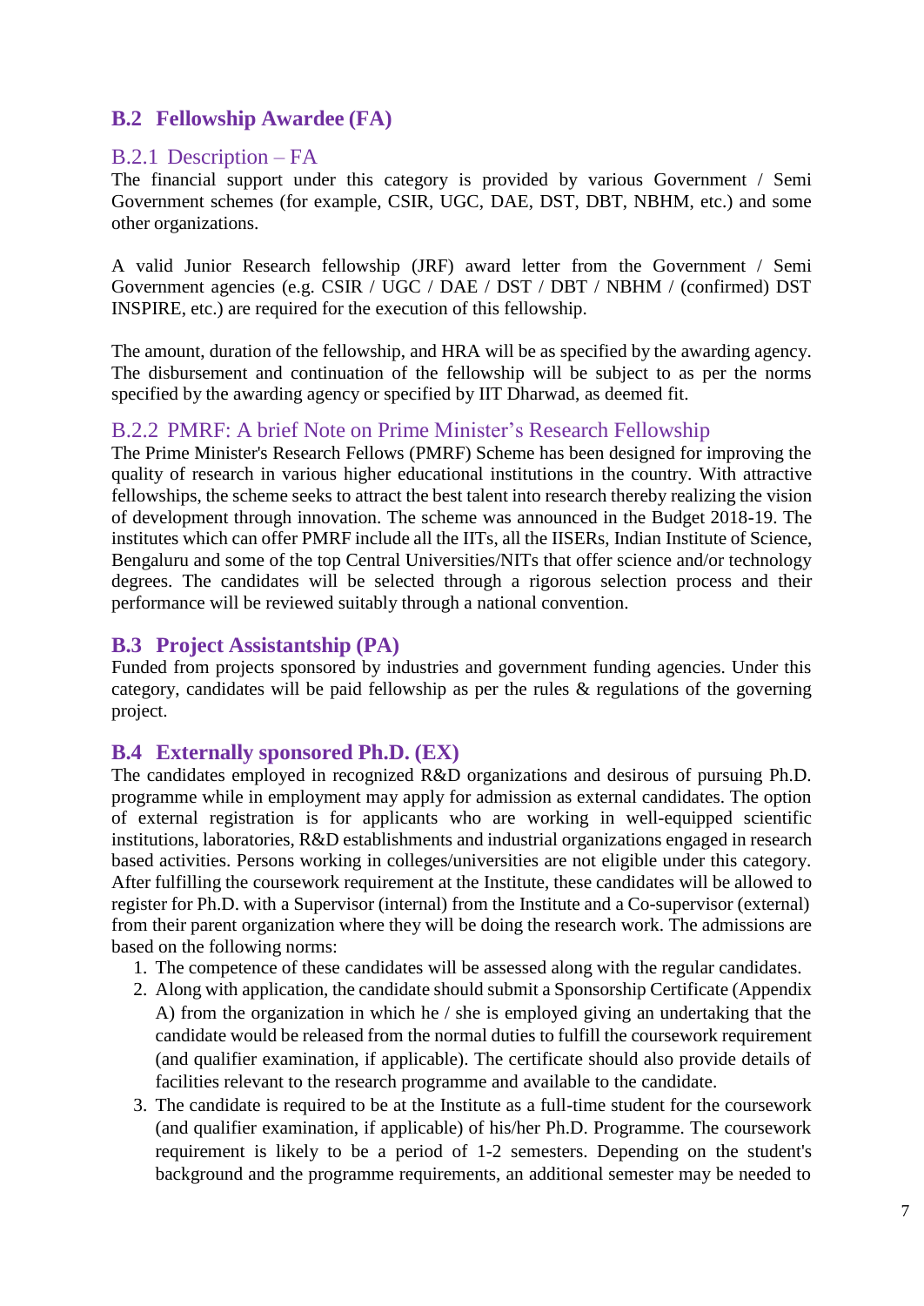## B.2 Fellowship Awardee (FA)

### B.2.1 Description – FA

The financial support under this category is provided by various Government / Semi Government schemes (for example, CSIR, UGC, DAE, DST, DBT, NBHM, etc.) and some other organizations.

A valid Junior Research fellowship (JRF) award letter from the Government / Semi Government agencies (e.g. CSIR / UGC / DAE / DST / DBT / NBHM / (confirmed) DST INSPIRE, etc.) are required for the execution of this fellowship.

The amount, duration of the fellowship, and HRA will be as specified by the awarding agency. The disbursement and continuation of the fellowship will be subject to as per the norms specified by the awarding agency or specified by IIT Dharwad, as deemed fit.

### B.2.2 PMRF: A brief Note on Prime Minister's Research Fellowship

The Prime Minister's Research Fellows (PMRF) Scheme has been designed for improving the quality of research in various higher educational institutions in the country. With attractive fellowships, the scheme seeks to attract the best talent into research thereby realizing the vision of development through innovation. The scheme was announced in the Budget 2018-19. The institutes which can offer PMRF include all the IITs, all the IISERs, Indian Institute of Science, Bengaluru and some of the top Central Universities/NITs that offer science and/or technology degrees. The candidates will be selected through a rigorous selection process and their performance will be reviewed suitably through a national convention.

## B.3 Project Assistantship (PA)

Funded from projects sponsored by industries and government funding agencies. Under this category, candidates will be paid fellowship as per the rules & regulations of the governing project.

## B.4 Externally sponsored Ph.D. (EX)

The candidates employed in recognized R&D organizations and desirous of pursuing Ph.D. programme while in employment may apply for admission as external candidates. The option of external registration is for applicants who are working in well-equipped scientific institutions, laboratories, R&D establishments and industrial organizations engaged in research based activities. Persons working in colleges/universities are not eligible under this category. After fulfilling the coursework requirement at the Institute, these candidates will be allowed to register for Ph.D. with a Supervisor (internal) from the Institute and a Co-supervisor (external) from their parent organization where they will be doing the research work. The admissions are based on the following norms:

1. The competence of these candidates will be assessed along with the regular candidates.
2. Along with application, the candidate should submit a Sponsorship Certificate (Appendix A) from the organization in which he / she is employed giving an undertaking that the candidate would be released from the normal duties to fulfill the coursework requirement (and qualifier examination, if applicable). The certificate should also provide details of facilities relevant to the research programme and available to the candidate.
3. The candidate is required to be at the Institute as a full-time student for the coursework (and qualifier examination, if applicable) of his/her Ph.D. Programme. The coursework requirement is likely to be a period of 1-2 semesters. Depending on the student's background and the programme requirements, an additional semester may be needed to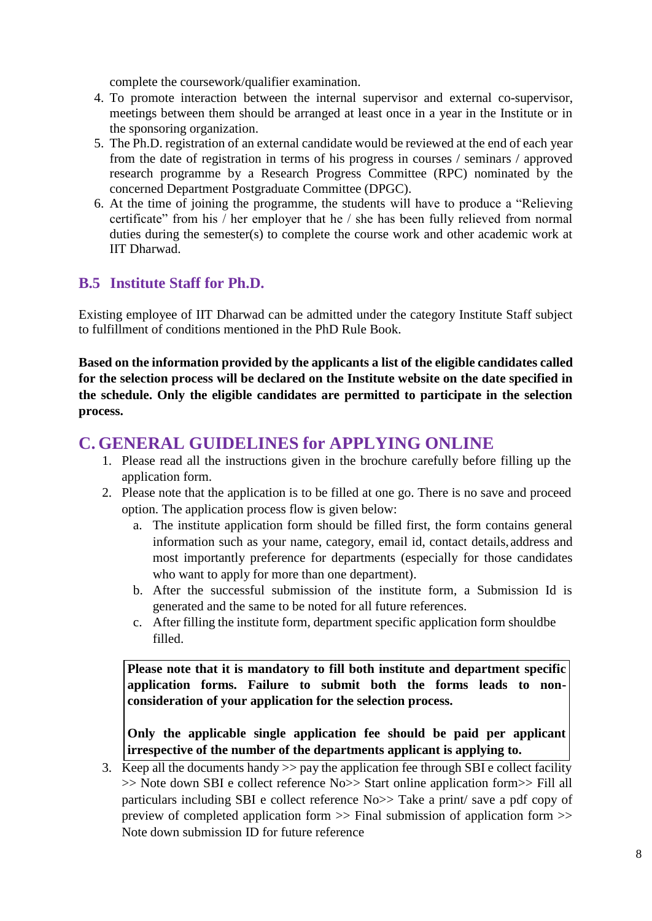complete the coursework/qualifier examination.

4. To promote interaction between the internal supervisor and external co-supervisor, meetings between them should be arranged at least once in a year in the Institute or in the sponsoring organization.
5. The Ph.D. registration of an external candidate would be reviewed at the end of each year from the date of registration in terms of his progress in courses / seminars / approved research programme by a Research Progress Committee (RPC) nominated by the concerned Department Postgraduate Committee (DPGC).
6. At the time of joining the programme, the students will have to produce a "Relieving certificate" from his / her employer that he / she has been fully relieved from normal duties during the semester(s) to complete the course work and other academic work at IIT Dharwad.

### B.5 Institute Staff for Ph.D.

Existing employee of IIT Dharwad can be admitted under the category Institute Staff subject to fulfillment of conditions mentioned in the PhD Rule Book.

**Based on the information provided by the applicants a list of the eligible candidates called for the selection process will be declared on the Institute website on the date specified in the schedule. Only the eligible candidates are permitted to participate in the selection process.**

## C. GENERAL GUIDELINES for APPLYING ONLINE

1. Please read all the instructions given in the brochure carefully before filling up the application form.
2. Please note that the application is to be filled at one go. There is no save and proceed option. The application process flow is given below:
   a. The institute application form should be filled first, the form contains general information such as your name, category, email id, contact details, address and most importantly preference for departments (especially for those candidates who want to apply for more than one department).
   b. After the successful submission of the institute form, a Submission Id is generated and the same to be noted for all future references.
   c. After filling the institute form, department specific application form shouldbe filled.

   **Please note that it is mandatory to fill both institute and department specific application forms. Failure to submit both the forms leads to non-consideration of your application for the selection process.**

   **Only the applicable single application fee should be paid per applicant irrespective of the number of the departments applicant is applying to.**

3. Keep all the documents handy >> pay the application fee through SBI e collect facility >> Note down SBI e collect reference No>> Start online application form>> Fill all particulars including SBI e collect reference No>> Take a print/ save a pdf copy of preview of completed application form >> Final submission of application form >> Note down submission ID for future reference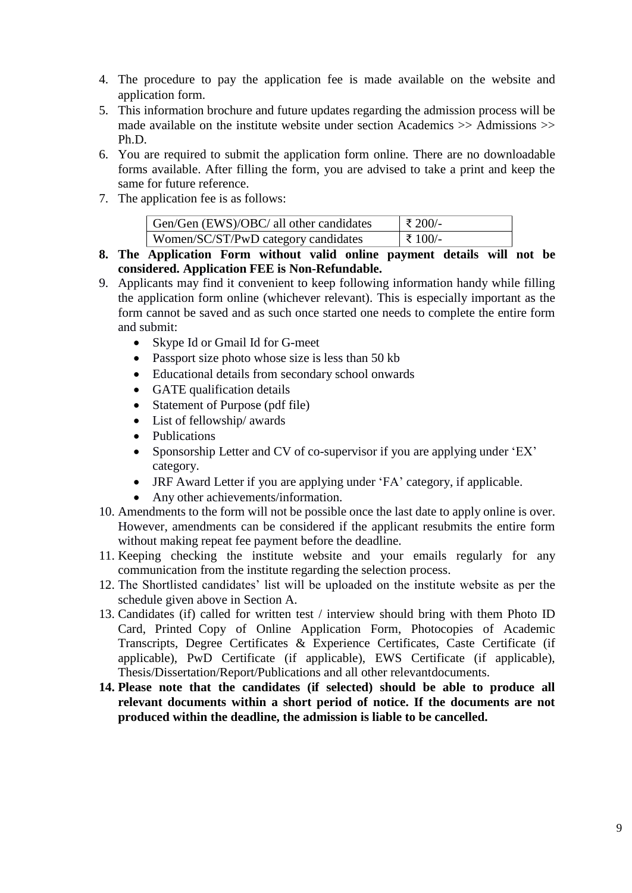4. The procedure to pay the application fee is made available on the website and application form.
5. This information brochure and future updates regarding the admission process will be made available on the institute website under section Academics >> Admissions >> Ph.D.
6. You are required to submit the application form online. There are no downloadable forms available. After filling the form, you are advised to take a print and keep the same for future reference.
7. The application fee is as follows:

| Gen/Gen (EWS)/OBC/ all other candidates | ₹ 200/- |
|---|---|
| Women/SC/ST/PwD category candidates | ₹ 100/- |

8. **The Application Form without valid online payment details will not be considered. Application FEE is Non-Refundable.**
9. Applicants may find it convenient to keep following information handy while filling the application form online (whichever relevant). This is especially important as the form cannot be saved and as such once started one needs to complete the entire form and submit:
   - Skype Id or Gmail Id for G-meet
   - Passport size photo whose size is less than 50 kb
   - Educational details from secondary school onwards
   - GATE qualification details
   - Statement of Purpose (pdf file)
   - List of fellowship/ awards
   - Publications
   - Sponsorship Letter and CV of co-supervisor if you are applying under 'EX' category.
   - JRF Award Letter if you are applying under 'FA' category, if applicable.
   - Any other achievements/information.
10. Amendments to the form will not be possible once the last date to apply online is over. However, amendments can be considered if the applicant resubmits the entire form without making repeat fee payment before the deadline.
11. Keeping checking the institute website and your emails regularly for any communication from the institute regarding the selection process.
12. The Shortlisted candidates' list will be uploaded on the institute website as per the schedule given above in Section A.
13. Candidates (if) called for written test / interview should bring with them Photo ID Card, Printed Copy of Online Application Form, Photocopies of Academic Transcripts, Degree Certificates & Experience Certificates, Caste Certificate (if applicable), PwD Certificate (if applicable), EWS Certificate (if applicable), Thesis/Dissertation/Report/Publications and all other relevantdocuments.
14. **Please note that the candidates (if selected) should be able to produce all relevant documents within a short period of notice. If the documents are not produced within the deadline, the admission is liable to be cancelled.**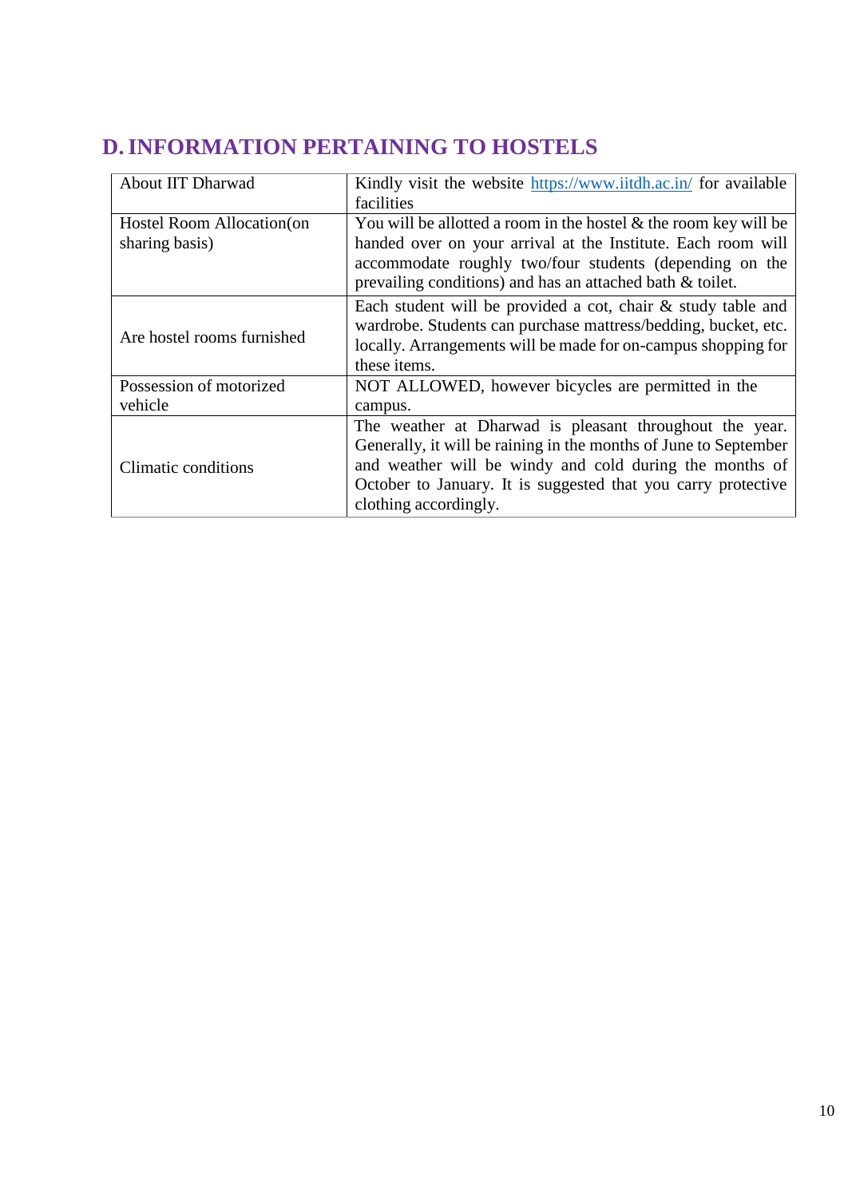## D. INFORMATION PERTAINING TO HOSTELS

| About IIT Dharwad | Kindly visit the website https://www.iitdh.ac.in/ for available facilities |
|---|---|
| Hostel Room Allocation(on sharing basis) | You will be allotted a room in the hostel & the room key will be handed over on your arrival at the Institute. Each room will accommodate roughly two/four students (depending on the prevailing conditions) and has an attached bath & toilet. |
| Are hostel rooms furnished | Each student will be provided a cot, chair & study table and wardrobe. Students can purchase mattress/bedding, bucket, etc. locally. Arrangements will be made for on-campus shopping for these items. |
| Possession of motorized vehicle | NOT ALLOWED, however bicycles are permitted in the campus. |
| Climatic conditions | The weather at Dharwad is pleasant throughout the year. Generally, it will be raining in the months of June to September and weather will be windy and cold during the months of October to January. It is suggested that you carry protective clothing accordingly. |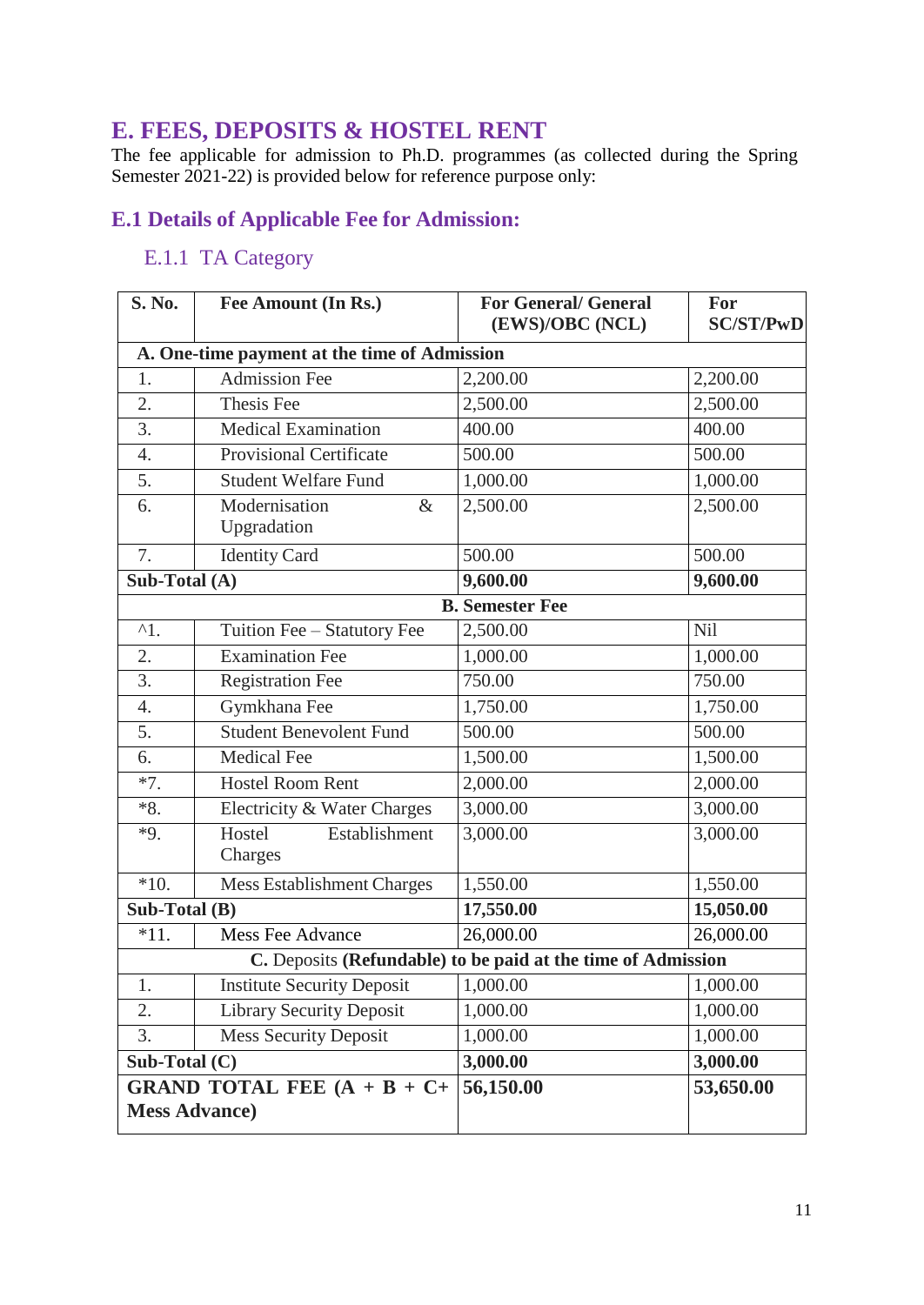# E. FEES, DEPOSITS & HOSTEL RENT

The fee applicable for admission to Ph.D. programmes (as collected during the Spring Semester 2021-22) is provided below for reference purpose only:

## E.1 Details of Applicable Fee for Admission:

### E.1.1 TA Category

| S. No. | Fee Amount (In Rs.) | For General/ General (EWS)/OBC (NCL) | For SC/ST/PwD |
|---|---|---|---|
| **A. One-time payment at the time of Admission** | | | |
| 1. | Admission Fee | 2,200.00 | 2,200.00 |
| 2. | Thesis Fee | 2,500.00 | 2,500.00 |
| 3. | Medical Examination | 400.00 | 400.00 |
| 4. | Provisional Certificate | 500.00 | 500.00 |
| 5. | Student Welfare Fund | 1,000.00 | 1,000.00 |
| 6. | Modernisation & Upgradation | 2,500.00 | 2,500.00 |
| 7. | Identity Card | 500.00 | 500.00 |
| **Sub-Total (A)** | | **9,600.00** | **9,600.00** |
| **B. Semester Fee** | | | |
| ^1. | Tuition Fee – Statutory Fee | 2,500.00 | Nil |
| 2. | Examination Fee | 1,000.00 | 1,000.00 |
| 3. | Registration Fee | 750.00 | 750.00 |
| 4. | Gymkhana Fee | 1,750.00 | 1,750.00 |
| 5. | Student Benevolent Fund | 500.00 | 500.00 |
| 6. | Medical Fee | 1,500.00 | 1,500.00 |
| *7. | Hostel Room Rent | 2,000.00 | 2,000.00 |
| *8. | Electricity & Water Charges | 3,000.00 | 3,000.00 |
| *9. | Hostel Establishment Charges | 3,000.00 | 3,000.00 |
| *10. | Mess Establishment Charges | 1,550.00 | 1,550.00 |
| **Sub-Total (B)** | | **17,550.00** | **15,050.00** |
| *11. | Mess Fee Advance | 26,000.00 | 26,000.00 |
| **C.** Deposits **(Refundable) to be paid at the time of Admission** | | | |
| 1. | Institute Security Deposit | 1,000.00 | 1,000.00 |
| 2. | Library Security Deposit | 1,000.00 | 1,000.00 |
| 3. | Mess Security Deposit | 1,000.00 | 1,000.00 |
| **Sub-Total (C)** | | **3,000.00** | **3,000.00** |
| **GRAND TOTAL FEE (A + B + C+ Mess Advance)** | | **56,150.00** | **53,650.00** |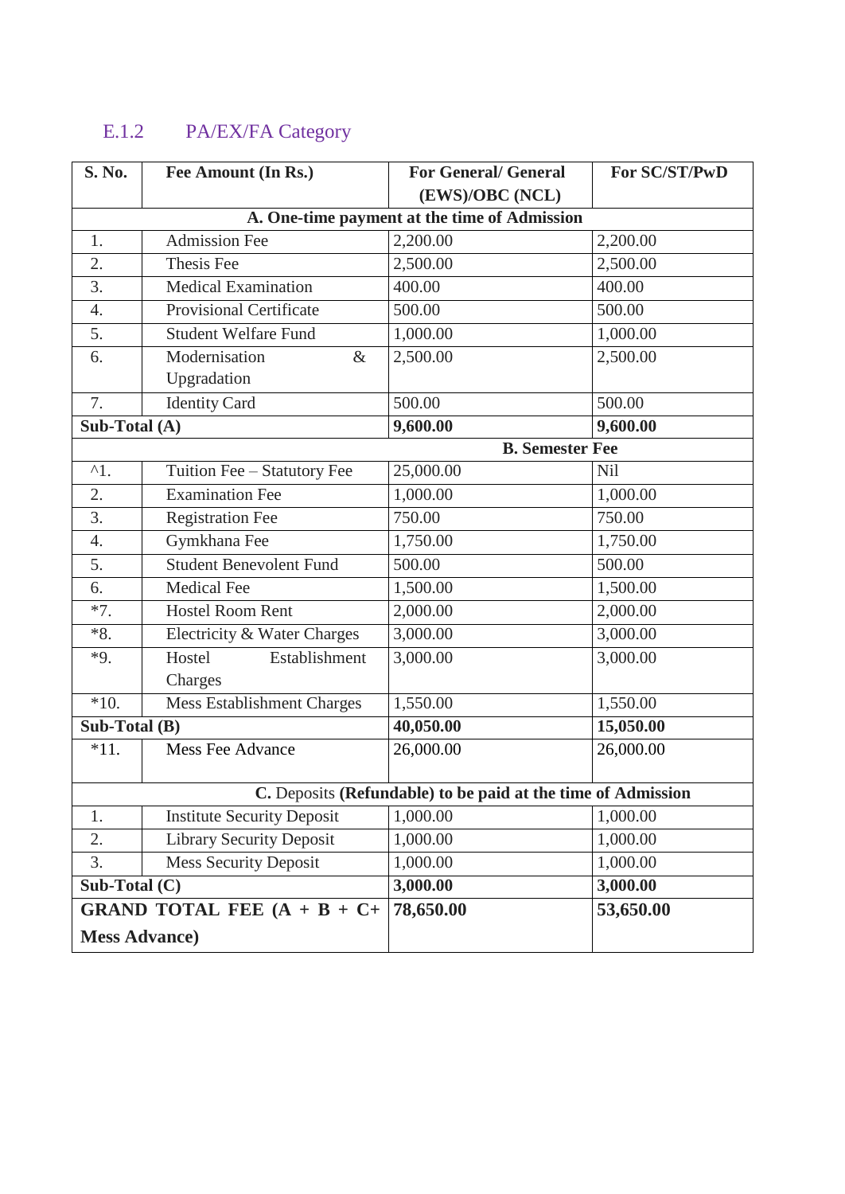### E.1.2 PA/EX/FA Category

| S. No. | Fee Amount (In Rs.) | For General/ General (EWS)/OBC (NCL) | For SC/ST/PwD |
|---|---|---|---|
| **A. One-time payment at the time of Admission** | | | |
| 1. | Admission Fee | 2,200.00 | 2,200.00 |
| 2. | Thesis Fee | 2,500.00 | 2,500.00 |
| 3. | Medical Examination | 400.00 | 400.00 |
| 4. | Provisional Certificate | 500.00 | 500.00 |
| 5. | Student Welfare Fund | 1,000.00 | 1,000.00 |
| 6. | Modernisation & Upgradation | 2,500.00 | 2,500.00 |
| 7. | Identity Card | 500.00 | 500.00 |
| **Sub-Total (A)** | | **9,600.00** | **9,600.00** |
| **B. Semester Fee** | | | |
| ^1. | Tuition Fee – Statutory Fee | 25,000.00 | Nil |
| 2. | Examination Fee | 1,000.00 | 1,000.00 |
| 3. | Registration Fee | 750.00 | 750.00 |
| 4. | Gymkhana Fee | 1,750.00 | 1,750.00 |
| 5. | Student Benevolent Fund | 500.00 | 500.00 |
| 6. | Medical Fee | 1,500.00 | 1,500.00 |
| *7. | Hostel Room Rent | 2,000.00 | 2,000.00 |
| *8. | Electricity & Water Charges | 3,000.00 | 3,000.00 |
| *9. | Hostel Establishment Charges | 3,000.00 | 3,000.00 |
| *10. | Mess Establishment Charges | 1,550.00 | 1,550.00 |
| **Sub-Total (B)** | | **40,050.00** | **15,050.00** |
| *11. | Mess Fee Advance | 26,000.00 | 26,000.00 |
| **C.** Deposits **(Refundable) to be paid at the time of Admission** | | | |
| 1. | Institute Security Deposit | 1,000.00 | 1,000.00 |
| 2. | Library Security Deposit | 1,000.00 | 1,000.00 |
| 3. | Mess Security Deposit | 1,000.00 | 1,000.00 |
| **Sub-Total (C)** | | **3,000.00** | **3,000.00** |
| **GRAND TOTAL FEE (A + B + C+ Mess Advance)** | | **78,650.00** | **53,650.00** |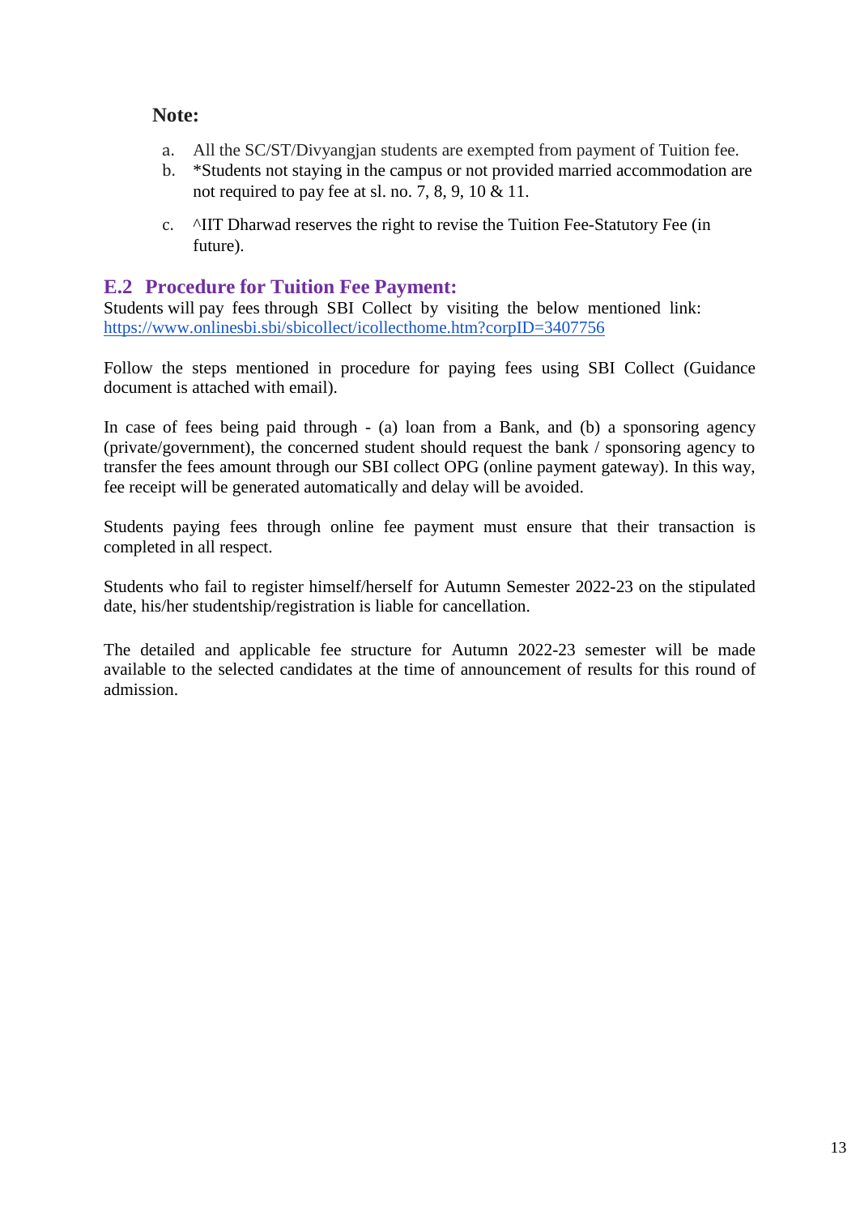**Note:**

a. All the SC/ST/Divyangjan students are exempted from payment of Tuition fee.
b. *Students not staying in the campus or not provided married accommodation are not required to pay fee at sl. no. 7, 8, 9, 10 & 11.
c. ^IIT Dharwad reserves the right to revise the Tuition Fee-Statutory Fee (in future).

## E.2 Procedure for Tuition Fee Payment:

Students will pay fees through SBI Collect by visiting the below mentioned link: [https://www.onlinesbi.sbi/sbicollect/icollecthome.htm?corpID=3407756](https://www.onlinesbi.sbi/sbicollect/icollecthome.htm?corpID=3407756)

Follow the steps mentioned in procedure for paying fees using SBI Collect (Guidance document is attached with email).

In case of fees being paid through - (a) loan from a Bank, and (b) a sponsoring agency (private/government), the concerned student should request the bank / sponsoring agency to transfer the fees amount through our SBI collect OPG (online payment gateway). In this way, fee receipt will be generated automatically and delay will be avoided.

Students paying fees through online fee payment must ensure that their transaction is completed in all respect.

Students who fail to register himself/herself for Autumn Semester 2022-23 on the stipulated date, his/her studentship/registration is liable for cancellation.

The detailed and applicable fee structure for Autumn 2022-23 semester will be made available to the selected candidates at the time of announcement of results for this round of admission.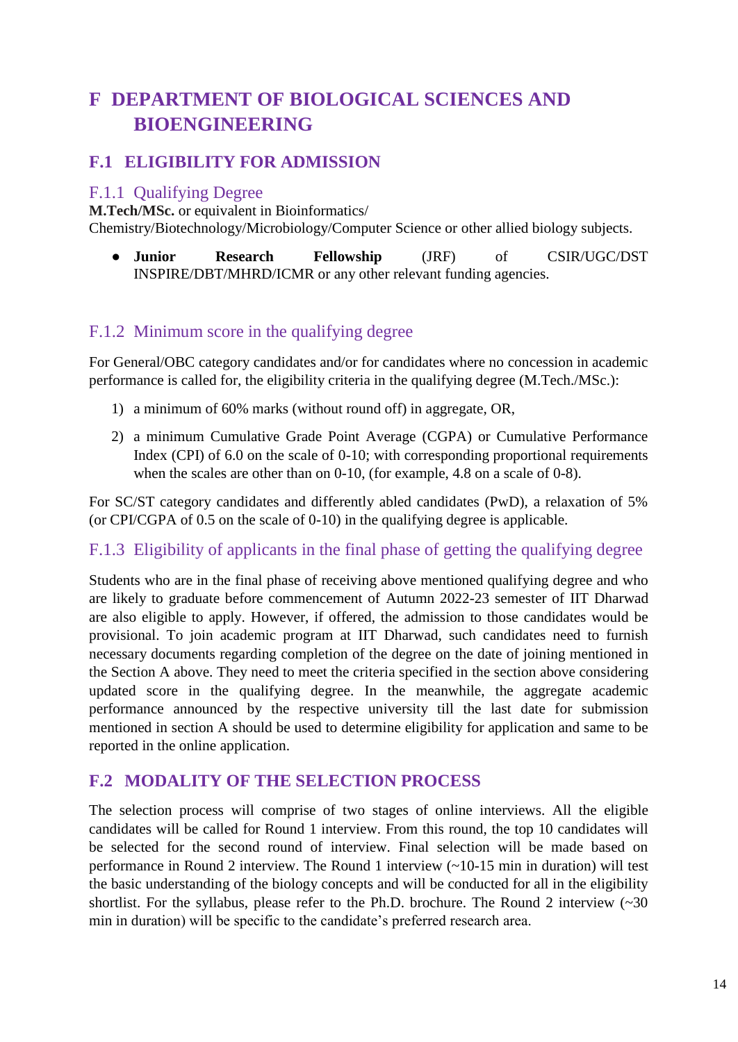# F DEPARTMENT OF BIOLOGICAL SCIENCES AND BIOENGINEERING

## F.1 ELIGIBILITY FOR ADMISSION

### F.1.1 Qualifying Degree

**M.Tech/MSc.** or equivalent in Bioinformatics/ Chemistry/Biotechnology/Microbiology/Computer Science or other allied biology subjects.

- **Junior Research Fellowship** (JRF) of CSIR/UGC/DST INSPIRE/DBT/MHRD/ICMR or any other relevant funding agencies.

### F.1.2 Minimum score in the qualifying degree

For General/OBC category candidates and/or for candidates where no concession in academic performance is called for, the eligibility criteria in the qualifying degree (M.Tech./MSc.):

1) a minimum of 60% marks (without round off) in aggregate, OR,
2) a minimum Cumulative Grade Point Average (CGPA) or Cumulative Performance Index (CPI) of 6.0 on the scale of 0-10; with corresponding proportional requirements when the scales are other than on 0-10, (for example, 4.8 on a scale of 0-8).

For SC/ST category candidates and differently abled candidates (PwD), a relaxation of 5% (or CPI/CGPA of 0.5 on the scale of 0-10) in the qualifying degree is applicable.

### F.1.3 Eligibility of applicants in the final phase of getting the qualifying degree

Students who are in the final phase of receiving above mentioned qualifying degree and who are likely to graduate before commencement of Autumn 2022-23 semester of IIT Dharwad are also eligible to apply. However, if offered, the admission to those candidates would be provisional. To join academic program at IIT Dharwad, such candidates need to furnish necessary documents regarding completion of the degree on the date of joining mentioned in the Section A above. They need to meet the criteria specified in the section above considering updated score in the qualifying degree. In the meanwhile, the aggregate academic performance announced by the respective university till the last date for submission mentioned in section A should be used to determine eligibility for application and same to be reported in the online application.

## F.2 MODALITY OF THE SELECTION PROCESS

The selection process will comprise of two stages of online interviews. All the eligible candidates will be called for Round 1 interview. From this round, the top 10 candidates will be selected for the second round of interview. Final selection will be made based on performance in Round 2 interview. The Round 1 interview (~10-15 min in duration) will test the basic understanding of the biology concepts and will be conducted for all in the eligibility shortlist. For the syllabus, please refer to the Ph.D. brochure. The Round 2 interview (~30 min in duration) will be specific to the candidate's preferred research area.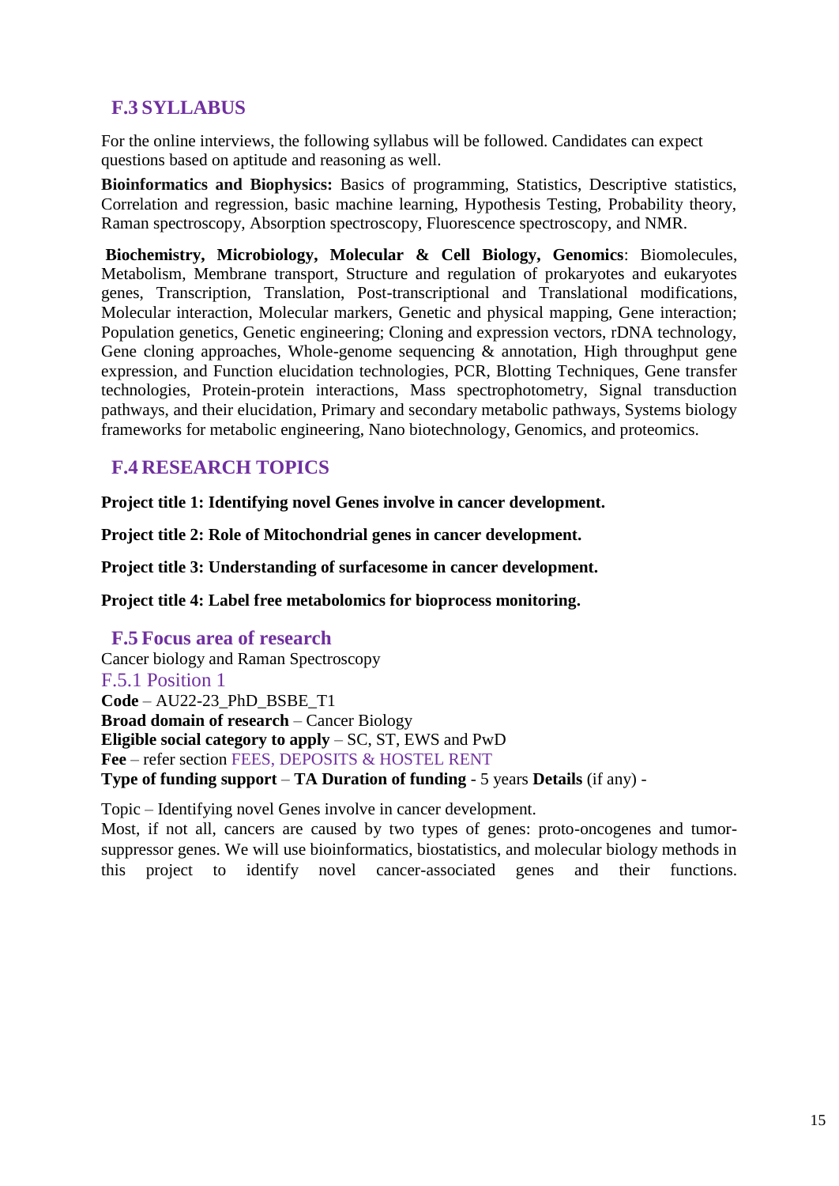## F.3 SYLLABUS

For the online interviews, the following syllabus will be followed. Candidates can expect questions based on aptitude and reasoning as well.

**Bioinformatics and Biophysics:** Basics of programming, Statistics, Descriptive statistics, Correlation and regression, basic machine learning, Hypothesis Testing, Probability theory, Raman spectroscopy, Absorption spectroscopy, Fluorescence spectroscopy, and NMR.

**Biochemistry, Microbiology, Molecular & Cell Biology, Genomics**: Biomolecules, Metabolism, Membrane transport, Structure and regulation of prokaryotes and eukaryotes genes, Transcription, Translation, Post-transcriptional and Translational modifications, Molecular interaction, Molecular markers, Genetic and physical mapping, Gene interaction; Population genetics, Genetic engineering; Cloning and expression vectors, rDNA technology, Gene cloning approaches, Whole-genome sequencing & annotation, High throughput gene expression, and Function elucidation technologies, PCR, Blotting Techniques, Gene transfer technologies, Protein-protein interactions, Mass spectrophotometry, Signal transduction pathways, and their elucidation, Primary and secondary metabolic pathways, Systems biology frameworks for metabolic engineering, Nano biotechnology, Genomics, and proteomics.

## F.4 RESEARCH TOPICS

**Project title 1: Identifying novel Genes involve in cancer development.**

**Project title 2: Role of Mitochondrial genes in cancer development.**

**Project title 3: Understanding of surfacesome in cancer development.**

**Project title 4: Label free metabolomics for bioprocess monitoring.**

## F.5 Focus area of research

Cancer biology and Raman Spectroscopy

### F.5.1 Position 1

**Code** – AU22-23_PhD_BSBE_T1
**Broad domain of research** – Cancer Biology
**Eligible social category to apply** – SC, ST, EWS and PwD
**Fee** – refer section FEES, DEPOSITS & HOSTEL RENT
**Type of funding support** – **TA Duration of funding** - 5 years **Details** (if any) -

Topic – Identifying novel Genes involve in cancer development.
Most, if not all, cancers are caused by two types of genes: proto-oncogenes and tumor-suppressor genes. We will use bioinformatics, biostatistics, and molecular biology methods in this project to identify novel cancer-associated genes and their functions.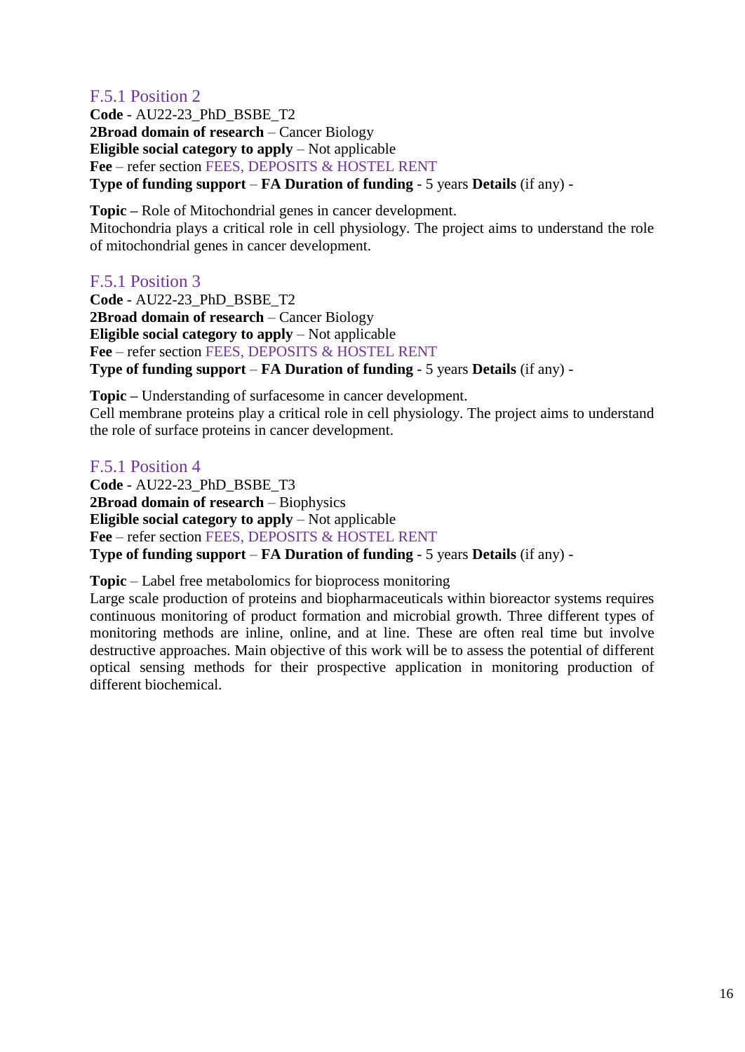### F.5.1 Position 2

**Code** - AU22-23_PhD_BSBE_T2
**2Broad domain of research** – Cancer Biology
**Eligible social category to apply** – Not applicable
**Fee** – refer section FEES, DEPOSITS & HOSTEL RENT
**Type of funding support** – **FA Duration of funding** - 5 years **Details** (if any) -

**Topic –** Role of Mitochondrial genes in cancer development.
Mitochondria plays a critical role in cell physiology. The project aims to understand the role of mitochondrial genes in cancer development.

### F.5.1 Position 3

**Code** - AU22-23_PhD_BSBE_T2
**2Broad domain of research** – Cancer Biology
**Eligible social category to apply** – Not applicable
**Fee** – refer section FEES, DEPOSITS & HOSTEL RENT
**Type of funding support** – **FA Duration of funding** - 5 years **Details** (if any) -

**Topic –** Understanding of surfacesome in cancer development.
Cell membrane proteins play a critical role in cell physiology. The project aims to understand the role of surface proteins in cancer development.

### F.5.1 Position 4

**Code** - AU22-23_PhD_BSBE_T3
**2Broad domain of research** – Biophysics
**Eligible social category to apply** – Not applicable
**Fee** – refer section FEES, DEPOSITS & HOSTEL RENT
**Type of funding support** – **FA Duration of funding** - 5 years **Details** (if any) -

**Topic** – Label free metabolomics for bioprocess monitoring
Large scale production of proteins and biopharmaceuticals within bioreactor systems requires continuous monitoring of product formation and microbial growth. Three different types of monitoring methods are inline, online, and at line. These are often real time but involve destructive approaches. Main objective of this work will be to assess the potential of different optical sensing methods for their prospective application in monitoring production of different biochemical.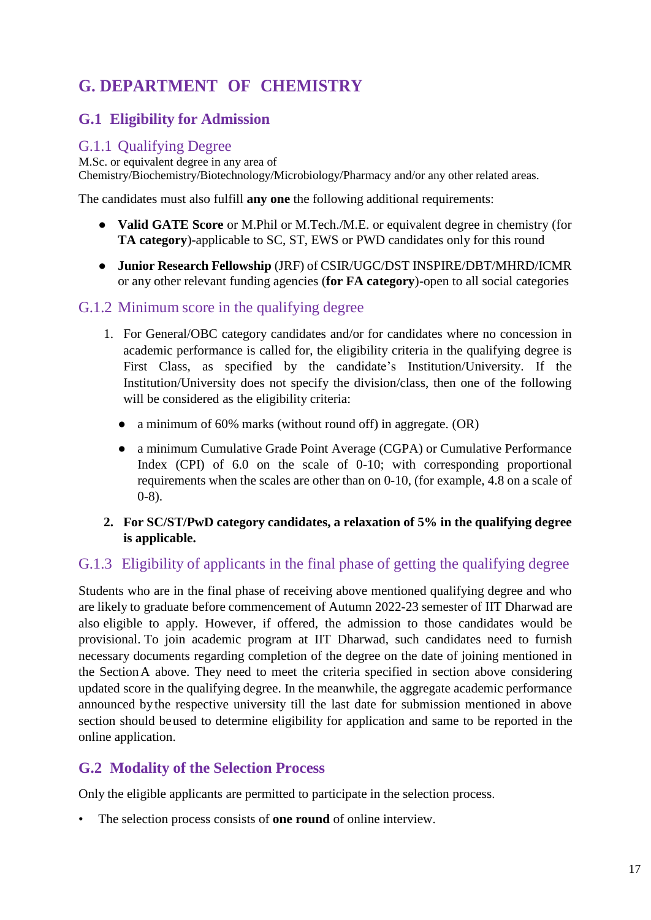# G. DEPARTMENT OF CHEMISTRY

## G.1 Eligibility for Admission

### G.1.1 Qualifying Degree

M.Sc. or equivalent degree in any area of Chemistry/Biochemistry/Biotechnology/Microbiology/Pharmacy and/or any other related areas.

The candidates must also fulfill **any one** the following additional requirements:

- **Valid GATE Score** or M.Phil or M.Tech./M.E. or equivalent degree in chemistry (for **TA category**)-applicable to SC, ST, EWS or PWD candidates only for this round
- **Junior Research Fellowship** (JRF) of CSIR/UGC/DST INSPIRE/DBT/MHRD/ICMR or any other relevant funding agencies (**for FA category**)-open to all social categories

### G.1.2 Minimum score in the qualifying degree

1. For General/OBC category candidates and/or for candidates where no concession in academic performance is called for, the eligibility criteria in the qualifying degree is First Class, as specified by the candidate's Institution/University. If the Institution/University does not specify the division/class, then one of the following will be considered as the eligibility criteria:
   - a minimum of 60% marks (without round off) in aggregate. (OR)
   - a minimum Cumulative Grade Point Average (CGPA) or Cumulative Performance Index (CPI) of 6.0 on the scale of 0-10; with corresponding proportional requirements when the scales are other than on 0-10, (for example, 4.8 on a scale of 0-8).
2. **For SC/ST/PwD category candidates, a relaxation of 5% in the qualifying degree is applicable.**

### G.1.3 Eligibility of applicants in the final phase of getting the qualifying degree

Students who are in the final phase of receiving above mentioned qualifying degree and who are likely to graduate before commencement of Autumn 2022-23 semester of IIT Dharwad are also eligible to apply. However, if offered, the admission to those candidates would be provisional. To join academic program at IIT Dharwad, such candidates need to furnish necessary documents regarding completion of the degree on the date of joining mentioned in the Section A above. They need to meet the criteria specified in section above considering updated score in the qualifying degree. In the meanwhile, the aggregate academic performance announced by the respective university till the last date for submission mentioned in above section should be used to determine eligibility for application and same to be reported in the online application.

## G.2 Modality of the Selection Process

Only the eligible applicants are permitted to participate in the selection process.

- The selection process consists of **one round** of online interview.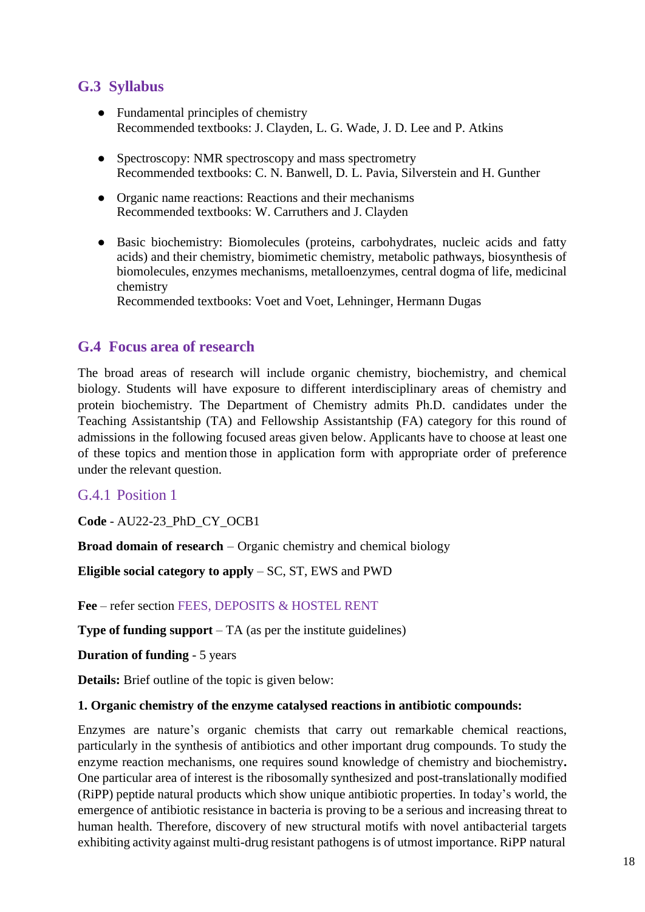## G.3 Syllabus

- Fundamental principles of chemistry
  Recommended textbooks: J. Clayden, L. G. Wade, J. D. Lee and P. Atkins

- Spectroscopy: NMR spectroscopy and mass spectrometry
  Recommended textbooks: C. N. Banwell, D. L. Pavia, Silverstein and H. Gunther

- Organic name reactions: Reactions and their mechanisms
  Recommended textbooks: W. Carruthers and J. Clayden

- Basic biochemistry: Biomolecules (proteins, carbohydrates, nucleic acids and fatty acids) and their chemistry, biomimetic chemistry, metabolic pathways, biosynthesis of biomolecules, enzymes mechanisms, metalloenzymes, central dogma of life, medicinal chemistry
  Recommended textbooks: Voet and Voet, Lehninger, Hermann Dugas

## G.4 Focus area of research

The broad areas of research will include organic chemistry, biochemistry, and chemical biology. Students will have exposure to different interdisciplinary areas of chemistry and protein biochemistry. The Department of Chemistry admits Ph.D. candidates under the Teaching Assistantship (TA) and Fellowship Assistantship (FA) category for this round of admissions in the following focused areas given below. Applicants have to choose at least one of these topics and mention those in application form with appropriate order of preference under the relevant question.

### G.4.1 Position 1

**Code** - AU22-23_PhD_CY_OCB1

**Broad domain of research** – Organic chemistry and chemical biology

**Eligible social category to apply** – SC, ST, EWS and PWD

**Fee** – refer section FEES, DEPOSITS & HOSTEL RENT

**Type of funding support** – TA (as per the institute guidelines)

**Duration of funding** - 5 years

**Details:** Brief outline of the topic is given below:

**1. Organic chemistry of the enzyme catalysed reactions in antibiotic compounds:**

Enzymes are nature's organic chemists that carry out remarkable chemical reactions, particularly in the synthesis of antibiotics and other important drug compounds. To study the enzyme reaction mechanisms, one requires sound knowledge of chemistry and biochemistry**.** One particular area of interest is the ribosomally synthesized and post-translationally modified (RiPP) peptide natural products which show unique antibiotic properties. In today's world, the emergence of antibiotic resistance in bacteria is proving to be a serious and increasing threat to human health. Therefore, discovery of new structural motifs with novel antibacterial targets exhibiting activity against multi-drug resistant pathogens is of utmost importance. RiPP natural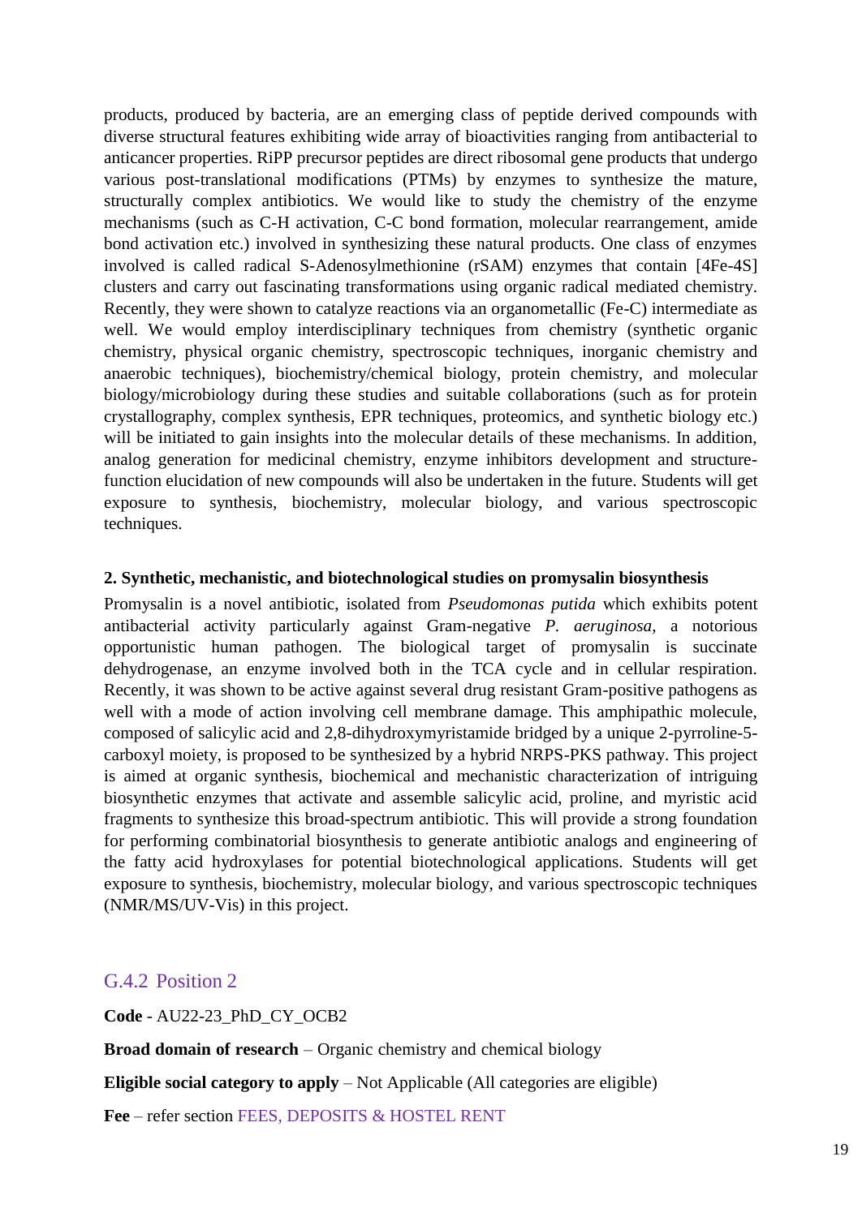products, produced by bacteria, are an emerging class of peptide derived compounds with diverse structural features exhibiting wide array of bioactivities ranging from antibacterial to anticancer properties. RiPP precursor peptides are direct ribosomal gene products that undergo various post-translational modifications (PTMs) by enzymes to synthesize the mature, structurally complex antibiotics. We would like to study the chemistry of the enzyme mechanisms (such as C-H activation, C-C bond formation, molecular rearrangement, amide bond activation etc.) involved in synthesizing these natural products. One class of enzymes involved is called radical S-Adenosylmethionine (rSAM) enzymes that contain [4Fe-4S] clusters and carry out fascinating transformations using organic radical mediated chemistry. Recently, they were shown to catalyze reactions via an organometallic (Fe-C) intermediate as well. We would employ interdisciplinary techniques from chemistry (synthetic organic chemistry, physical organic chemistry, spectroscopic techniques, inorganic chemistry and anaerobic techniques), biochemistry/chemical biology, protein chemistry, and molecular biology/microbiology during these studies and suitable collaborations (such as for protein crystallography, complex synthesis, EPR techniques, proteomics, and synthetic biology etc.) will be initiated to gain insights into the molecular details of these mechanisms. In addition, analog generation for medicinal chemistry, enzyme inhibitors development and structure-function elucidation of new compounds will also be undertaken in the future. Students will get exposure to synthesis, biochemistry, molecular biology, and various spectroscopic techniques.

**2. Synthetic, mechanistic, and biotechnological studies on promysalin biosynthesis**

Promysalin is a novel antibiotic, isolated from *Pseudomonas putida* which exhibits potent antibacterial activity particularly against Gram-negative *P. aeruginosa*, a notorious opportunistic human pathogen. The biological target of promysalin is succinate dehydrogenase, an enzyme involved both in the TCA cycle and in cellular respiration. Recently, it was shown to be active against several drug resistant Gram-positive pathogens as well with a mode of action involving cell membrane damage. This amphipathic molecule, composed of salicylic acid and 2,8-dihydroxymyristamide bridged by a unique 2-pyrroline-5-carboxyl moiety, is proposed to be synthesized by a hybrid NRPS-PKS pathway. This project is aimed at organic synthesis, biochemical and mechanistic characterization of intriguing biosynthetic enzymes that activate and assemble salicylic acid, proline, and myristic acid fragments to synthesize this broad-spectrum antibiotic. This will provide a strong foundation for performing combinatorial biosynthesis to generate antibiotic analogs and engineering of the fatty acid hydroxylases for potential biotechnological applications. Students will get exposure to synthesis, biochemistry, molecular biology, and various spectroscopic techniques (NMR/MS/UV-Vis) in this project.

### G.4.2 Position 2

**Code** - AU22-23_PhD_CY_OCB2

**Broad domain of research** – Organic chemistry and chemical biology

**Eligible social category to apply** – Not Applicable (All categories are eligible)

**Fee** – refer section FEES, DEPOSITS & HOSTEL RENT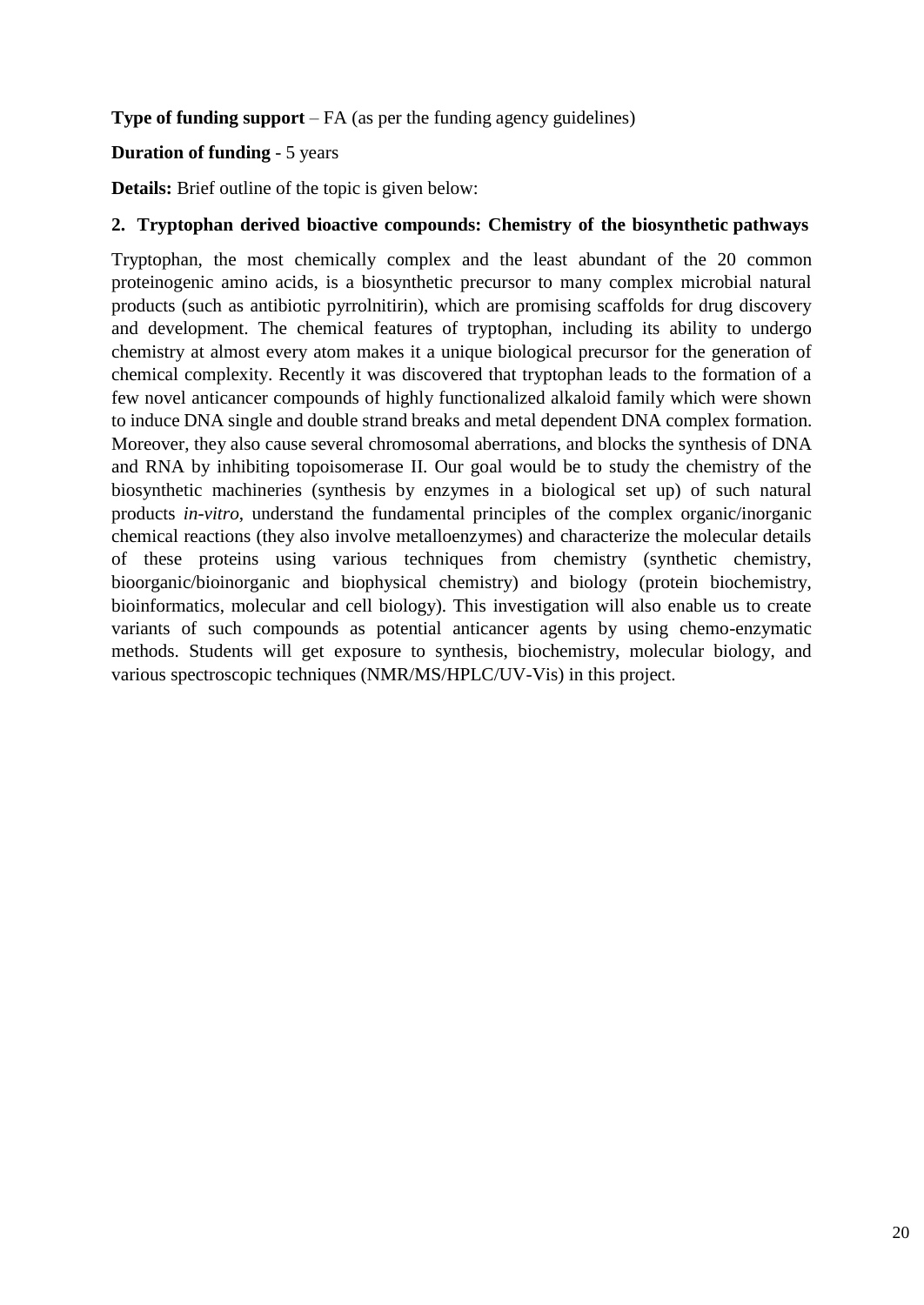**Type of funding support** – FA (as per the funding agency guidelines)

**Duration of funding** - 5 years

**Details:** Brief outline of the topic is given below:

## 2. Tryptophan derived bioactive compounds: Chemistry of the biosynthetic pathways

Tryptophan, the most chemically complex and the least abundant of the 20 common proteinogenic amino acids, is a biosynthetic precursor to many complex microbial natural products (such as antibiotic pyrrolnitirin), which are promising scaffolds for drug discovery and development. The chemical features of tryptophan, including its ability to undergo chemistry at almost every atom makes it a unique biological precursor for the generation of chemical complexity. Recently it was discovered that tryptophan leads to the formation of a few novel anticancer compounds of highly functionalized alkaloid family which were shown to induce DNA single and double strand breaks and metal dependent DNA complex formation. Moreover, they also cause several chromosomal aberrations, and blocks the synthesis of DNA and RNA by inhibiting topoisomerase II. Our goal would be to study the chemistry of the biosynthetic machineries (synthesis by enzymes in a biological set up) of such natural products *in-vitro*, understand the fundamental principles of the complex organic/inorganic chemical reactions (they also involve metalloenzymes) and characterize the molecular details of these proteins using various techniques from chemistry (synthetic chemistry, bioorganic/bioinorganic and biophysical chemistry) and biology (protein biochemistry, bioinformatics, molecular and cell biology). This investigation will also enable us to create variants of such compounds as potential anticancer agents by using chemo-enzymatic methods. Students will get exposure to synthesis, biochemistry, molecular biology, and various spectroscopic techniques (NMR/MS/HPLC/UV-Vis) in this project.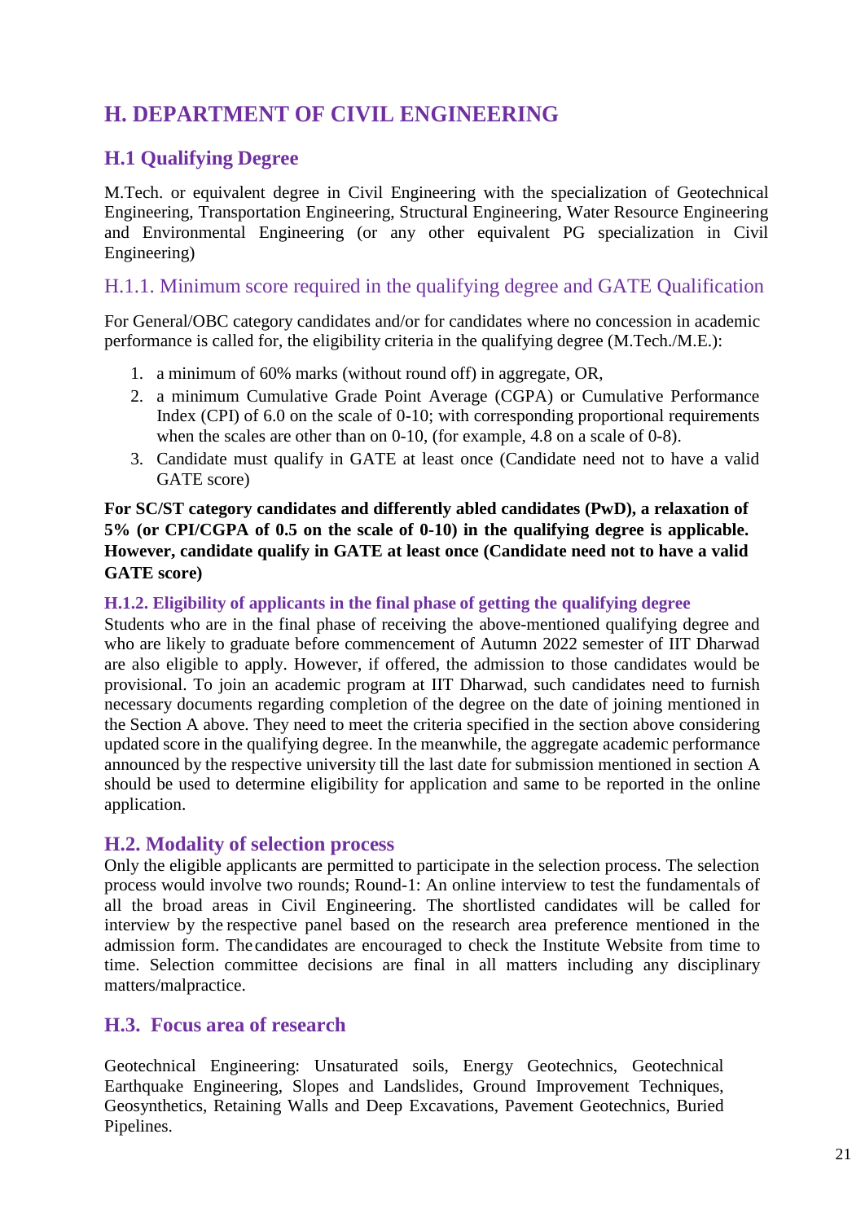# H. DEPARTMENT OF CIVIL ENGINEERING

## H.1 Qualifying Degree

M.Tech. or equivalent degree in Civil Engineering with the specialization of Geotechnical Engineering, Transportation Engineering, Structural Engineering, Water Resource Engineering and Environmental Engineering (or any other equivalent PG specialization in Civil Engineering)

### H.1.1. Minimum score required in the qualifying degree and GATE Qualification

For General/OBC category candidates and/or for candidates where no concession in academic performance is called for, the eligibility criteria in the qualifying degree (M.Tech./M.E.):

1. a minimum of 60% marks (without round off) in aggregate, OR,
2. a minimum Cumulative Grade Point Average (CGPA) or Cumulative Performance Index (CPI) of 6.0 on the scale of 0-10; with corresponding proportional requirements when the scales are other than on 0-10, (for example, 4.8 on a scale of 0-8).
3. Candidate must qualify in GATE at least once (Candidate need not to have a valid GATE score)

**For SC/ST category candidates and differently abled candidates (PwD), a relaxation of 5% (or CPI/CGPA of 0.5 on the scale of 0-10) in the qualifying degree is applicable. However, candidate qualify in GATE at least once (Candidate need not to have a valid GATE score)**

#### H.1.2. Eligibility of applicants in the final phase of getting the qualifying degree

Students who are in the final phase of receiving the above-mentioned qualifying degree and who are likely to graduate before commencement of Autumn 2022 semester of IIT Dharwad are also eligible to apply. However, if offered, the admission to those candidates would be provisional. To join an academic program at IIT Dharwad, such candidates need to furnish necessary documents regarding completion of the degree on the date of joining mentioned in the Section A above. They need to meet the criteria specified in the section above considering updated score in the qualifying degree. In the meanwhile, the aggregate academic performance announced by the respective university till the last date for submission mentioned in section A should be used to determine eligibility for application and same to be reported in the online application.

## H.2. Modality of selection process

Only the eligible applicants are permitted to participate in the selection process. The selection process would involve two rounds; Round-1: An online interview to test the fundamentals of all the broad areas in Civil Engineering. The shortlisted candidates will be called for interview by the respective panel based on the research area preference mentioned in the admission form. The candidates are encouraged to check the Institute Website from time to time. Selection committee decisions are final in all matters including any disciplinary matters/malpractice.

## H.3. Focus area of research

Geotechnical Engineering: Unsaturated soils, Energy Geotechnics, Geotechnical Earthquake Engineering, Slopes and Landslides, Ground Improvement Techniques, Geosynthetics, Retaining Walls and Deep Excavations, Pavement Geotechnics, Buried Pipelines.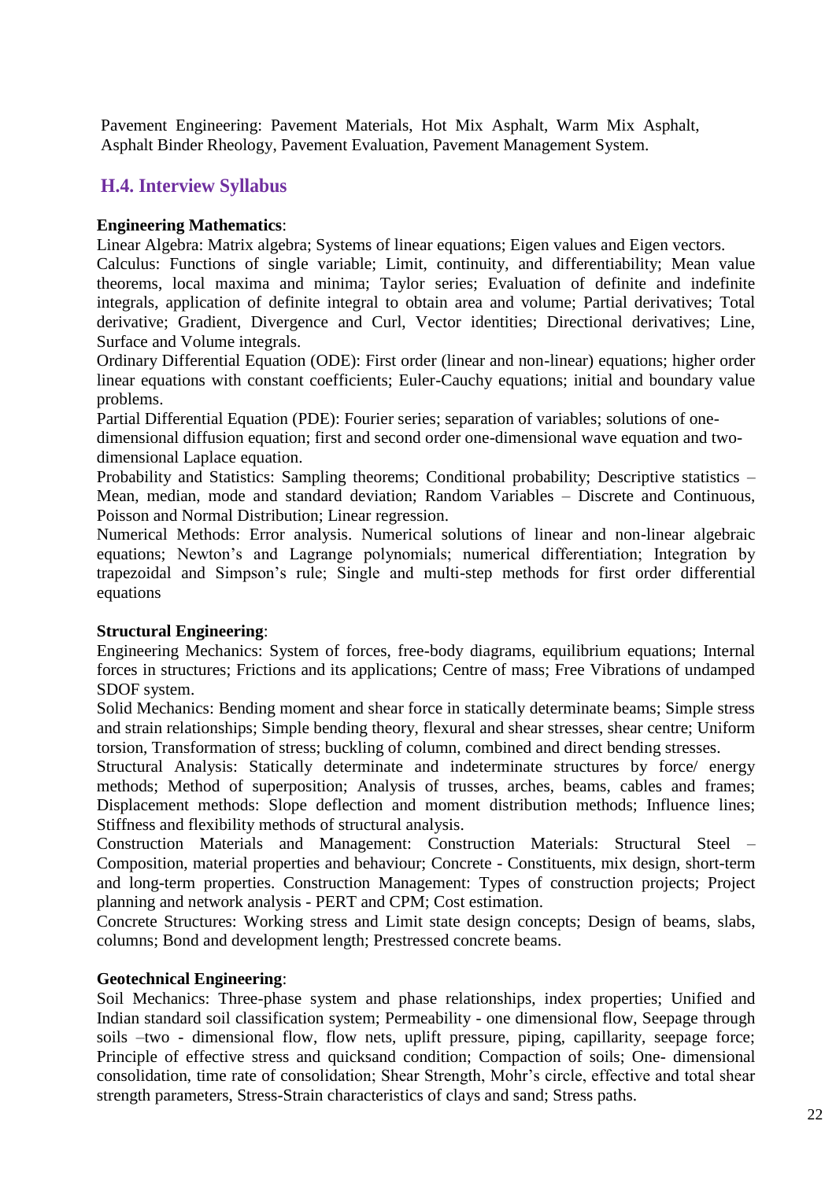Pavement Engineering: Pavement Materials, Hot Mix Asphalt, Warm Mix Asphalt, Asphalt Binder Rheology, Pavement Evaluation, Pavement Management System.

## H.4. Interview Syllabus

**Engineering Mathematics**:

Linear Algebra: Matrix algebra; Systems of linear equations; Eigen values and Eigen vectors.

Calculus: Functions of single variable; Limit, continuity, and differentiability; Mean value theorems, local maxima and minima; Taylor series; Evaluation of definite and indefinite integrals, application of definite integral to obtain area and volume; Partial derivatives; Total derivative; Gradient, Divergence and Curl, Vector identities; Directional derivatives; Line, Surface and Volume integrals.

Ordinary Differential Equation (ODE): First order (linear and non-linear) equations; higher order linear equations with constant coefficients; Euler-Cauchy equations; initial and boundary value problems.

Partial Differential Equation (PDE): Fourier series; separation of variables; solutions of one-dimensional diffusion equation; first and second order one-dimensional wave equation and two-dimensional Laplace equation.

Probability and Statistics: Sampling theorems; Conditional probability; Descriptive statistics – Mean, median, mode and standard deviation; Random Variables – Discrete and Continuous, Poisson and Normal Distribution; Linear regression.

Numerical Methods: Error analysis. Numerical solutions of linear and non-linear algebraic equations; Newton's and Lagrange polynomials; numerical differentiation; Integration by trapezoidal and Simpson's rule; Single and multi-step methods for first order differential equations

**Structural Engineering**:

Engineering Mechanics: System of forces, free-body diagrams, equilibrium equations; Internal forces in structures; Frictions and its applications; Centre of mass; Free Vibrations of undamped SDOF system.

Solid Mechanics: Bending moment and shear force in statically determinate beams; Simple stress and strain relationships; Simple bending theory, flexural and shear stresses, shear centre; Uniform torsion, Transformation of stress; buckling of column, combined and direct bending stresses.

Structural Analysis: Statically determinate and indeterminate structures by force/ energy methods; Method of superposition; Analysis of trusses, arches, beams, cables and frames; Displacement methods: Slope deflection and moment distribution methods; Influence lines; Stiffness and flexibility methods of structural analysis.

Construction Materials and Management: Construction Materials: Structural Steel – Composition, material properties and behaviour; Concrete - Constituents, mix design, short-term and long-term properties. Construction Management: Types of construction projects; Project planning and network analysis - PERT and CPM; Cost estimation.

Concrete Structures: Working stress and Limit state design concepts; Design of beams, slabs, columns; Bond and development length; Prestressed concrete beams.

**Geotechnical Engineering**:

Soil Mechanics: Three-phase system and phase relationships, index properties; Unified and Indian standard soil classification system; Permeability - one dimensional flow, Seepage through soils –two - dimensional flow, flow nets, uplift pressure, piping, capillarity, seepage force; Principle of effective stress and quicksand condition; Compaction of soils; One- dimensional consolidation, time rate of consolidation; Shear Strength, Mohr's circle, effective and total shear strength parameters, Stress-Strain characteristics of clays and sand; Stress paths.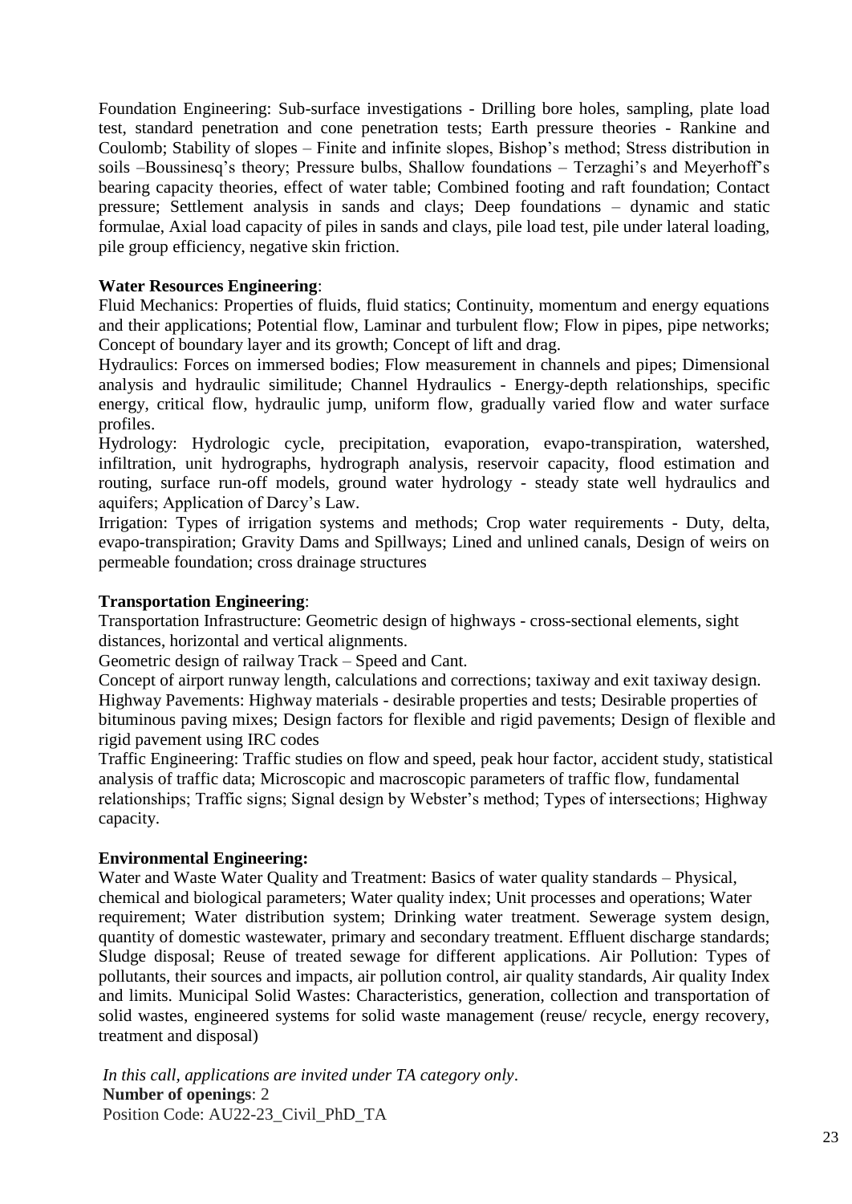Foundation Engineering: Sub-surface investigations - Drilling bore holes, sampling, plate load test, standard penetration and cone penetration tests; Earth pressure theories - Rankine and Coulomb; Stability of slopes – Finite and infinite slopes, Bishop's method; Stress distribution in soils –Boussinesq's theory; Pressure bulbs, Shallow foundations – Terzaghi's and Meyerhoff's bearing capacity theories, effect of water table; Combined footing and raft foundation; Contact pressure; Settlement analysis in sands and clays; Deep foundations – dynamic and static formulae, Axial load capacity of piles in sands and clays, pile load test, pile under lateral loading, pile group efficiency, negative skin friction.

**Water Resources Engineering**:

Fluid Mechanics: Properties of fluids, fluid statics; Continuity, momentum and energy equations and their applications; Potential flow, Laminar and turbulent flow; Flow in pipes, pipe networks; Concept of boundary layer and its growth; Concept of lift and drag.

Hydraulics: Forces on immersed bodies; Flow measurement in channels and pipes; Dimensional analysis and hydraulic similitude; Channel Hydraulics - Energy-depth relationships, specific energy, critical flow, hydraulic jump, uniform flow, gradually varied flow and water surface profiles.

Hydrology: Hydrologic cycle, precipitation, evaporation, evapo-transpiration, watershed, infiltration, unit hydrographs, hydrograph analysis, reservoir capacity, flood estimation and routing, surface run-off models, ground water hydrology - steady state well hydraulics and aquifers; Application of Darcy's Law.

Irrigation: Types of irrigation systems and methods; Crop water requirements - Duty, delta, evapo-transpiration; Gravity Dams and Spillways; Lined and unlined canals, Design of weirs on permeable foundation; cross drainage structures

**Transportation Engineering**:

Transportation Infrastructure: Geometric design of highways - cross-sectional elements, sight distances, horizontal and vertical alignments.

Geometric design of railway Track – Speed and Cant.

Concept of airport runway length, calculations and corrections; taxiway and exit taxiway design.

Highway Pavements: Highway materials - desirable properties and tests; Desirable properties of bituminous paving mixes; Design factors for flexible and rigid pavements; Design of flexible and rigid pavement using IRC codes

Traffic Engineering: Traffic studies on flow and speed, peak hour factor, accident study, statistical analysis of traffic data; Microscopic and macroscopic parameters of traffic flow, fundamental relationships; Traffic signs; Signal design by Webster's method; Types of intersections; Highway capacity.

**Environmental Engineering:**

Water and Waste Water Quality and Treatment: Basics of water quality standards – Physical, chemical and biological parameters; Water quality index; Unit processes and operations; Water requirement; Water distribution system; Drinking water treatment. Sewerage system design, quantity of domestic wastewater, primary and secondary treatment. Effluent discharge standards; Sludge disposal; Reuse of treated sewage for different applications. Air Pollution: Types of pollutants, their sources and impacts, air pollution control, air quality standards, Air quality Index and limits. Municipal Solid Wastes: Characteristics, generation, collection and transportation of solid wastes, engineered systems for solid waste management (reuse/ recycle, energy recovery, treatment and disposal)

*In this call, applications are invited under TA category only*.

**Number of openings**: 2

Position Code: AU22-23_Civil_PhD_TA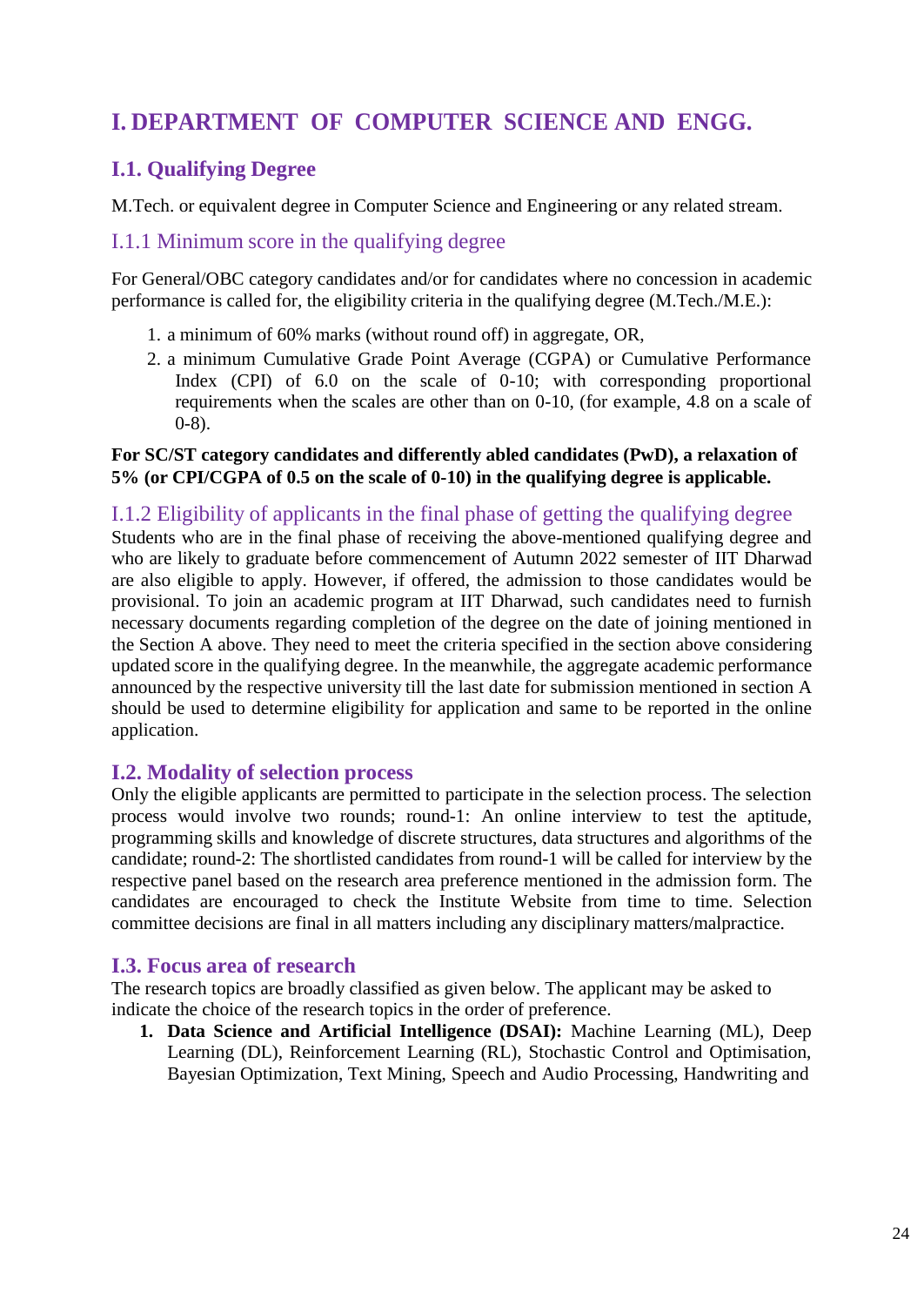# I. DEPARTMENT OF COMPUTER SCIENCE AND ENGG.

## I.1. Qualifying Degree

M.Tech. or equivalent degree in Computer Science and Engineering or any related stream.

### I.1.1 Minimum score in the qualifying degree

For General/OBC category candidates and/or for candidates where no concession in academic performance is called for, the eligibility criteria in the qualifying degree (M.Tech./M.E.):

1. a minimum of 60% marks (without round off) in aggregate, OR,
2. a minimum Cumulative Grade Point Average (CGPA) or Cumulative Performance Index (CPI) of 6.0 on the scale of 0-10; with corresponding proportional requirements when the scales are other than on 0-10, (for example, 4.8 on a scale of 0-8).

**For SC/ST category candidates and differently abled candidates (PwD), a relaxation of 5% (or CPI/CGPA of 0.5 on the scale of 0-10) in the qualifying degree is applicable.**

### I.1.2 Eligibility of applicants in the final phase of getting the qualifying degree

Students who are in the final phase of receiving the above-mentioned qualifying degree and who are likely to graduate before commencement of Autumn 2022 semester of IIT Dharwad are also eligible to apply. However, if offered, the admission to those candidates would be provisional. To join an academic program at IIT Dharwad, such candidates need to furnish necessary documents regarding completion of the degree on the date of joining mentioned in the Section A above. They need to meet the criteria specified in the section above considering updated score in the qualifying degree. In the meanwhile, the aggregate academic performance announced by the respective university till the last date for submission mentioned in section A should be used to determine eligibility for application and same to be reported in the online application.

## I.2. Modality of selection process

Only the eligible applicants are permitted to participate in the selection process. The selection process would involve two rounds; round-1: An online interview to test the aptitude, programming skills and knowledge of discrete structures, data structures and algorithms of the candidate; round-2: The shortlisted candidates from round-1 will be called for interview by the respective panel based on the research area preference mentioned in the admission form. The candidates are encouraged to check the Institute Website from time to time. Selection committee decisions are final in all matters including any disciplinary matters/malpractice.

## I.3. Focus area of research

The research topics are broadly classified as given below. The applicant may be asked to indicate the choice of the research topics in the order of preference.

1. **Data Science and Artificial Intelligence (DSAI):** Machine Learning (ML), Deep Learning (DL), Reinforcement Learning (RL), Stochastic Control and Optimisation, Bayesian Optimization, Text Mining, Speech and Audio Processing, Handwriting and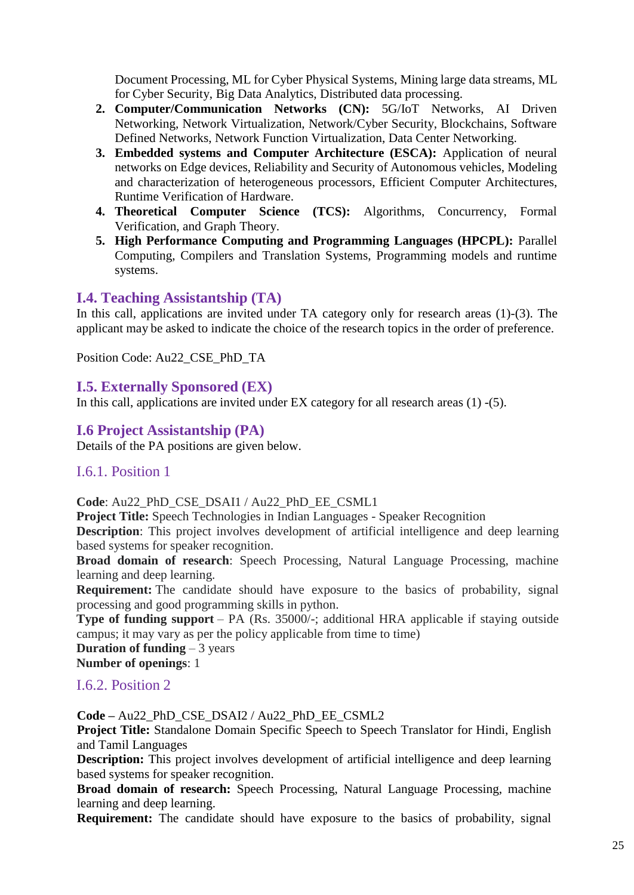Document Processing, ML for Cyber Physical Systems, Mining large data streams, ML for Cyber Security, Big Data Analytics, Distributed data processing.

2. **Computer/Communication Networks (CN):** 5G/IoT Networks, AI Driven Networking, Network Virtualization, Network/Cyber Security, Blockchains, Software Defined Networks, Network Function Virtualization, Data Center Networking.
3. **Embedded systems and Computer Architecture (ESCA):** Application of neural networks on Edge devices, Reliability and Security of Autonomous vehicles, Modeling and characterization of heterogeneous processors, Efficient Computer Architectures, Runtime Verification of Hardware.
4. **Theoretical Computer Science (TCS):** Algorithms, Concurrency, Formal Verification, and Graph Theory.
5. **High Performance Computing and Programming Languages (HPCPL):** Parallel Computing, Compilers and Translation Systems, Programming models and runtime systems.

## I.4. Teaching Assistantship (TA)

In this call, applications are invited under TA category only for research areas (1)-(3). The applicant may be asked to indicate the choice of the research topics in the order of preference.

Position Code: Au22_CSE_PhD_TA

## I.5. Externally Sponsored (EX)

In this call, applications are invited under EX category for all research areas (1) -(5).

## I.6 Project Assistantship (PA)

Details of the PA positions are given below.

### I.6.1. Position 1

**Code**: Au22_PhD_CSE_DSAI1 / Au22_PhD_EE_CSML1
**Project Title:** Speech Technologies in Indian Languages - Speaker Recognition
**Description**: This project involves development of artificial intelligence and deep learning based systems for speaker recognition.
**Broad domain of research**: Speech Processing, Natural Language Processing, machine learning and deep learning.
**Requirement:** The candidate should have exposure to the basics of probability, signal processing and good programming skills in python.
**Type of funding support** – PA (Rs. 35000/-; additional HRA applicable if staying outside campus; it may vary as per the policy applicable from time to time)
**Duration of funding** – 3 years
**Number of openings**: 1

### I.6.2. Position 2

**Code –** Au22_PhD_CSE_DSAI2 / Au22_PhD_EE_CSML2
**Project Title:** Standalone Domain Specific Speech to Speech Translator for Hindi, English and Tamil Languages
**Description:** This project involves development of artificial intelligence and deep learning based systems for speaker recognition.
**Broad domain of research:** Speech Processing, Natural Language Processing, machine learning and deep learning.
**Requirement:** The candidate should have exposure to the basics of probability, signal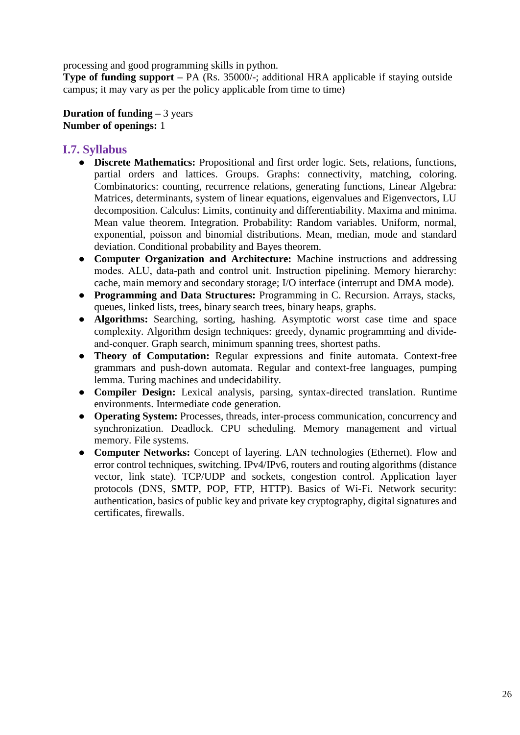processing and good programming skills in python.

**Type of funding support** – PA (Rs. 35000/-; additional HRA applicable if staying outside campus; it may vary as per the policy applicable from time to time)

**Duration of funding** – 3 years

**Number of openings:** 1

## I.7. Syllabus

- **Discrete Mathematics:** Propositional and first order logic. Sets, relations, functions, partial orders and lattices. Groups. Graphs: connectivity, matching, coloring. Combinatorics: counting, recurrence relations, generating functions, Linear Algebra: Matrices, determinants, system of linear equations, eigenvalues and Eigenvectors, LU decomposition. Calculus: Limits, continuity and differentiability. Maxima and minima. Mean value theorem. Integration. Probability: Random variables. Uniform, normal, exponential, poisson and binomial distributions. Mean, median, mode and standard deviation. Conditional probability and Bayes theorem.
- **Computer Organization and Architecture:** Machine instructions and addressing modes. ALU, data-path and control unit. Instruction pipelining. Memory hierarchy: cache, main memory and secondary storage; I/O interface (interrupt and DMA mode).
- **Programming and Data Structures:** Programming in C. Recursion. Arrays, stacks, queues, linked lists, trees, binary search trees, binary heaps, graphs.
- **Algorithms:** Searching, sorting, hashing. Asymptotic worst case time and space complexity. Algorithm design techniques: greedy, dynamic programming and divide-and-conquer. Graph search, minimum spanning trees, shortest paths.
- **Theory of Computation:** Regular expressions and finite automata. Context-free grammars and push-down automata. Regular and context-free languages, pumping lemma. Turing machines and undecidability.
- **Compiler Design:** Lexical analysis, parsing, syntax-directed translation. Runtime environments. Intermediate code generation.
- **Operating System:** Processes, threads, inter-process communication, concurrency and synchronization. Deadlock. CPU scheduling. Memory management and virtual memory. File systems.
- **Computer Networks:** Concept of layering. LAN technologies (Ethernet). Flow and error control techniques, switching. IPv4/IPv6, routers and routing algorithms (distance vector, link state). TCP/UDP and sockets, congestion control. Application layer protocols (DNS, SMTP, POP, FTP, HTTP). Basics of Wi-Fi. Network security: authentication, basics of public key and private key cryptography, digital signatures and certificates, firewalls.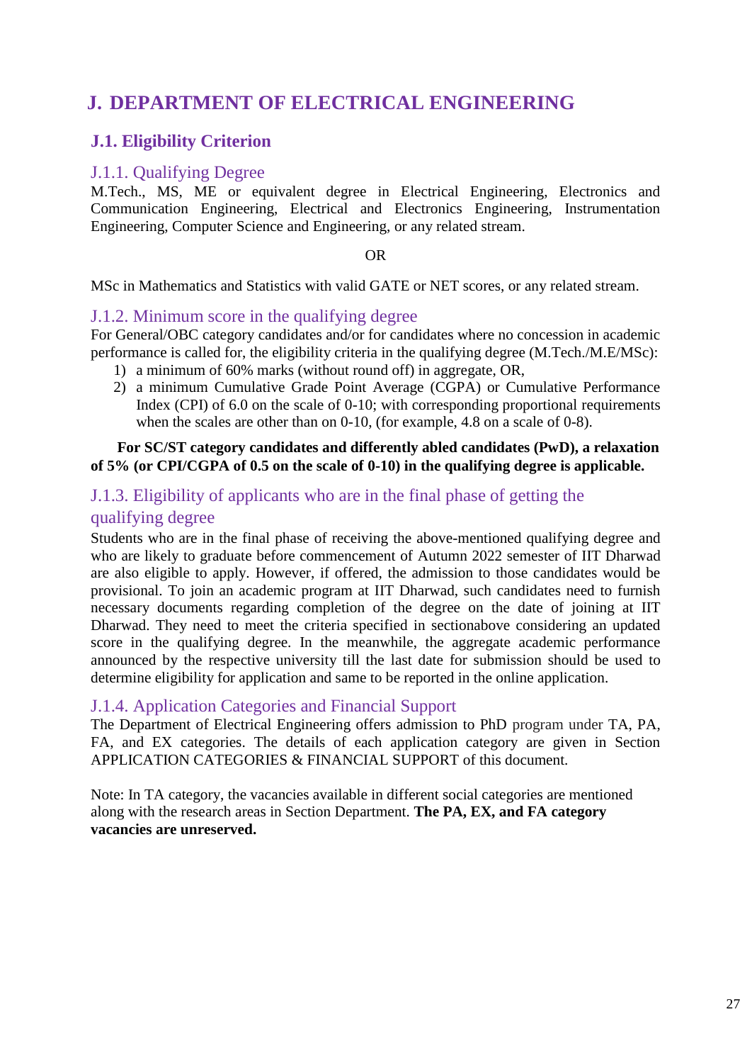# J. DEPARTMENT OF ELECTRICAL ENGINEERING

## J.1. Eligibility Criterion

### J.1.1. Qualifying Degree

M.Tech., MS, ME or equivalent degree in Electrical Engineering, Electronics and Communication Engineering, Electrical and Electronics Engineering, Instrumentation Engineering, Computer Science and Engineering, or any related stream.

OR

MSc in Mathematics and Statistics with valid GATE or NET scores, or any related stream.

### J.1.2. Minimum score in the qualifying degree

For General/OBC category candidates and/or for candidates where no concession in academic performance is called for, the eligibility criteria in the qualifying degree (M.Tech./M.E/MSc):

1) a minimum of 60% marks (without round off) in aggregate, OR,
2) a minimum Cumulative Grade Point Average (CGPA) or Cumulative Performance Index (CPI) of 6.0 on the scale of 0-10; with corresponding proportional requirements when the scales are other than on 0-10, (for example, 4.8 on a scale of 0-8).

**For SC/ST category candidates and differently abled candidates (PwD), a relaxation of 5% (or CPI/CGPA of 0.5 on the scale of 0-10) in the qualifying degree is applicable.**

### J.1.3. Eligibility of applicants who are in the final phase of getting the qualifying degree

Students who are in the final phase of receiving the above-mentioned qualifying degree and who are likely to graduate before commencement of Autumn 2022 semester of IIT Dharwad are also eligible to apply. However, if offered, the admission to those candidates would be provisional. To join an academic program at IIT Dharwad, such candidates need to furnish necessary documents regarding completion of the degree on the date of joining at IIT Dharwad. They need to meet the criteria specified in sectionabove considering an updated score in the qualifying degree. In the meanwhile, the aggregate academic performance announced by the respective university till the last date for submission should be used to determine eligibility for application and same to be reported in the online application.

### J.1.4. Application Categories and Financial Support

The Department of Electrical Engineering offers admission to PhD program under TA, PA, FA, and EX categories. The details of each application category are given in Section APPLICATION CATEGORIES & FINANCIAL SUPPORT of this document.

Note: In TA category, the vacancies available in different social categories are mentioned along with the research areas in Section Department. **The PA, EX, and FA category vacancies are unreserved.**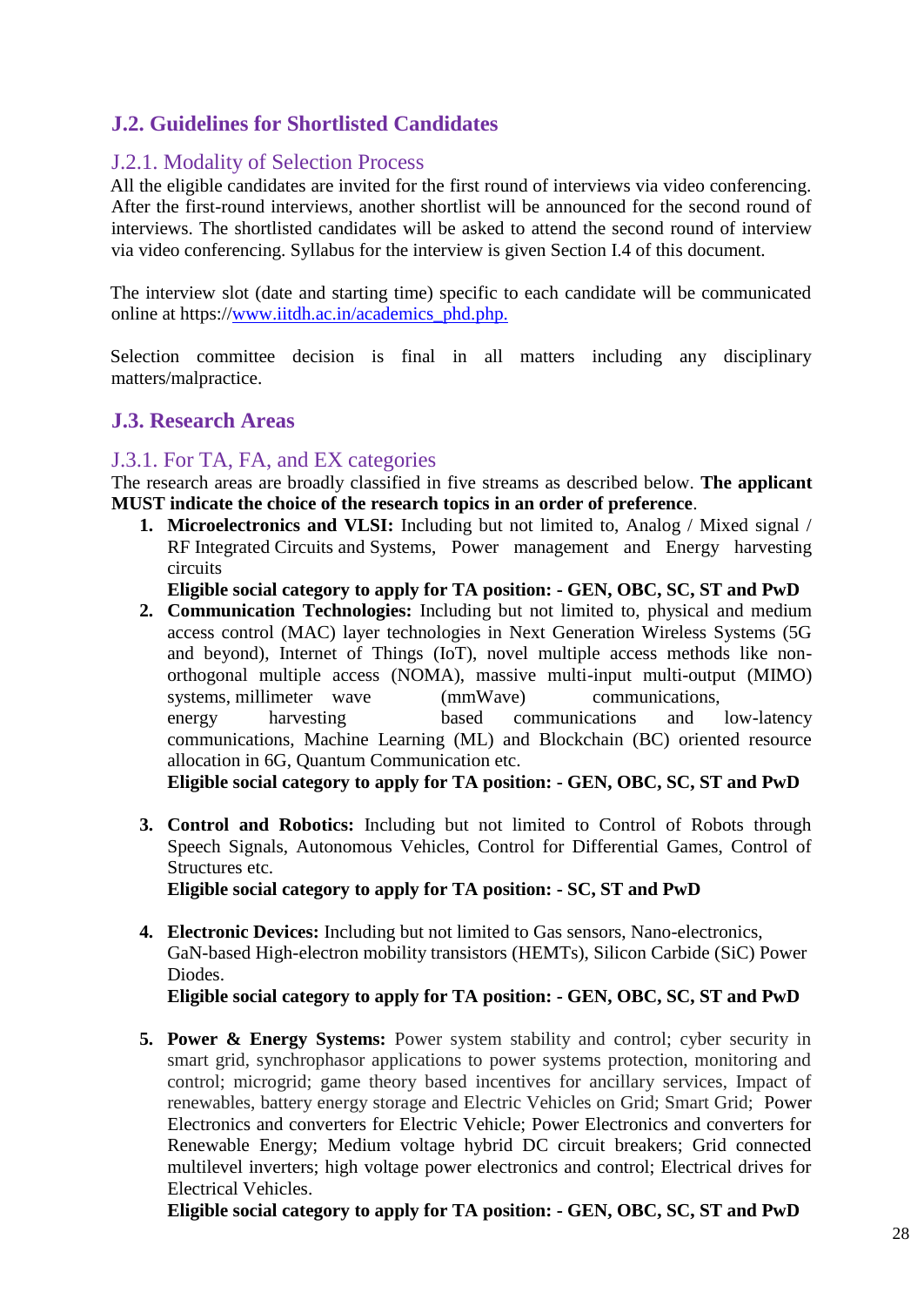## J.2. Guidelines for Shortlisted Candidates

### J.2.1. Modality of Selection Process

All the eligible candidates are invited for the first round of interviews via video conferencing. After the first-round interviews, another shortlist will be announced for the second round of interviews. The shortlisted candidates will be asked to attend the second round of interview via video conferencing. Syllabus for the interview is given Section I.4 of this document.

The interview slot (date and starting time) specific to each candidate will be communicated online at https://www.iitdh.ac.in/academics_phd.php.

Selection committee decision is final in all matters including any disciplinary matters/malpractice.

## J.3. Research Areas

### J.3.1. For TA, FA, and EX categories

The research areas are broadly classified in five streams as described below. **The applicant MUST indicate the choice of the research topics in an order of preference**.

1. **Microelectronics and VLSI:** Including but not limited to, Analog / Mixed signal / RF Integrated Circuits and Systems, Power management and Energy harvesting circuits
   **Eligible social category to apply for TA position: - GEN, OBC, SC, ST and PwD**
2. **Communication Technologies:** Including but not limited to, physical and medium access control (MAC) layer technologies in Next Generation Wireless Systems (5G and beyond), Internet of Things (IoT), novel multiple access methods like non-orthogonal multiple access (NOMA), massive multi-input multi-output (MIMO) systems, millimeter wave (mmWave) communications, energy harvesting based communications and low-latency communications, Machine Learning (ML) and Blockchain (BC) oriented resource allocation in 6G, Quantum Communication etc.
   **Eligible social category to apply for TA position: - GEN, OBC, SC, ST and PwD**
3. **Control and Robotics:** Including but not limited to Control of Robots through Speech Signals, Autonomous Vehicles, Control for Differential Games, Control of Structures etc.
   **Eligible social category to apply for TA position: - SC, ST and PwD**
4. **Electronic Devices:** Including but not limited to Gas sensors, Nano-electronics, GaN-based High-electron mobility transistors (HEMTs), Silicon Carbide (SiC) Power Diodes.
   **Eligible social category to apply for TA position: - GEN, OBC, SC, ST and PwD**
5. **Power & Energy Systems:** Power system stability and control; cyber security in smart grid, synchrophasor applications to power systems protection, monitoring and control; microgrid; game theory based incentives for ancillary services, Impact of renewables, battery energy storage and Electric Vehicles on Grid; Smart Grid; Power Electronics and converters for Electric Vehicle; Power Electronics and converters for Renewable Energy; Medium voltage hybrid DC circuit breakers; Grid connected multilevel inverters; high voltage power electronics and control; Electrical drives for Electrical Vehicles.
   **Eligible social category to apply for TA position: - GEN, OBC, SC, ST and PwD**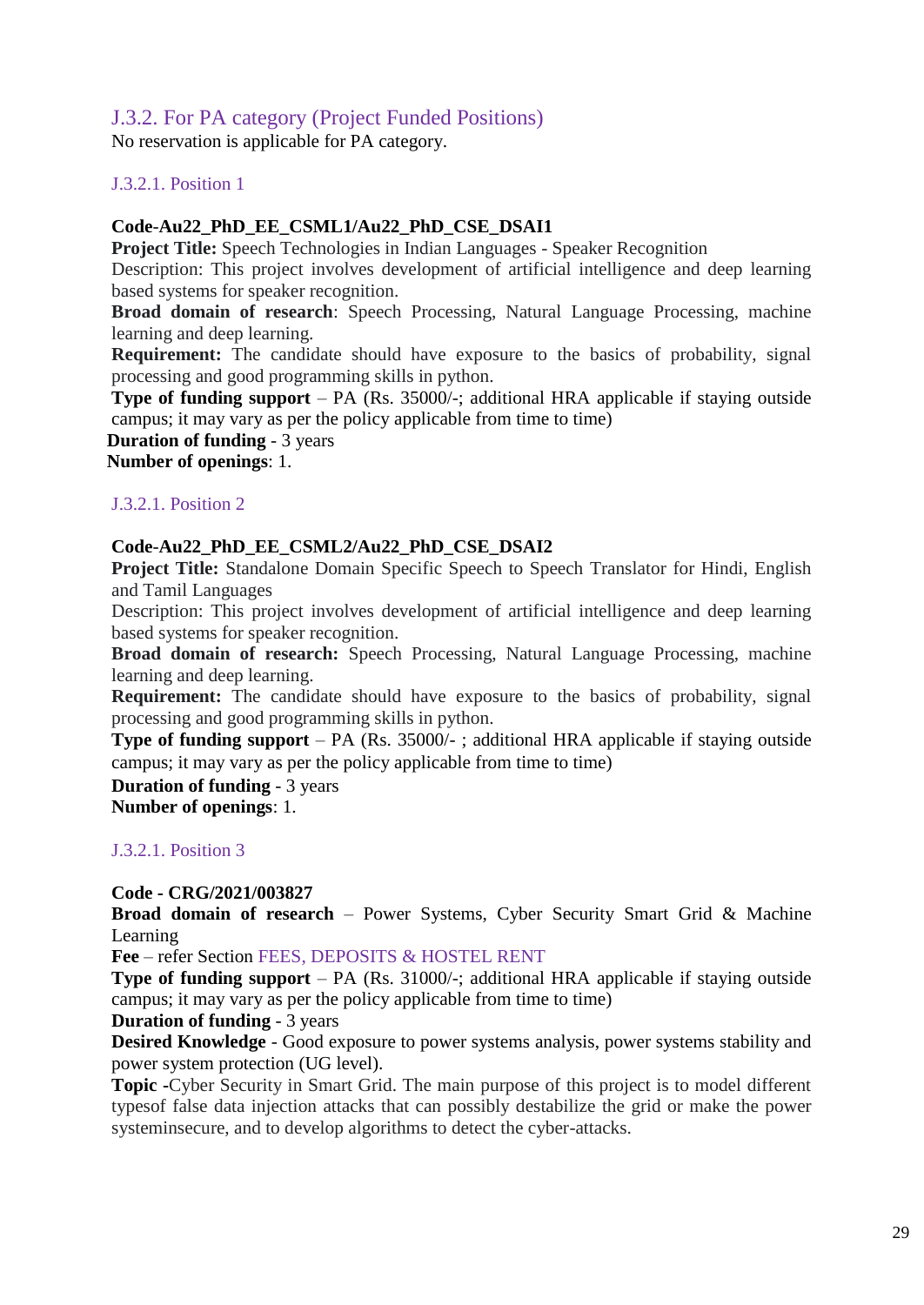## J.3.2. For PA category (Project Funded Positions)

No reservation is applicable for PA category.

### J.3.2.1. Position 1

**Code-Au22_PhD_EE_CSML1/Au22_PhD_CSE_DSAI1**

**Project Title:** Speech Technologies in Indian Languages - Speaker Recognition

Description: This project involves development of artificial intelligence and deep learning based systems for speaker recognition.

**Broad domain of research**: Speech Processing, Natural Language Processing, machine learning and deep learning.

**Requirement:** The candidate should have exposure to the basics of probability, signal processing and good programming skills in python.

**Type of funding support** – PA (Rs. 35000/-; additional HRA applicable if staying outside campus; it may vary as per the policy applicable from time to time)

**Duration of funding** - 3 years

**Number of openings**: 1.

### J.3.2.1. Position 2

**Code-Au22_PhD_EE_CSML2/Au22_PhD_CSE_DSAI2**

**Project Title:** Standalone Domain Specific Speech to Speech Translator for Hindi, English and Tamil Languages

Description: This project involves development of artificial intelligence and deep learning based systems for speaker recognition.

**Broad domain of research:** Speech Processing, Natural Language Processing, machine learning and deep learning.

**Requirement:** The candidate should have exposure to the basics of probability, signal processing and good programming skills in python.

**Type of funding support** – PA (Rs. 35000/- ; additional HRA applicable if staying outside campus; it may vary as per the policy applicable from time to time)

**Duration of funding** - 3 years

**Number of openings**: 1.

### J.3.2.1. Position 3

**Code - CRG/2021/003827**

**Broad domain of research** – Power Systems, Cyber Security Smart Grid & Machine Learning

**Fee** – refer Section FEES, DEPOSITS & HOSTEL RENT

**Type of funding support** – PA (Rs. 31000/-; additional HRA applicable if staying outside campus; it may vary as per the policy applicable from time to time)

**Duration of funding** - 3 years

**Desired Knowledge** - Good exposure to power systems analysis, power systems stability and power system protection (UG level).

**Topic -**Cyber Security in Smart Grid. The main purpose of this project is to model different typesof false data injection attacks that can possibly destabilize the grid or make the power systeminsecure, and to develop algorithms to detect the cyber-attacks.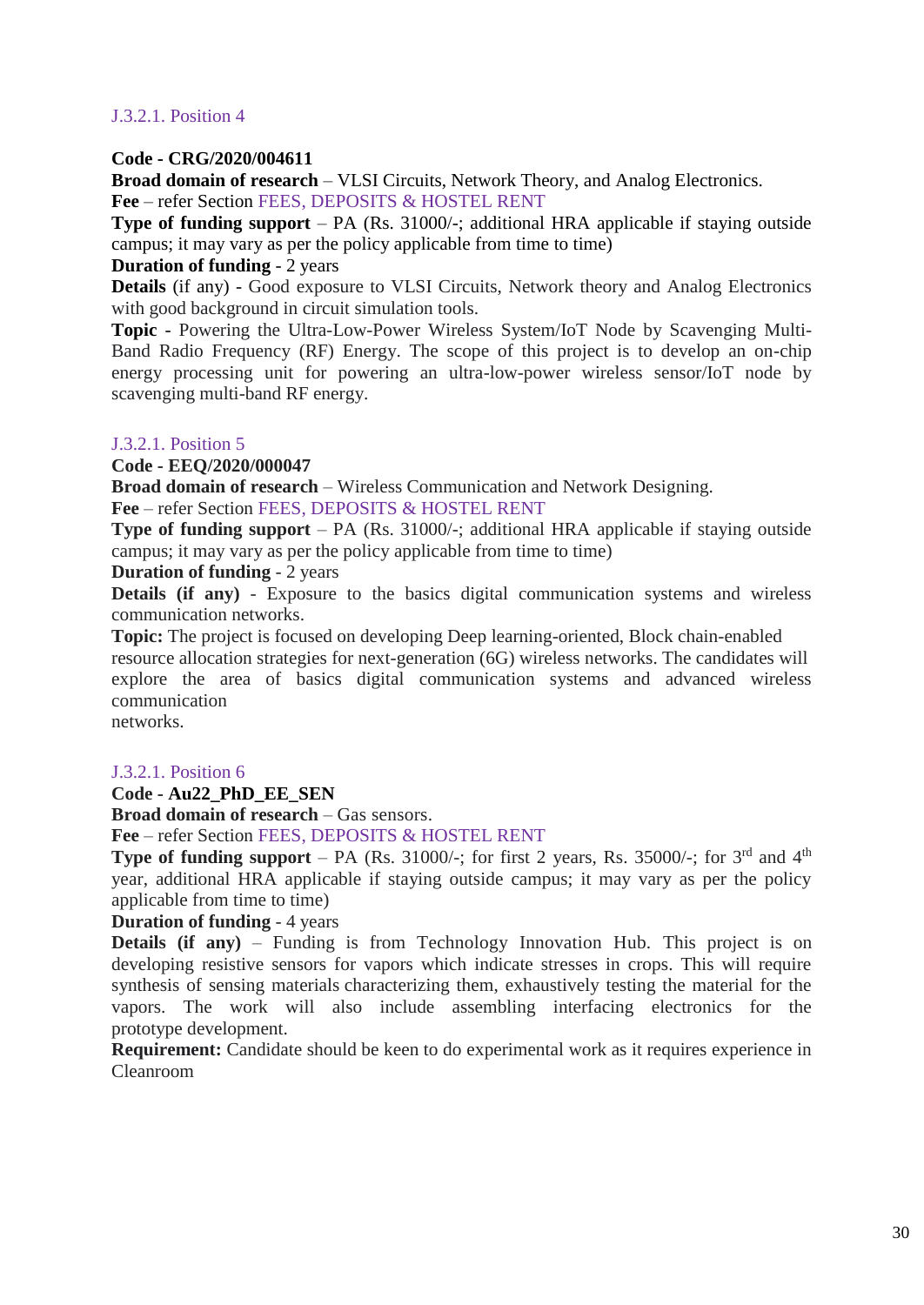#### J.3.2.1. Position 4

**Code - CRG/2020/004611**
**Broad domain of research** – VLSI Circuits, Network Theory, and Analog Electronics.
**Fee** – refer Section FEES, DEPOSITS & HOSTEL RENT
**Type of funding support** – PA (Rs. 31000/-; additional HRA applicable if staying outside campus; it may vary as per the policy applicable from time to time)
**Duration of funding** - 2 years
**Details** (if any) - Good exposure to VLSI Circuits, Network theory and Analog Electronics with good background in circuit simulation tools.
**Topic** - Powering the Ultra-Low-Power Wireless System/IoT Node by Scavenging Multi-Band Radio Frequency (RF) Energy. The scope of this project is to develop an on-chip energy processing unit for powering an ultra-low-power wireless sensor/IoT node by scavenging multi-band RF energy.

#### J.3.2.1. Position 5

**Code - EEQ/2020/000047**
**Broad domain of research** – Wireless Communication and Network Designing.
**Fee** – refer Section FEES, DEPOSITS & HOSTEL RENT
**Type of funding support** – PA (Rs. 31000/-; additional HRA applicable if staying outside campus; it may vary as per the policy applicable from time to time)
**Duration of funding** - 2 years
**Details (if any)** - Exposure to the basics digital communication systems and wireless communication networks.
**Topic:** The project is focused on developing Deep learning-oriented, Block chain-enabled resource allocation strategies for next-generation (6G) wireless networks. The candidates will explore the area of basics digital communication systems and advanced wireless communication
networks.

#### J.3.2.1. Position 6

**Code - Au22_PhD_EE_SEN**
**Broad domain of research** – Gas sensors.
**Fee** – refer Section FEES, DEPOSITS & HOSTEL RENT
**Type of funding support** – PA (Rs. 31000/-; for first 2 years, Rs. 35000/-; for 3rd and 4th year, additional HRA applicable if staying outside campus; it may vary as per the policy applicable from time to time)
**Duration of funding** - 4 years
**Details (if any)** – Funding is from Technology Innovation Hub. This project is on developing resistive sensors for vapors which indicate stresses in crops. This will require synthesis of sensing materials characterizing them, exhaustively testing the material for the vapors. The work will also include assembling interfacing electronics for the prototype development.
**Requirement:** Candidate should be keen to do experimental work as it requires experience in Cleanroom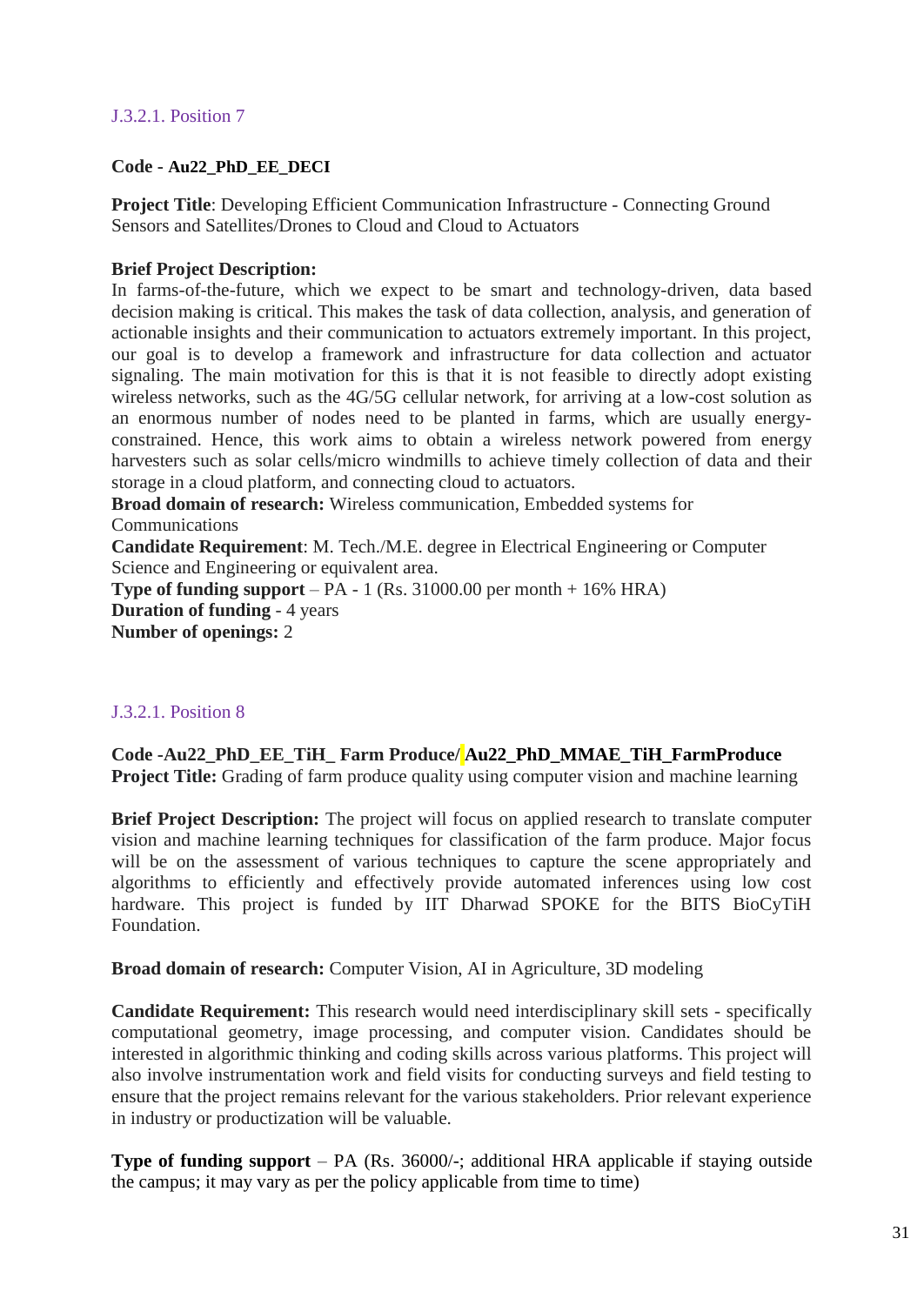#### J.3.2.1. Position 7

**Code - Au22_PhD_EE_DECI**

**Project Title**: Developing Efficient Communication Infrastructure - Connecting Ground Sensors and Satellites/Drones to Cloud and Cloud to Actuators

**Brief Project Description:**
In farms-of-the-future, which we expect to be smart and technology-driven, data based decision making is critical. This makes the task of data collection, analysis, and generation of actionable insights and their communication to actuators extremely important. In this project, our goal is to develop a framework and infrastructure for data collection and actuator signaling. The main motivation for this is that it is not feasible to directly adopt existing wireless networks, such as the 4G/5G cellular network, for arriving at a low-cost solution as an enormous number of nodes need to be planted in farms, which are usually energy-constrained. Hence, this work aims to obtain a wireless network powered from energy harvesters such as solar cells/micro windmills to achieve timely collection of data and their storage in a cloud platform, and connecting cloud to actuators.
**Broad domain of research:** Wireless communication, Embedded systems for Communications
**Candidate Requirement**: M. Tech./M.E. degree in Electrical Engineering or Computer Science and Engineering or equivalent area.
**Type of funding support** – PA - 1 (Rs. 31000.00 per month + 16% HRA)
**Duration of funding** - 4 years
**Number of openings:** 2

#### J.3.2.1. Position 8

**Code -Au22_PhD_EE_TiH_ Farm Produce/ Au22_PhD_MMAE_TiH_FarmProduce**
**Project Title:** Grading of farm produce quality using computer vision and machine learning

**Brief Project Description:** The project will focus on applied research to translate computer vision and machine learning techniques for classification of the farm produce. Major focus will be on the assessment of various techniques to capture the scene appropriately and algorithms to efficiently and effectively provide automated inferences using low cost hardware. This project is funded by IIT Dharwad SPOKE for the BITS BioCyTiH Foundation.

**Broad domain of research:** Computer Vision, AI in Agriculture, 3D modeling

**Candidate Requirement:** This research would need interdisciplinary skill sets - specifically computational geometry, image processing, and computer vision. Candidates should be interested in algorithmic thinking and coding skills across various platforms. This project will also involve instrumentation work and field visits for conducting surveys and field testing to ensure that the project remains relevant for the various stakeholders. Prior relevant experience in industry or productization will be valuable.

**Type of funding support** – PA (Rs. 36000/-; additional HRA applicable if staying outside the campus; it may vary as per the policy applicable from time to time)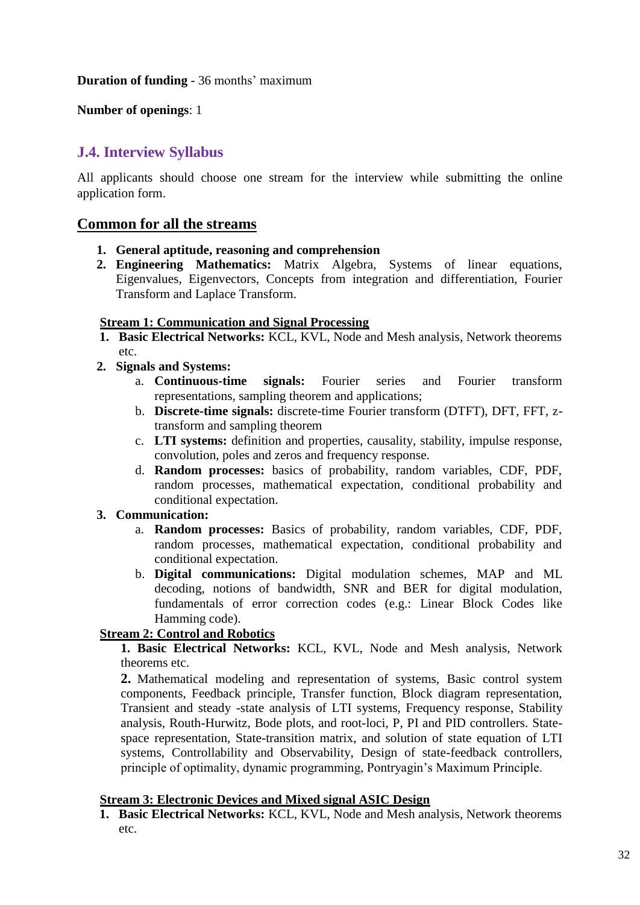**Duration of funding** - 36 months' maximum

**Number of openings**: 1

## J.4. Interview Syllabus

All applicants should choose one stream for the interview while submitting the online application form.

### Common for all the streams

1. **General aptitude, reasoning and comprehension**
2. **Engineering Mathematics:** Matrix Algebra, Systems of linear equations, Eigenvalues, Eigenvectors, Concepts from integration and differentiation, Fourier Transform and Laplace Transform.

#### Stream 1: Communication and Signal Processing

1. **Basic Electrical Networks:** KCL, KVL, Node and Mesh analysis, Network theorems etc.
2. **Signals and Systems:**
   a. **Continuous-time signals:** Fourier series and Fourier transform representations, sampling theorem and applications;
   b. **Discrete-time signals:** discrete-time Fourier transform (DTFT), DFT, FFT, z-transform and sampling theorem
   c. **LTI systems:** definition and properties, causality, stability, impulse response, convolution, poles and zeros and frequency response.
   d. **Random processes:** basics of probability, random variables, CDF, PDF, random processes, mathematical expectation, conditional probability and conditional expectation.
3. **Communication:**
   a. **Random processes:** Basics of probability, random variables, CDF, PDF, random processes, mathematical expectation, conditional probability and conditional expectation.
   b. **Digital communications:** Digital modulation schemes, MAP and ML decoding, notions of bandwidth, SNR and BER for digital modulation, fundamentals of error correction codes (e.g.: Linear Block Codes like Hamming code).

#### Stream 2: Control and Robotics

**1. Basic Electrical Networks:** KCL, KVL, Node and Mesh analysis, Network theorems etc.

**2.** Mathematical modeling and representation of systems, Basic control system components, Feedback principle, Transfer function, Block diagram representation, Transient and steady -state analysis of LTI systems, Frequency response, Stability analysis, Routh-Hurwitz, Bode plots, and root-loci, P, PI and PID controllers. State-space representation, State-transition matrix, and solution of state equation of LTI systems, Controllability and Observability, Design of state-feedback controllers, principle of optimality, dynamic programming, Pontryagin's Maximum Principle.

#### Stream 3: Electronic Devices and Mixed signal ASIC Design

1. **Basic Electrical Networks:** KCL, KVL, Node and Mesh analysis, Network theorems etc.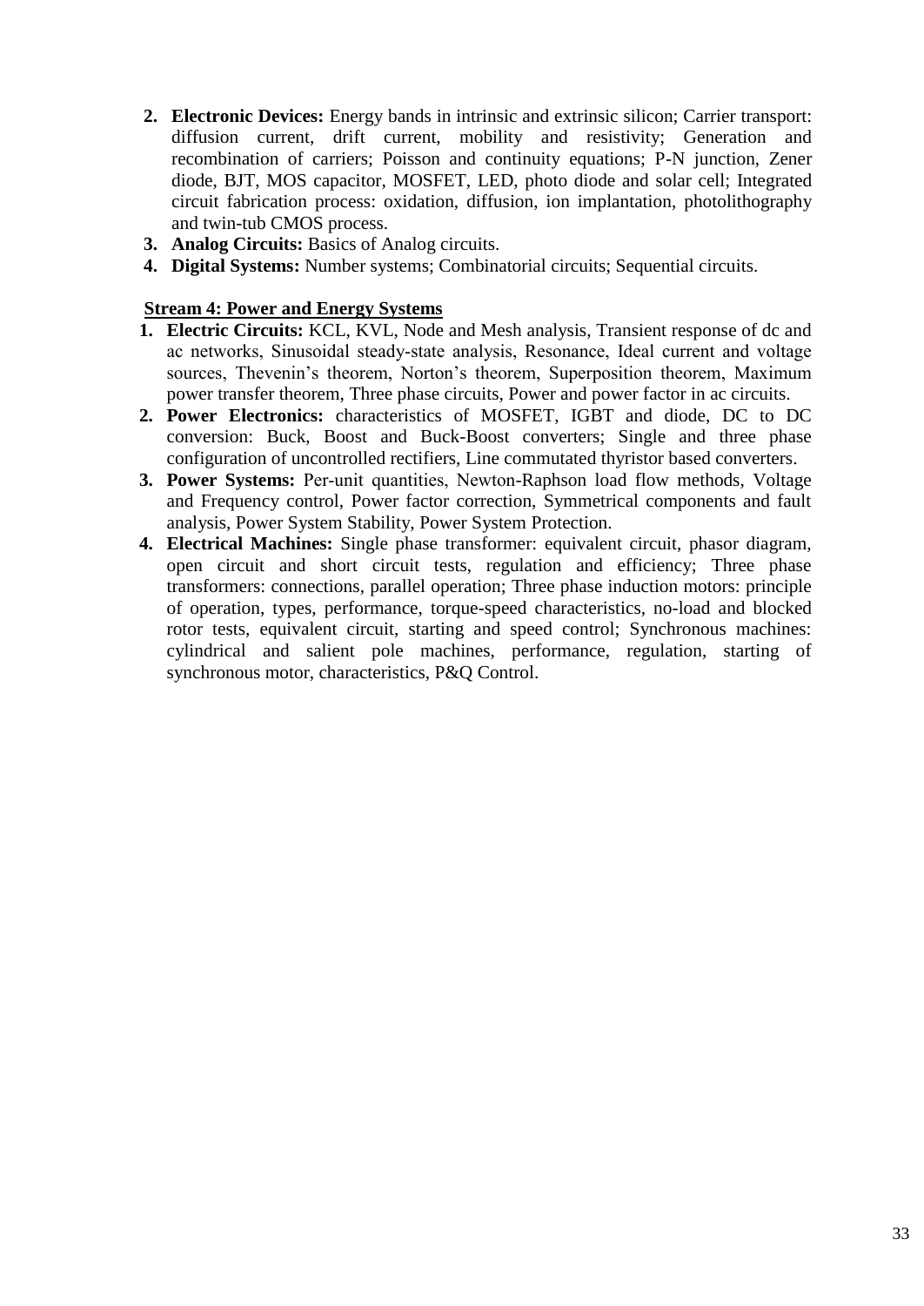2. **Electronic Devices:** Energy bands in intrinsic and extrinsic silicon; Carrier transport: diffusion current, drift current, mobility and resistivity; Generation and recombination of carriers; Poisson and continuity equations; P-N junction, Zener diode, BJT, MOS capacitor, MOSFET, LED, photo diode and solar cell; Integrated circuit fabrication process: oxidation, diffusion, ion implantation, photolithography and twin-tub CMOS process.
3. **Analog Circuits:** Basics of Analog circuits.
4. **Digital Systems:** Number systems; Combinatorial circuits; Sequential circuits.

**Stream 4: Power and Energy Systems**

1. **Electric Circuits:** KCL, KVL, Node and Mesh analysis, Transient response of dc and ac networks, Sinusoidal steady-state analysis, Resonance, Ideal current and voltage sources, Thevenin's theorem, Norton's theorem, Superposition theorem, Maximum power transfer theorem, Three phase circuits, Power and power factor in ac circuits.
2. **Power Electronics:** characteristics of MOSFET, IGBT and diode, DC to DC conversion: Buck, Boost and Buck-Boost converters; Single and three phase configuration of uncontrolled rectifiers, Line commutated thyristor based converters.
3. **Power Systems:** Per-unit quantities, Newton-Raphson load flow methods, Voltage and Frequency control, Power factor correction, Symmetrical components and fault analysis, Power System Stability, Power System Protection.
4. **Electrical Machines:** Single phase transformer: equivalent circuit, phasor diagram, open circuit and short circuit tests, regulation and efficiency; Three phase transformers: connections, parallel operation; Three phase induction motors: principle of operation, types, performance, torque-speed characteristics, no-load and blocked rotor tests, equivalent circuit, starting and speed control; Synchronous machines: cylindrical and salient pole machines, performance, regulation, starting of synchronous motor, characteristics, P&Q Control.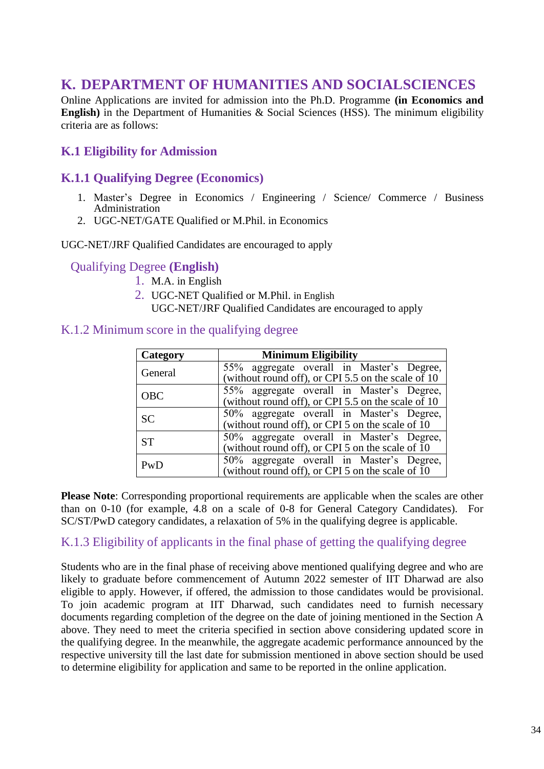# K. DEPARTMENT OF HUMANITIES AND SOCIALSCIENCES

Online Applications are invited for admission into the Ph.D. Programme **(in Economics and English)** in the Department of Humanities & Social Sciences (HSS). The minimum eligibility criteria are as follows:

## K.1 Eligibility for Admission

### K.1.1 Qualifying Degree (Economics)

1. Master's Degree in Economics / Engineering / Science/ Commerce / Business Administration
2. UGC-NET/GATE Qualified or M.Phil. in Economics

UGC-NET/JRF Qualified Candidates are encouraged to apply

### Qualifying Degree **(English)**

1. M.A. in English
2. UGC-NET Qualified or M.Phil. in English
   UGC-NET/JRF Qualified Candidates are encouraged to apply

### K.1.2 Minimum score in the qualifying degree

| Category | Minimum Eligibility |
|---|---|
| General | 55% aggregate overall in Master's Degree, (without round off), or CPI 5.5 on the scale of 10 |
| OBC | 55% aggregate overall in Master's Degree, (without round off), or CPI 5.5 on the scale of 10 |
| SC | 50% aggregate overall in Master's Degree, (without round off), or CPI 5 on the scale of 10 |
| ST | 50% aggregate overall in Master's Degree, (without round off), or CPI 5 on the scale of 10 |
| PwD | 50% aggregate overall in Master's Degree, (without round off), or CPI 5 on the scale of 10 |

**Please Note**: Corresponding proportional requirements are applicable when the scales are other than on 0-10 (for example, 4.8 on a scale of 0-8 for General Category Candidates). For SC/ST/PwD category candidates, a relaxation of 5% in the qualifying degree is applicable.

### K.1.3 Eligibility of applicants in the final phase of getting the qualifying degree

Students who are in the final phase of receiving above mentioned qualifying degree and who are likely to graduate before commencement of Autumn 2022 semester of IIT Dharwad are also eligible to apply. However, if offered, the admission to those candidates would be provisional. To join academic program at IIT Dharwad, such candidates need to furnish necessary documents regarding completion of the degree on the date of joining mentioned in the Section A above. They need to meet the criteria specified in section above considering updated score in the qualifying degree. In the meanwhile, the aggregate academic performance announced by the respective university till the last date for submission mentioned in above section should be used to determine eligibility for application and same to be reported in the online application.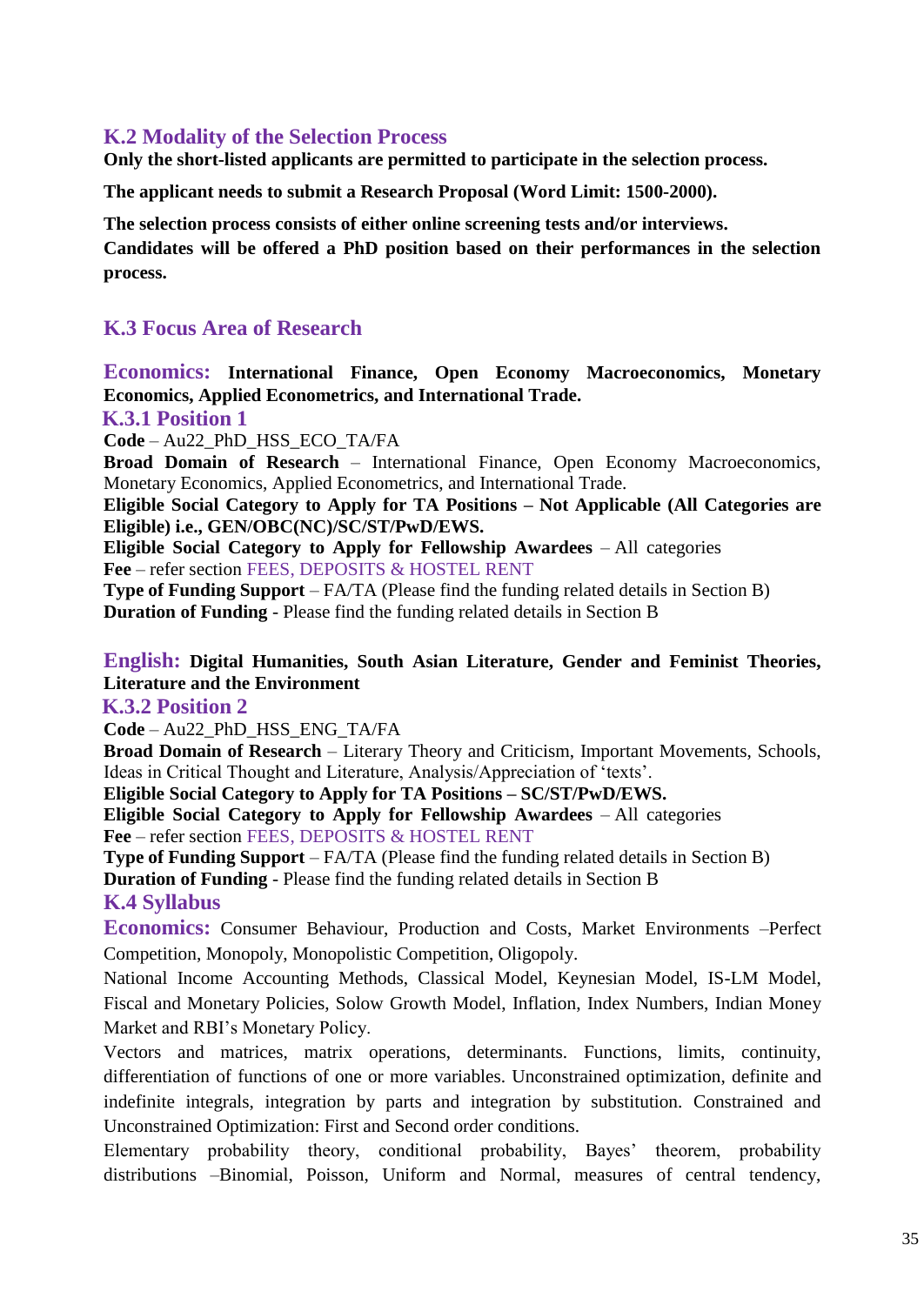## K.2 Modality of the Selection Process

**Only the short-listed applicants are permitted to participate in the selection process.**

**The applicant needs to submit a Research Proposal (Word Limit: 1500-2000).**

**The selection process consists of either online screening tests and/or interviews.**
**Candidates will be offered a PhD position based on their performances in the selection process.**

## K.3 Focus Area of Research

**Economics: International Finance, Open Economy Macroeconomics, Monetary Economics, Applied Econometrics, and International Trade.**

### K.3.1 Position 1

**Code** – Au22_PhD_HSS_ECO_TA/FA
**Broad Domain of Research** – International Finance, Open Economy Macroeconomics, Monetary Economics, Applied Econometrics, and International Trade.
**Eligible Social Category to Apply for TA Positions – Not Applicable (All Categories are Eligible) i.e., GEN/OBC(NC)/SC/ST/PwD/EWS.**
**Eligible Social Category to Apply for Fellowship Awardees** – All categories
**Fee** – refer section FEES, DEPOSITS & HOSTEL RENT
**Type of Funding Support** – FA/TA (Please find the funding related details in Section B)
**Duration of Funding** - Please find the funding related details in Section B

**English: Digital Humanities, South Asian Literature, Gender and Feminist Theories, Literature and the Environment**

### K.3.2 Position 2

**Code** – Au22_PhD_HSS_ENG_TA/FA
**Broad Domain of Research** – Literary Theory and Criticism, Important Movements, Schools, Ideas in Critical Thought and Literature, Analysis/Appreciation of 'texts'.
**Eligible Social Category to Apply for TA Positions – SC/ST/PwD/EWS.**
**Eligible Social Category to Apply for Fellowship Awardees** – All categories
**Fee** – refer section FEES, DEPOSITS & HOSTEL RENT
**Type of Funding Support** – FA/TA (Please find the funding related details in Section B)
**Duration of Funding** - Please find the funding related details in Section B

## K.4 Syllabus

**Economics:** Consumer Behaviour, Production and Costs, Market Environments –Perfect Competition, Monopoly, Monopolistic Competition, Oligopoly.

National Income Accounting Methods, Classical Model, Keynesian Model, IS-LM Model, Fiscal and Monetary Policies, Solow Growth Model, Inflation, Index Numbers, Indian Money Market and RBI's Monetary Policy.

Vectors and matrices, matrix operations, determinants. Functions, limits, continuity, differentiation of functions of one or more variables. Unconstrained optimization, definite and indefinite integrals, integration by parts and integration by substitution. Constrained and Unconstrained Optimization: First and Second order conditions.

Elementary probability theory, conditional probability, Bayes' theorem, probability distributions –Binomial, Poisson, Uniform and Normal, measures of central tendency,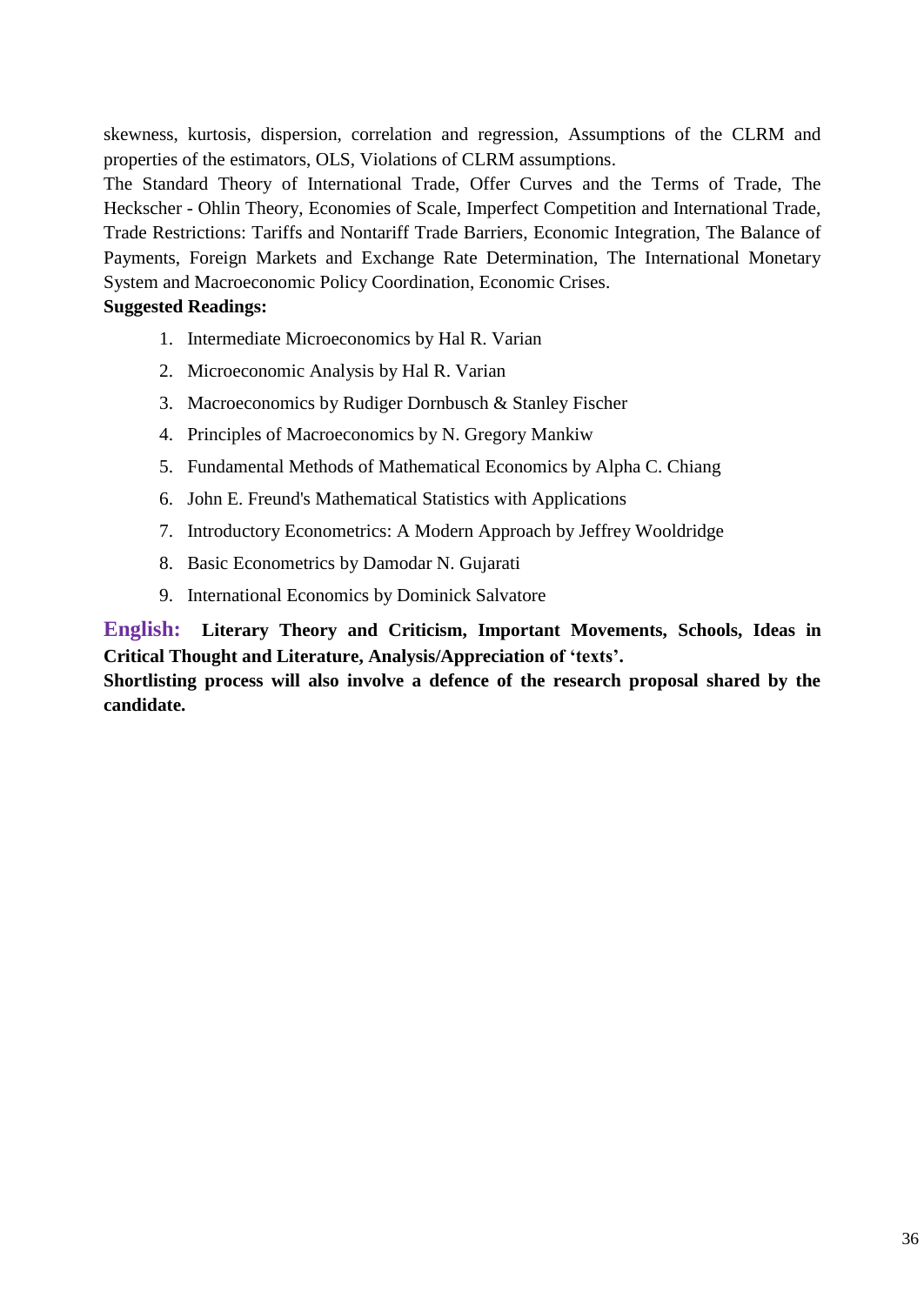skewness, kurtosis, dispersion, correlation and regression, Assumptions of the CLRM and properties of the estimators, OLS, Violations of CLRM assumptions.

The Standard Theory of International Trade, Offer Curves and the Terms of Trade, The Heckscher - Ohlin Theory, Economies of Scale, Imperfect Competition and International Trade, Trade Restrictions: Tariffs and Nontariff Trade Barriers, Economic Integration, The Balance of Payments, Foreign Markets and Exchange Rate Determination, The International Monetary System and Macroeconomic Policy Coordination, Economic Crises.

**Suggested Readings:**

1. Intermediate Microeconomics by Hal R. Varian
2. Microeconomic Analysis by Hal R. Varian
3. Macroeconomics by Rudiger Dornbusch & Stanley Fischer
4. Principles of Macroeconomics by N. Gregory Mankiw
5. Fundamental Methods of Mathematical Economics by Alpha C. Chiang
6. John E. Freund's Mathematical Statistics with Applications
7. Introductory Econometrics: A Modern Approach by Jeffrey Wooldridge
8. Basic Econometrics by Damodar N. Gujarati
9. International Economics by Dominick Salvatore

**English: Literary Theory and Criticism, Important Movements, Schools, Ideas in Critical Thought and Literature, Analysis/Appreciation of 'texts'.**

**Shortlisting process will also involve a defence of the research proposal shared by the candidate.**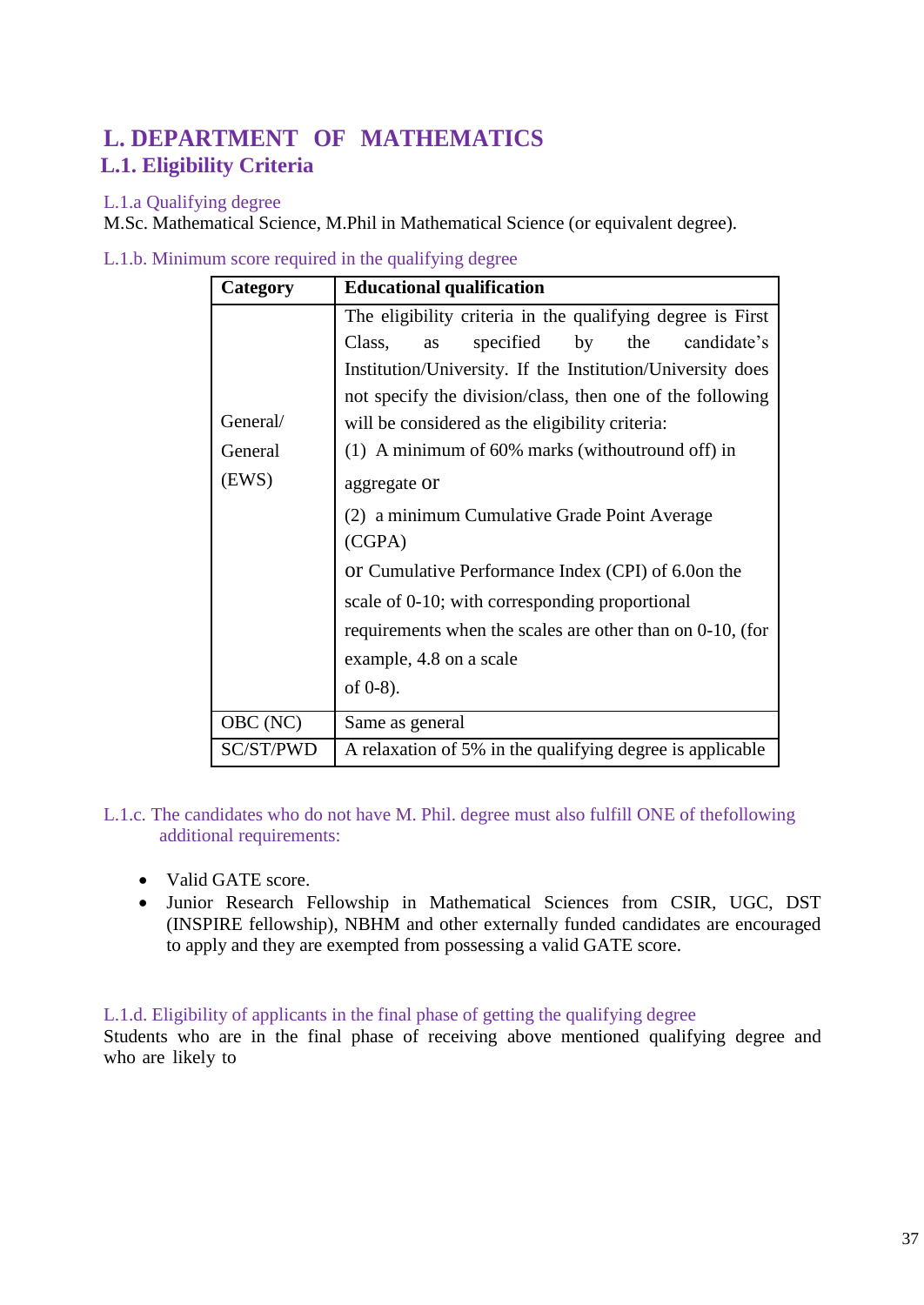# L. DEPARTMENT OF MATHEMATICS

## L.1. Eligibility Criteria

### L.1.a Qualifying degree

M.Sc. Mathematical Science, M.Phil in Mathematical Science (or equivalent degree).

### L.1.b. Minimum score required in the qualifying degree

| Category | Educational qualification |
|---|---|
| General/ General (EWS) | The eligibility criteria in the qualifying degree is First Class, as specified by the candidate's Institution/University. If the Institution/University does not specify the division/class, then one of the following will be considered as the eligibility criteria: (1) A minimum of 60% marks (withoutround off) in aggregate or (2) a minimum Cumulative Grade Point Average (CGPA) or Cumulative Performance Index (CPI) of 6.0on the scale of 0-10; with corresponding proportional requirements when the scales are other than on 0-10, (for example, 4.8 on a scale of 0-8). |
| OBC (NC) | Same as general |
| SC/ST/PWD | A relaxation of 5% in the qualifying degree is applicable |

### L.1.c. The candidates who do not have M. Phil. degree must also fulfill ONE of thefollowing additional requirements:

- Valid GATE score.
- Junior Research Fellowship in Mathematical Sciences from CSIR, UGC, DST (INSPIRE fellowship), NBHM and other externally funded candidates are encouraged to apply and they are exempted from possessing a valid GATE score.

### L.1.d. Eligibility of applicants in the final phase of getting the qualifying degree

Students who are in the final phase of receiving above mentioned qualifying degree and who are likely to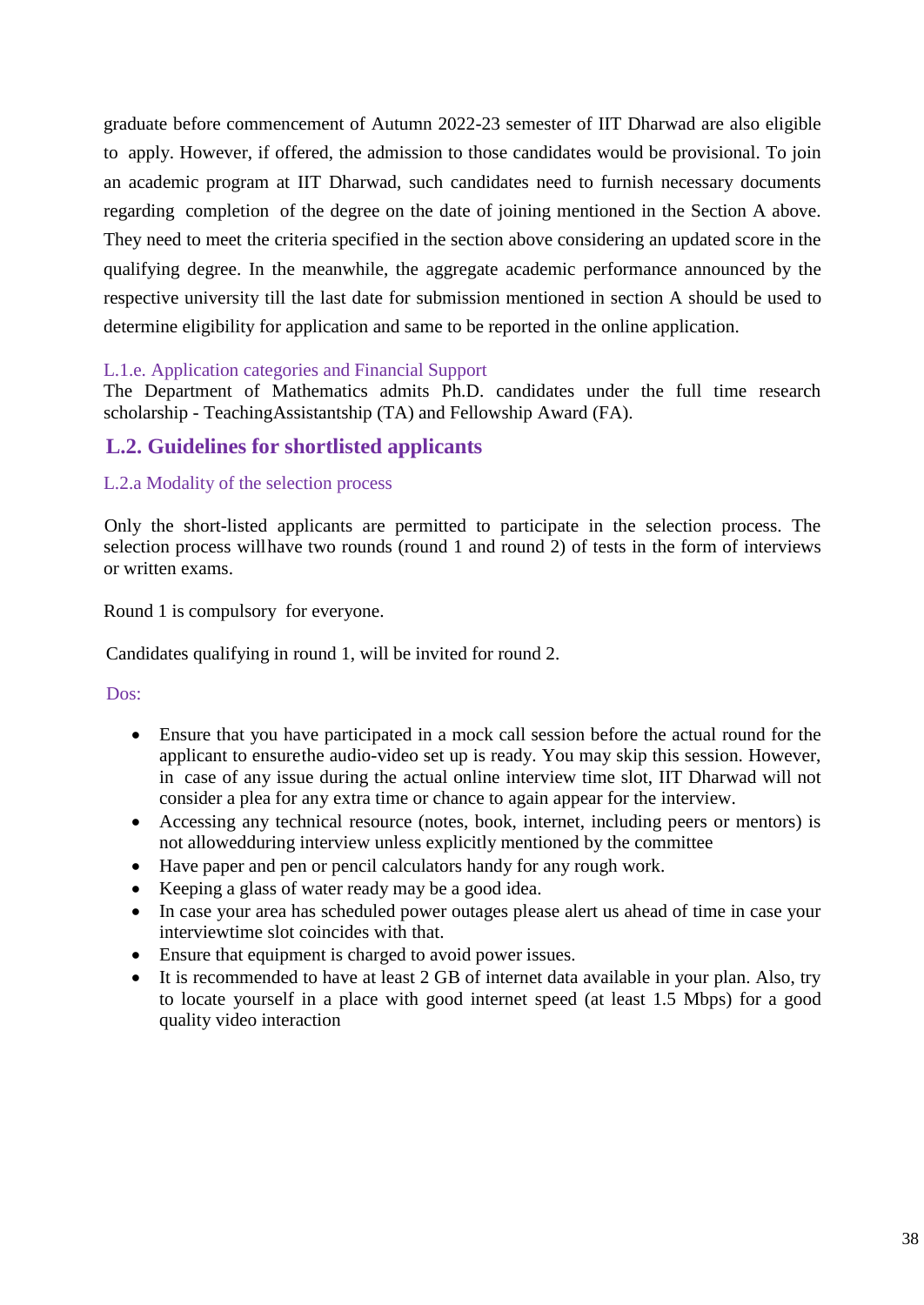graduate before commencement of Autumn 2022-23 semester of IIT Dharwad are also eligible to apply. However, if offered, the admission to those candidates would be provisional. To join an academic program at IIT Dharwad, such candidates need to furnish necessary documents regarding completion of the degree on the date of joining mentioned in the Section A above. They need to meet the criteria specified in the section above considering an updated score in the qualifying degree. In the meanwhile, the aggregate academic performance announced by the respective university till the last date for submission mentioned in section A should be used to determine eligibility for application and same to be reported in the online application.

#### L.1.e. Application categories and Financial Support

The Department of Mathematics admits Ph.D. candidates under the full time research scholarship - TeachingAssistantship (TA) and Fellowship Award (FA).

## L.2. Guidelines for shortlisted applicants

#### L.2.a Modality of the selection process

Only the short-listed applicants are permitted to participate in the selection process. The selection process willhave two rounds (round 1 and round 2) of tests in the form of interviews or written exams.

Round 1 is compulsory for everyone.

Candidates qualifying in round 1, will be invited for round 2.

Dos:

- Ensure that you have participated in a mock call session before the actual round for the applicant to ensurethe audio-video set up is ready. You may skip this session. However, in case of any issue during the actual online interview time slot, IIT Dharwad will not consider a plea for any extra time or chance to again appear for the interview.
- Accessing any technical resource (notes, book, internet, including peers or mentors) is not allowedduring interview unless explicitly mentioned by the committee
- Have paper and pen or pencil calculators handy for any rough work.
- Keeping a glass of water ready may be a good idea.
- In case your area has scheduled power outages please alert us ahead of time in case your interviewtime slot coincides with that.
- Ensure that equipment is charged to avoid power issues.
- It is recommended to have at least 2 GB of internet data available in your plan. Also, try to locate yourself in a place with good internet speed (at least 1.5 Mbps) for a good quality video interaction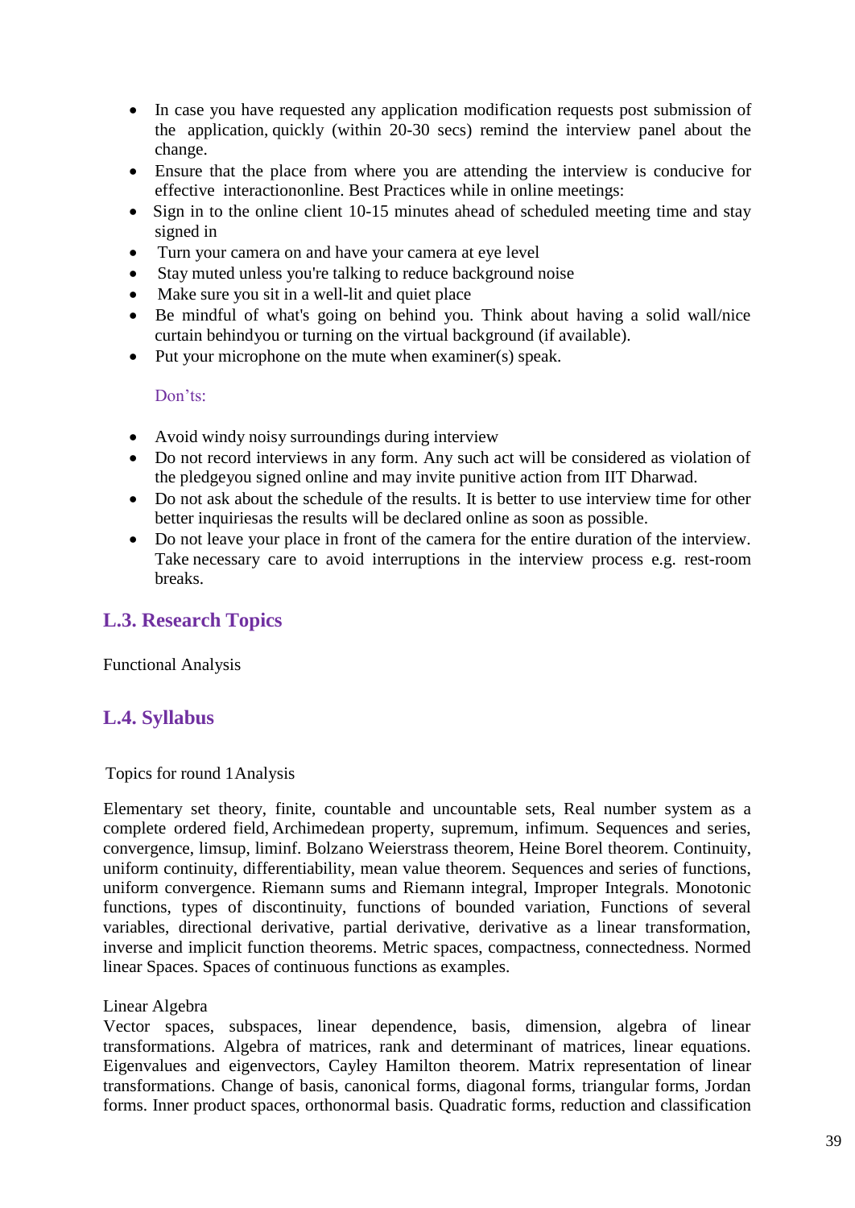- In case you have requested any application modification requests post submission of the application, quickly (within 20-30 secs) remind the interview panel about the change.
- Ensure that the place from where you are attending the interview is conducive for effective interactiononline. Best Practices while in online meetings:
- Sign in to the online client 10-15 minutes ahead of scheduled meeting time and stay signed in
- Turn your camera on and have your camera at eye level
- Stay muted unless you're talking to reduce background noise
- Make sure you sit in a well-lit and quiet place
- Be mindful of what's going on behind you. Think about having a solid wall/nice curtain behindyou or turning on the virtual background (if available).
- Put your microphone on the mute when examiner(s) speak.

Don'ts:

- Avoid windy noisy surroundings during interview
- Do not record interviews in any form. Any such act will be considered as violation of the pledgeyou signed online and may invite punitive action from IIT Dharwad.
- Do not ask about the schedule of the results. It is better to use interview time for other better inquiriesas the results will be declared online as soon as possible.
- Do not leave your place in front of the camera for the entire duration of the interview. Take necessary care to avoid interruptions in the interview process e.g. rest-room breaks.

## L.3. Research Topics

Functional Analysis

## L.4. Syllabus

Topics for round 1Analysis

Elementary set theory, finite, countable and uncountable sets, Real number system as a complete ordered field, Archimedean property, supremum, infimum. Sequences and series, convergence, limsup, liminf. Bolzano Weierstrass theorem, Heine Borel theorem. Continuity, uniform continuity, differentiability, mean value theorem. Sequences and series of functions, uniform convergence. Riemann sums and Riemann integral, Improper Integrals. Monotonic functions, types of discontinuity, functions of bounded variation, Functions of several variables, directional derivative, partial derivative, derivative as a linear transformation, inverse and implicit function theorems. Metric spaces, compactness, connectedness. Normed linear Spaces. Spaces of continuous functions as examples.

Linear Algebra
Vector spaces, subspaces, linear dependence, basis, dimension, algebra of linear transformations. Algebra of matrices, rank and determinant of matrices, linear equations. Eigenvalues and eigenvectors, Cayley Hamilton theorem. Matrix representation of linear transformations. Change of basis, canonical forms, diagonal forms, triangular forms, Jordan forms. Inner product spaces, orthonormal basis. Quadratic forms, reduction and classification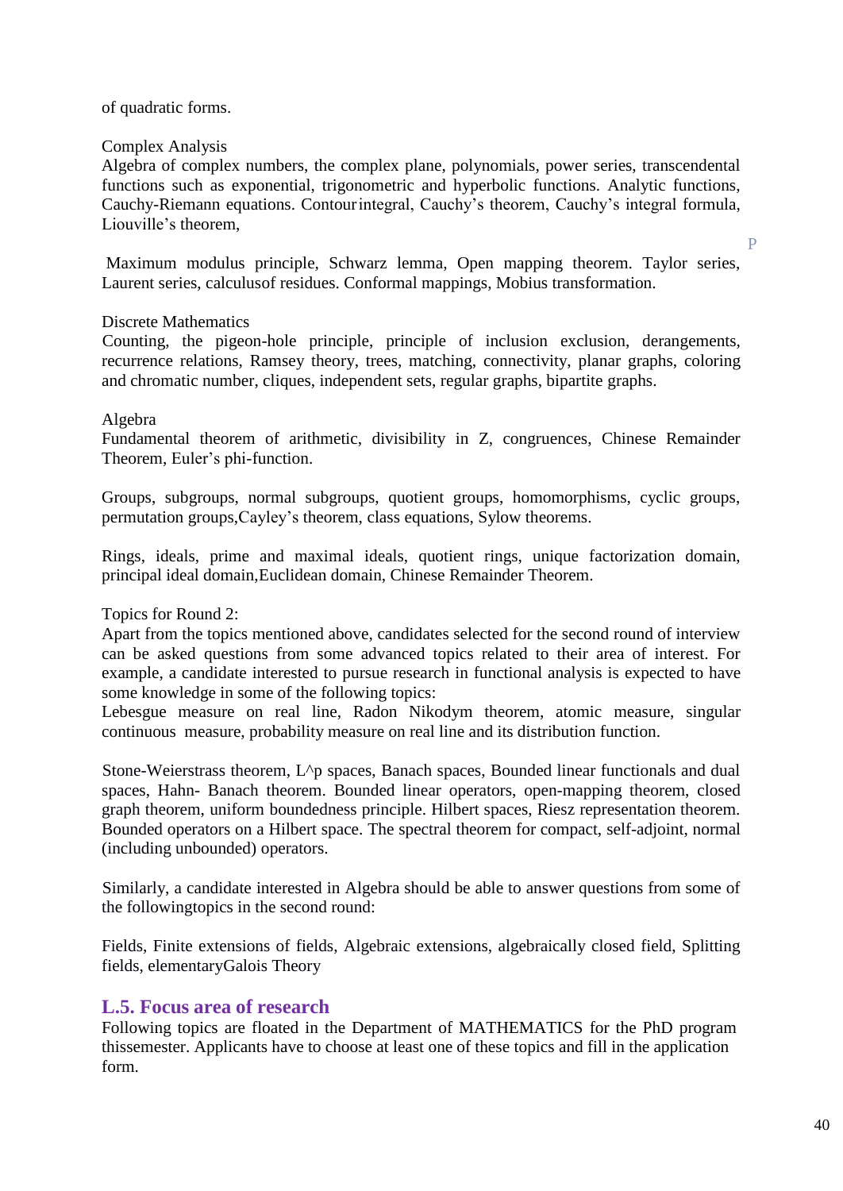of quadratic forms.

Complex Analysis
Algebra of complex numbers, the complex plane, polynomials, power series, transcendental functions such as exponential, trigonometric and hyperbolic functions. Analytic functions, Cauchy-Riemann equations. Contour integral, Cauchy's theorem, Cauchy's integral formula, Liouville's theorem,

P

Maximum modulus principle, Schwarz lemma, Open mapping theorem. Taylor series, Laurent series, calculusof residues. Conformal mappings, Mobius transformation.

Discrete Mathematics
Counting, the pigeon-hole principle, principle of inclusion exclusion, derangements, recurrence relations, Ramsey theory, trees, matching, connectivity, planar graphs, coloring and chromatic number, cliques, independent sets, regular graphs, bipartite graphs.

Algebra
Fundamental theorem of arithmetic, divisibility in Z, congruences, Chinese Remainder Theorem, Euler's phi-function.

Groups, subgroups, normal subgroups, quotient groups, homomorphisms, cyclic groups, permutation groups,Cayley's theorem, class equations, Sylow theorems.

Rings, ideals, prime and maximal ideals, quotient rings, unique factorization domain, principal ideal domain,Euclidean domain, Chinese Remainder Theorem.

Topics for Round 2:
Apart from the topics mentioned above, candidates selected for the second round of interview can be asked questions from some advanced topics related to their area of interest. For example, a candidate interested to pursue research in functional analysis is expected to have some knowledge in some of the following topics:
Lebesgue measure on real line, Radon Nikodym theorem, atomic measure, singular continuous measure, probability measure on real line and its distribution function.

Stone-Weierstrass theorem, L^p spaces, Banach spaces, Bounded linear functionals and dual spaces, Hahn- Banach theorem. Bounded linear operators, open-mapping theorem, closed graph theorem, uniform boundedness principle. Hilbert spaces, Riesz representation theorem. Bounded operators on a Hilbert space. The spectral theorem for compact, self-adjoint, normal (including unbounded) operators.

Similarly, a candidate interested in Algebra should be able to answer questions from some of the followingtopics in the second round:

Fields, Finite extensions of fields, Algebraic extensions, algebraically closed field, Splitting fields, elementaryGalois Theory

## L.5. Focus area of research

Following topics are floated in the Department of MATHEMATICS for the PhD program thissemester. Applicants have to choose at least one of these topics and fill in the application form.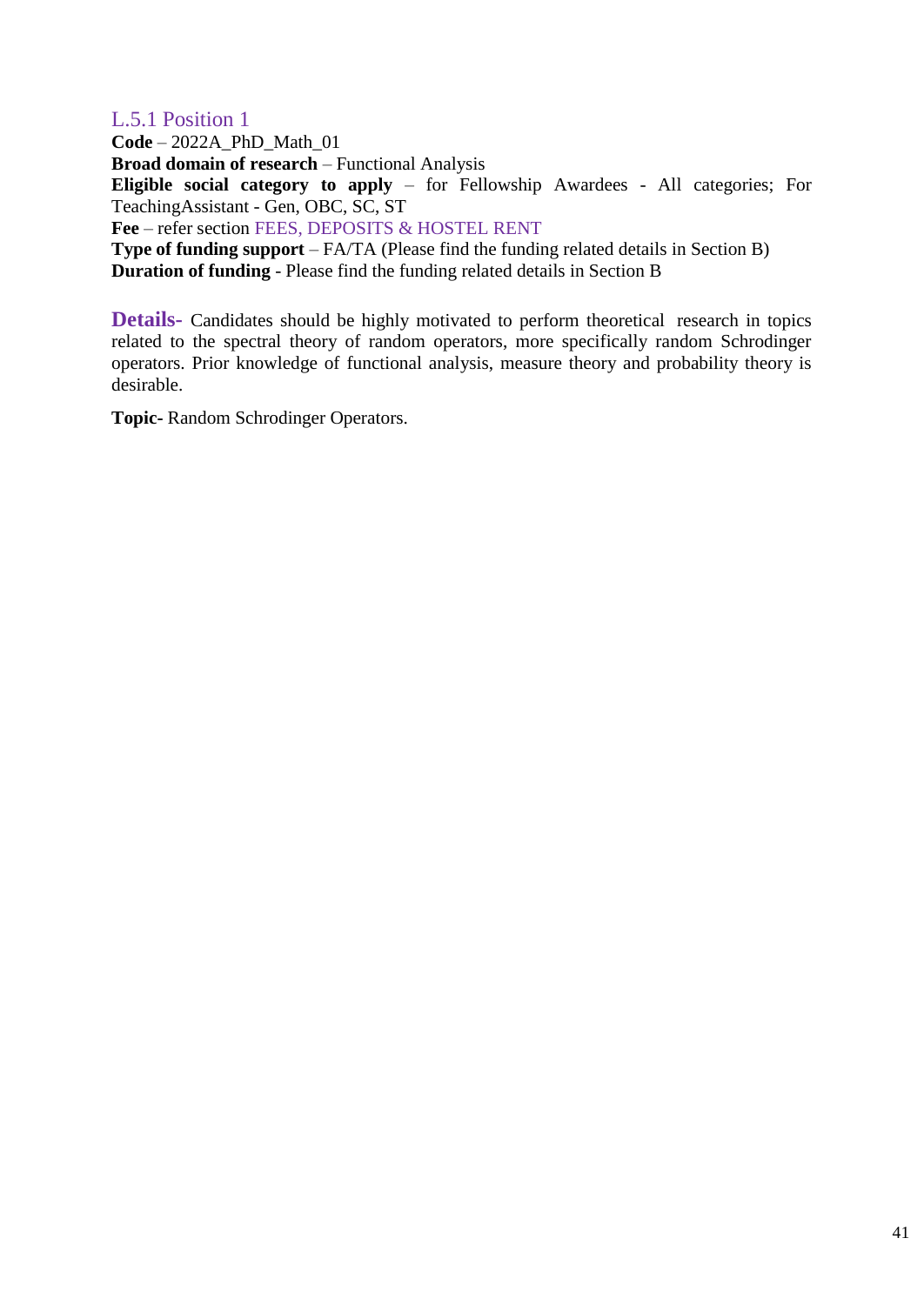### L.5.1 Position 1

**Code** – 2022A_PhD_Math_01
**Broad domain of research** – Functional Analysis
**Eligible social category to apply** – for Fellowship Awardees - All categories; For TeachingAssistant - Gen, OBC, SC, ST
**Fee** – refer section FEES, DEPOSITS & HOSTEL RENT
**Type of funding support** – FA/TA (Please find the funding related details in Section B)
**Duration of funding** - Please find the funding related details in Section B

**Details-** Candidates should be highly motivated to perform theoretical research in topics related to the spectral theory of random operators, more specifically random Schrodinger operators. Prior knowledge of functional analysis, measure theory and probability theory is desirable.

**Topic-** Random Schrodinger Operators.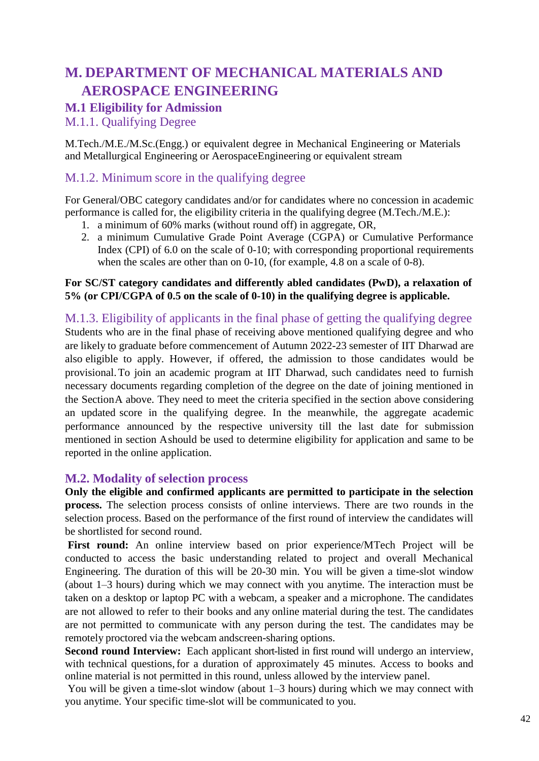# M. DEPARTMENT OF MECHANICAL MATERIALS AND AEROSPACE ENGINEERING

## M.1 Eligibility for Admission

### M.1.1. Qualifying Degree

M.Tech./M.E./M.Sc.(Engg.) or equivalent degree in Mechanical Engineering or Materials and Metallurgical Engineering or AerospaceEngineering or equivalent stream

### M.1.2. Minimum score in the qualifying degree

For General/OBC category candidates and/or for candidates where no concession in academic performance is called for, the eligibility criteria in the qualifying degree (M.Tech./M.E.):

1. a minimum of 60% marks (without round off) in aggregate, OR,
2. a minimum Cumulative Grade Point Average (CGPA) or Cumulative Performance Index (CPI) of 6.0 on the scale of 0-10; with corresponding proportional requirements when the scales are other than on 0-10, (for example, 4.8 on a scale of 0-8).

**For SC/ST category candidates and differently abled candidates (PwD), a relaxation of 5% (or CPI/CGPA of 0.5 on the scale of 0-10) in the qualifying degree is applicable.**

### M.1.3. Eligibility of applicants in the final phase of getting the qualifying degree

Students who are in the final phase of receiving above mentioned qualifying degree and who are likely to graduate before commencement of Autumn 2022-23 semester of IIT Dharwad are also eligible to apply. However, if offered, the admission to those candidates would be provisional. To join an academic program at IIT Dharwad, such candidates need to furnish necessary documents regarding completion of the degree on the date of joining mentioned in the SectionA above. They need to meet the criteria specified in the section above considering an updated score in the qualifying degree. In the meanwhile, the aggregate academic performance announced by the respective university till the last date for submission mentioned in section Ashould be used to determine eligibility for application and same to be reported in the online application.

## M.2. Modality of selection process

**Only the eligible and confirmed applicants are permitted to participate in the selection process.** The selection process consists of online interviews. There are two rounds in the selection process. Based on the performance of the first round of interview the candidates will be shortlisted for second round.

**First round:** An online interview based on prior experience/MTech Project will be conducted to access the basic understanding related to project and overall Mechanical Engineering. The duration of this will be 20-30 min. You will be given a time-slot window (about 1–3 hours) during which we may connect with you anytime. The interaction must be taken on a desktop or laptop PC with a webcam, a speaker and a microphone. The candidates are not allowed to refer to their books and any online material during the test. The candidates are not permitted to communicate with any person during the test. The candidates may be remotely proctored via the webcam andscreen-sharing options.

**Second round Interview:** Each applicant short-listed in first round will undergo an interview, with technical questions, for a duration of approximately 45 minutes. Access to books and online material is not permitted in this round, unless allowed by the interview panel.

You will be given a time-slot window (about 1–3 hours) during which we may connect with you anytime. Your specific time-slot will be communicated to you.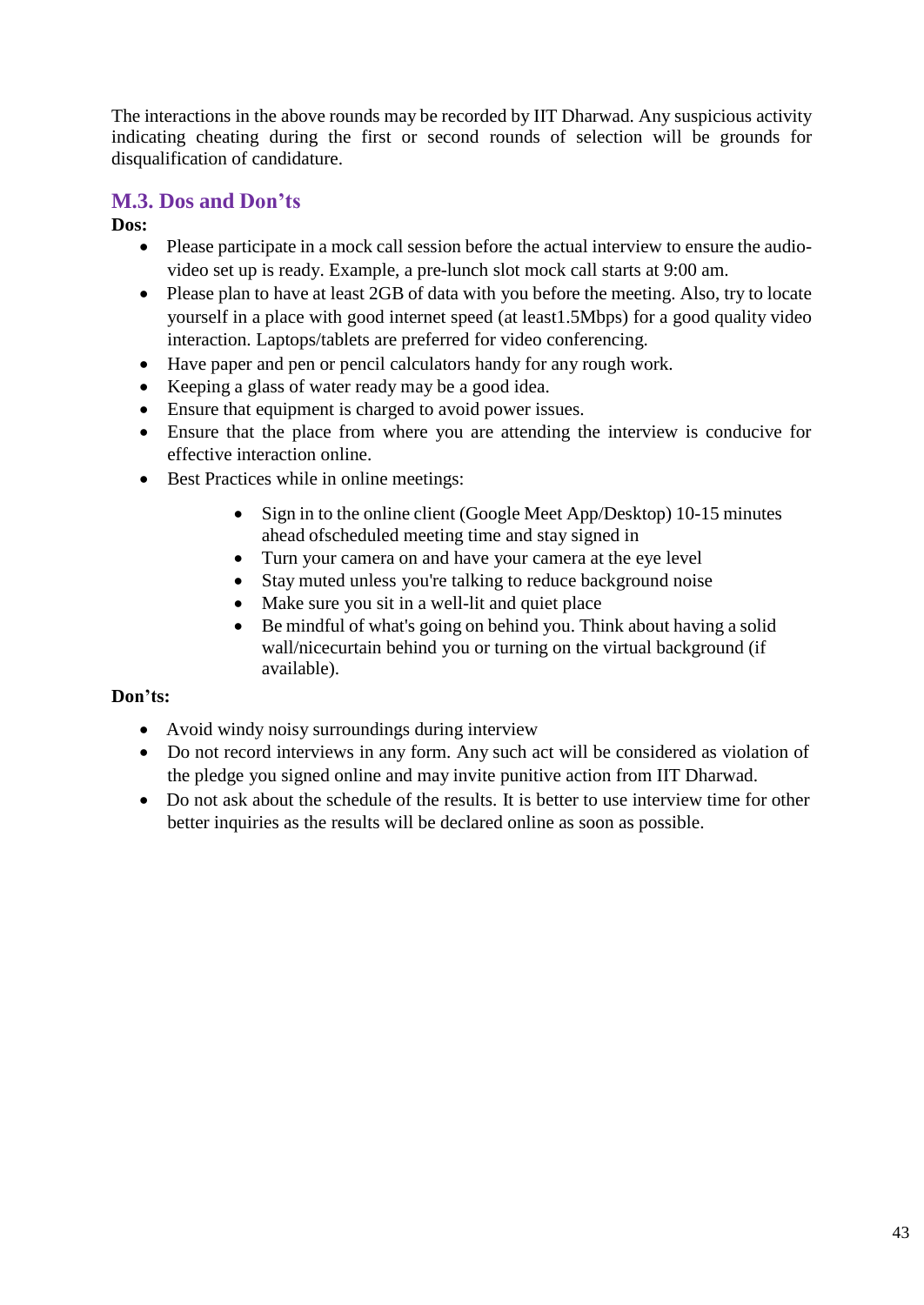The interactions in the above rounds may be recorded by IIT Dharwad. Any suspicious activity indicating cheating during the first or second rounds of selection will be grounds for disqualification of candidature.

### M.3. Dos and Don'ts

**Dos:**

- Please participate in a mock call session before the actual interview to ensure the audio-video set up is ready. Example, a pre-lunch slot mock call starts at 9:00 am.
- Please plan to have at least 2GB of data with you before the meeting. Also, try to locate yourself in a place with good internet speed (at least1.5Mbps) for a good quality video interaction. Laptops/tablets are preferred for video conferencing.
- Have paper and pen or pencil calculators handy for any rough work.
- Keeping a glass of water ready may be a good idea.
- Ensure that equipment is charged to avoid power issues.
- Ensure that the place from where you are attending the interview is conducive for effective interaction online.
- Best Practices while in online meetings:
    - Sign in to the online client (Google Meet App/Desktop) 10-15 minutes ahead ofscheduled meeting time and stay signed in
    - Turn your camera on and have your camera at the eye level
    - Stay muted unless you're talking to reduce background noise
    - Make sure you sit in a well-lit and quiet place
    - Be mindful of what's going on behind you. Think about having a solid wall/nicecurtain behind you or turning on the virtual background (if available).

**Don'ts:**

- Avoid windy noisy surroundings during interview
- Do not record interviews in any form. Any such act will be considered as violation of the pledge you signed online and may invite punitive action from IIT Dharwad.
- Do not ask about the schedule of the results. It is better to use interview time for other better inquiries as the results will be declared online as soon as possible.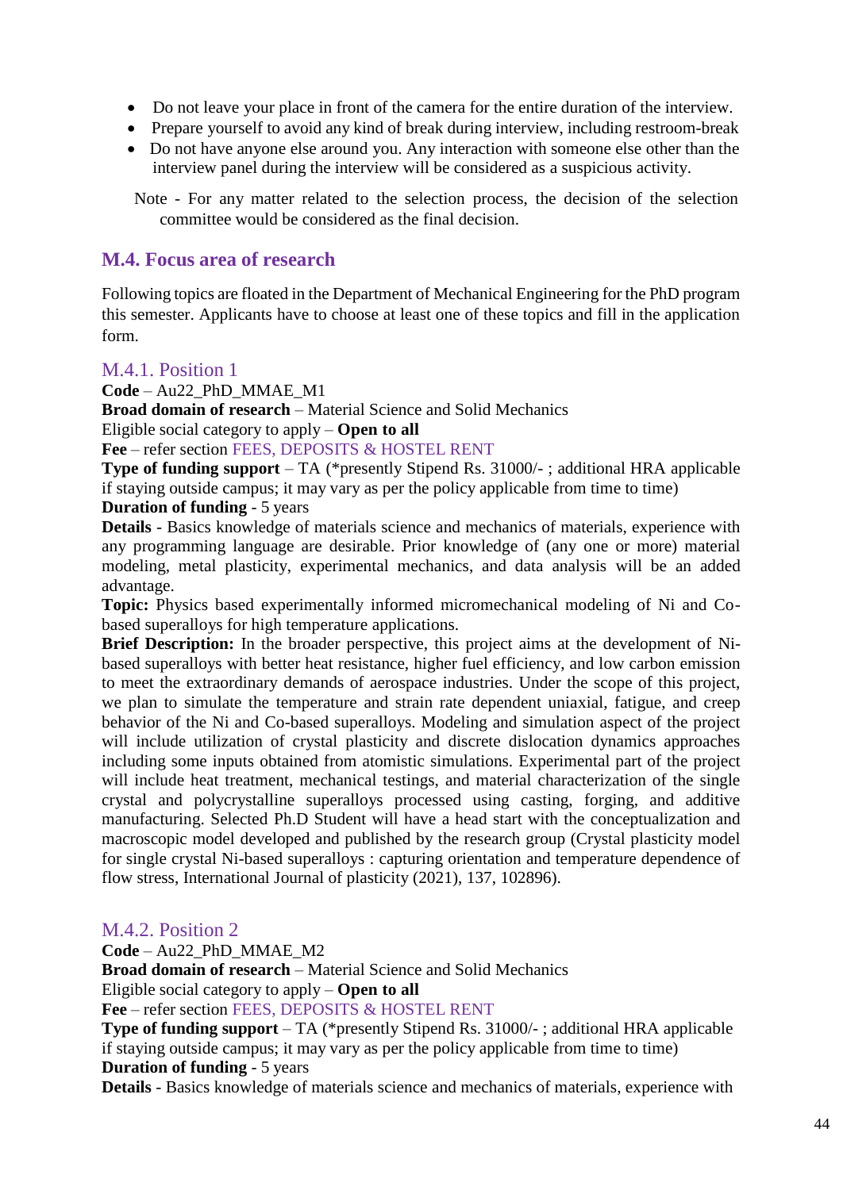- Do not leave your place in front of the camera for the entire duration of the interview.
- Prepare yourself to avoid any kind of break during interview, including restroom-break
- Do not have anyone else around you. Any interaction with someone else other than the interview panel during the interview will be considered as a suspicious activity.

Note - For any matter related to the selection process, the decision of the selection committee would be considered as the final decision.

## M.4. Focus area of research

Following topics are floated in the Department of Mechanical Engineering for the PhD program this semester. Applicants have to choose at least one of these topics and fill in the application form.

### M.4.1. Position 1

**Code** – Au22_PhD_MMAE_M1
**Broad domain of research** – Material Science and Solid Mechanics
Eligible social category to apply – **Open to all**
**Fee** – refer section FEES, DEPOSITS & HOSTEL RENT
**Type of funding support** – TA (*presently Stipend Rs. 31000/- ; additional HRA applicable if staying outside campus; it may vary as per the policy applicable from time to time)
**Duration of funding** - 5 years
**Details** - Basics knowledge of materials science and mechanics of materials, experience with any programming language are desirable. Prior knowledge of (any one or more) material modeling, metal plasticity, experimental mechanics, and data analysis will be an added advantage.
**Topic:** Physics based experimentally informed micromechanical modeling of Ni and Co-based superalloys for high temperature applications.
**Brief Description:** In the broader perspective, this project aims at the development of Ni-based superalloys with better heat resistance, higher fuel efficiency, and low carbon emission to meet the extraordinary demands of aerospace industries. Under the scope of this project, we plan to simulate the temperature and strain rate dependent uniaxial, fatigue, and creep behavior of the Ni and Co-based superalloys. Modeling and simulation aspect of the project will include utilization of crystal plasticity and discrete dislocation dynamics approaches including some inputs obtained from atomistic simulations. Experimental part of the project will include heat treatment, mechanical testings, and material characterization of the single crystal and polycrystalline superalloys processed using casting, forging, and additive manufacturing. Selected Ph.D Student will have a head start with the conceptualization and macroscopic model developed and published by the research group (Crystal plasticity model for single crystal Ni-based superalloys : capturing orientation and temperature dependence of flow stress, International Journal of plasticity (2021), 137, 102896).

### M.4.2. Position 2

**Code** – Au22_PhD_MMAE_M2
**Broad domain of research** – Material Science and Solid Mechanics
Eligible social category to apply – **Open to all**
**Fee** – refer section FEES, DEPOSITS & HOSTEL RENT
**Type of funding support** – TA (*presently Stipend Rs. 31000/- ; additional HRA applicable if staying outside campus; it may vary as per the policy applicable from time to time)
**Duration of funding** - 5 years
**Details** - Basics knowledge of materials science and mechanics of materials, experience with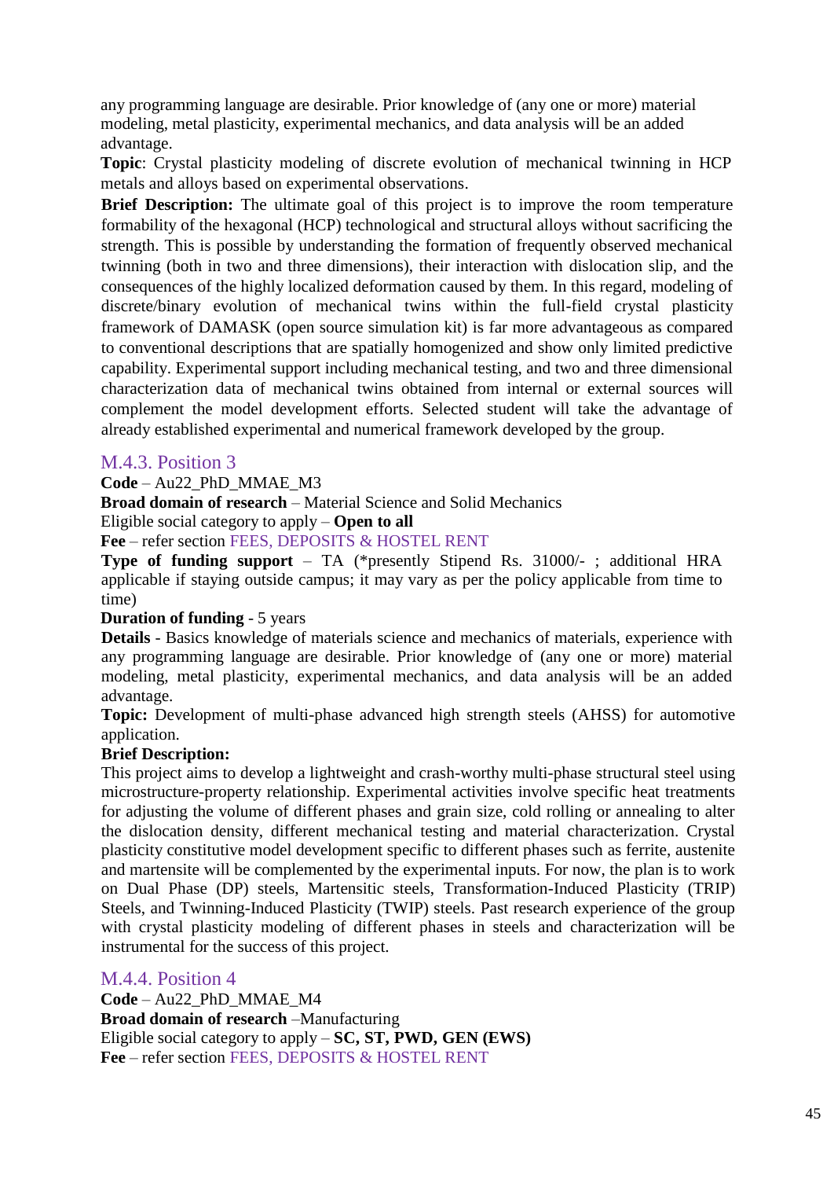any programming language are desirable. Prior knowledge of (any one or more) material modeling, metal plasticity, experimental mechanics, and data analysis will be an added advantage.

**Topic**: Crystal plasticity modeling of discrete evolution of mechanical twinning in HCP metals and alloys based on experimental observations.

**Brief Description:** The ultimate goal of this project is to improve the room temperature formability of the hexagonal (HCP) technological and structural alloys without sacrificing the strength. This is possible by understanding the formation of frequently observed mechanical twinning (both in two and three dimensions), their interaction with dislocation slip, and the consequences of the highly localized deformation caused by them. In this regard, modeling of discrete/binary evolution of mechanical twins within the full-field crystal plasticity framework of DAMASK (open source simulation kit) is far more advantageous as compared to conventional descriptions that are spatially homogenized and show only limited predictive capability. Experimental support including mechanical testing, and two and three dimensional characterization data of mechanical twins obtained from internal or external sources will complement the model development efforts. Selected student will take the advantage of already established experimental and numerical framework developed by the group.

### M.4.3. Position 3

**Code** – Au22_PhD_MMAE_M3

**Broad domain of research** – Material Science and Solid Mechanics

Eligible social category to apply – **Open to all**

**Fee** – refer section FEES, DEPOSITS & HOSTEL RENT

**Type of funding support** – TA (*presently Stipend Rs. 31000/- ; additional HRA applicable if staying outside campus; it may vary as per the policy applicable from time to time)

**Duration of funding** - 5 years

**Details** - Basics knowledge of materials science and mechanics of materials, experience with any programming language are desirable. Prior knowledge of (any one or more) material modeling, metal plasticity, experimental mechanics, and data analysis will be an added advantage.

**Topic:** Development of multi-phase advanced high strength steels (AHSS) for automotive application.

**Brief Description:**

This project aims to develop a lightweight and crash-worthy multi-phase structural steel using microstructure-property relationship. Experimental activities involve specific heat treatments for adjusting the volume of different phases and grain size, cold rolling or annealing to alter the dislocation density, different mechanical testing and material characterization. Crystal plasticity constitutive model development specific to different phases such as ferrite, austenite and martensite will be complemented by the experimental inputs. For now, the plan is to work on Dual Phase (DP) steels, Martensitic steels, Transformation-Induced Plasticity (TRIP) Steels, and Twinning-Induced Plasticity (TWIP) steels. Past research experience of the group with crystal plasticity modeling of different phases in steels and characterization will be instrumental for the success of this project.

### M.4.4. Position 4

**Code** – Au22_PhD_MMAE_M4

**Broad domain of research** –Manufacturing

Eligible social category to apply – **SC, ST, PWD, GEN (EWS)**

**Fee** – refer section FEES, DEPOSITS & HOSTEL RENT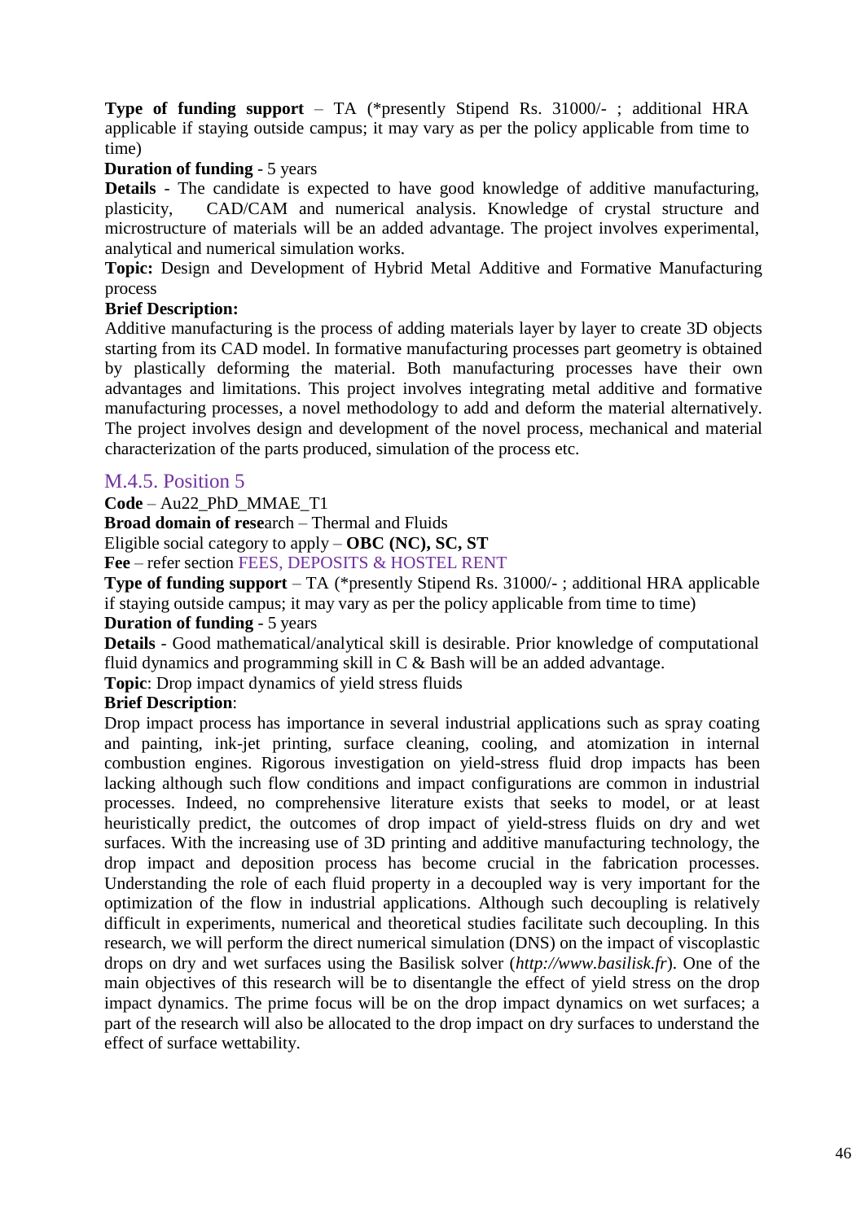**Type of funding support** – TA (*presently Stipend Rs. 31000/- ; additional HRA applicable if staying outside campus; it may vary as per the policy applicable from time to time)

**Duration of funding** - 5 years

**Details** - The candidate is expected to have good knowledge of additive manufacturing, plasticity, CAD/CAM and numerical analysis. Knowledge of crystal structure and microstructure of materials will be an added advantage. The project involves experimental, analytical and numerical simulation works.

**Topic:** Design and Development of Hybrid Metal Additive and Formative Manufacturing process

**Brief Description:**

Additive manufacturing is the process of adding materials layer by layer to create 3D objects starting from its CAD model. In formative manufacturing processes part geometry is obtained by plastically deforming the material. Both manufacturing processes have their own advantages and limitations. This project involves integrating metal additive and formative manufacturing processes, a novel methodology to add and deform the material alternatively. The project involves design and development of the novel process, mechanical and material characterization of the parts produced, simulation of the process etc.

### M.4.5. Position 5

**Code** – Au22_PhD_MMAE_T1

**Broad domain of research** – Thermal and Fluids

Eligible social category to apply – **OBC (NC), SC, ST**

**Fee** – refer section FEES, DEPOSITS & HOSTEL RENT

**Type of funding support** – TA (*presently Stipend Rs. 31000/- ; additional HRA applicable if staying outside campus; it may vary as per the policy applicable from time to time)

**Duration of funding** - 5 years

**Details** - Good mathematical/analytical skill is desirable. Prior knowledge of computational fluid dynamics and programming skill in C & Bash will be an added advantage.

**Topic**: Drop impact dynamics of yield stress fluids

**Brief Description**:

Drop impact process has importance in several industrial applications such as spray coating and painting, ink-jet printing, surface cleaning, cooling, and atomization in internal combustion engines. Rigorous investigation on yield-stress fluid drop impacts has been lacking although such flow conditions and impact configurations are common in industrial processes. Indeed, no comprehensive literature exists that seeks to model, or at least heuristically predict, the outcomes of drop impact of yield-stress fluids on dry and wet surfaces. With the increasing use of 3D printing and additive manufacturing technology, the drop impact and deposition process has become crucial in the fabrication processes. Understanding the role of each fluid property in a decoupled way is very important for the optimization of the flow in industrial applications. Although such decoupling is relatively difficult in experiments, numerical and theoretical studies facilitate such decoupling. In this research, we will perform the direct numerical simulation (DNS) on the impact of viscoplastic drops on dry and wet surfaces using the Basilisk solver (*http://www.basilisk.fr*). One of the main objectives of this research will be to disentangle the effect of yield stress on the drop impact dynamics. The prime focus will be on the drop impact dynamics on wet surfaces; a part of the research will also be allocated to the drop impact on dry surfaces to understand the effect of surface wettability.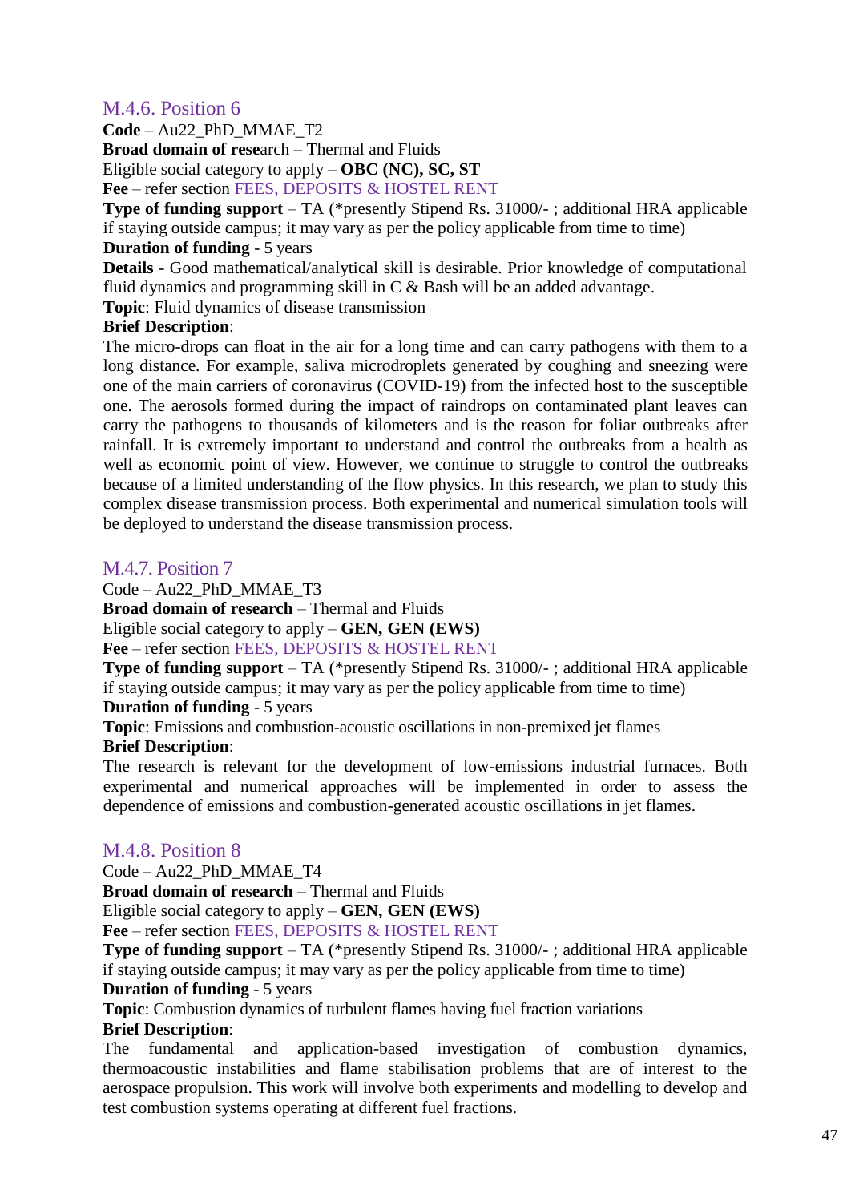### M.4.6. Position 6

**Code** – Au22_PhD_MMAE_T2
**Broad domain of rese**arch – Thermal and Fluids
Eligible social category to apply – **OBC (NC), SC, ST**
**Fee** – refer section FEES, DEPOSITS & HOSTEL RENT
**Type of funding support** – TA (*presently Stipend Rs. 31000/- ; additional HRA applicable if staying outside campus; it may vary as per the policy applicable from time to time)
**Duration of funding** - 5 years
**Details** - Good mathematical/analytical skill is desirable. Prior knowledge of computational fluid dynamics and programming skill in C & Bash will be an added advantage.
**Topic**: Fluid dynamics of disease transmission
**Brief Description**:
The micro-drops can float in the air for a long time and can carry pathogens with them to a long distance. For example, saliva microdroplets generated by coughing and sneezing were one of the main carriers of coronavirus (COVID-19) from the infected host to the susceptible one. The aerosols formed during the impact of raindrops on contaminated plant leaves can carry the pathogens to thousands of kilometers and is the reason for foliar outbreaks after rainfall. It is extremely important to understand and control the outbreaks from a health as well as economic point of view. However, we continue to struggle to control the outbreaks because of a limited understanding of the flow physics. In this research, we plan to study this complex disease transmission process. Both experimental and numerical simulation tools will be deployed to understand the disease transmission process.

### M.4.7. Position 7

Code – Au22_PhD_MMAE_T3
**Broad domain of research** – Thermal and Fluids
Eligible social category to apply – **GEN, GEN (EWS)**
**Fee** – refer section FEES, DEPOSITS & HOSTEL RENT
**Type of funding support** – TA (*presently Stipend Rs. 31000/- ; additional HRA applicable if staying outside campus; it may vary as per the policy applicable from time to time)
**Duration of funding** - 5 years
**Topic**: Emissions and combustion-acoustic oscillations in non-premixed jet flames
**Brief Description**:
The research is relevant for the development of low-emissions industrial furnaces. Both experimental and numerical approaches will be implemented in order to assess the dependence of emissions and combustion-generated acoustic oscillations in jet flames.

### M.4.8. Position 8

Code – Au22_PhD_MMAE_T4
**Broad domain of research** – Thermal and Fluids
Eligible social category to apply – **GEN, GEN (EWS)**
**Fee** – refer section FEES, DEPOSITS & HOSTEL RENT
**Type of funding support** – TA (*presently Stipend Rs. 31000/- ; additional HRA applicable if staying outside campus; it may vary as per the policy applicable from time to time)
**Duration of funding** - 5 years
**Topic**: Combustion dynamics of turbulent flames having fuel fraction variations
**Brief Description**:
The fundamental and application-based investigation of combustion dynamics, thermoacoustic instabilities and flame stabilisation problems that are of interest to the aerospace propulsion. This work will involve both experiments and modelling to develop and test combustion systems operating at different fuel fractions.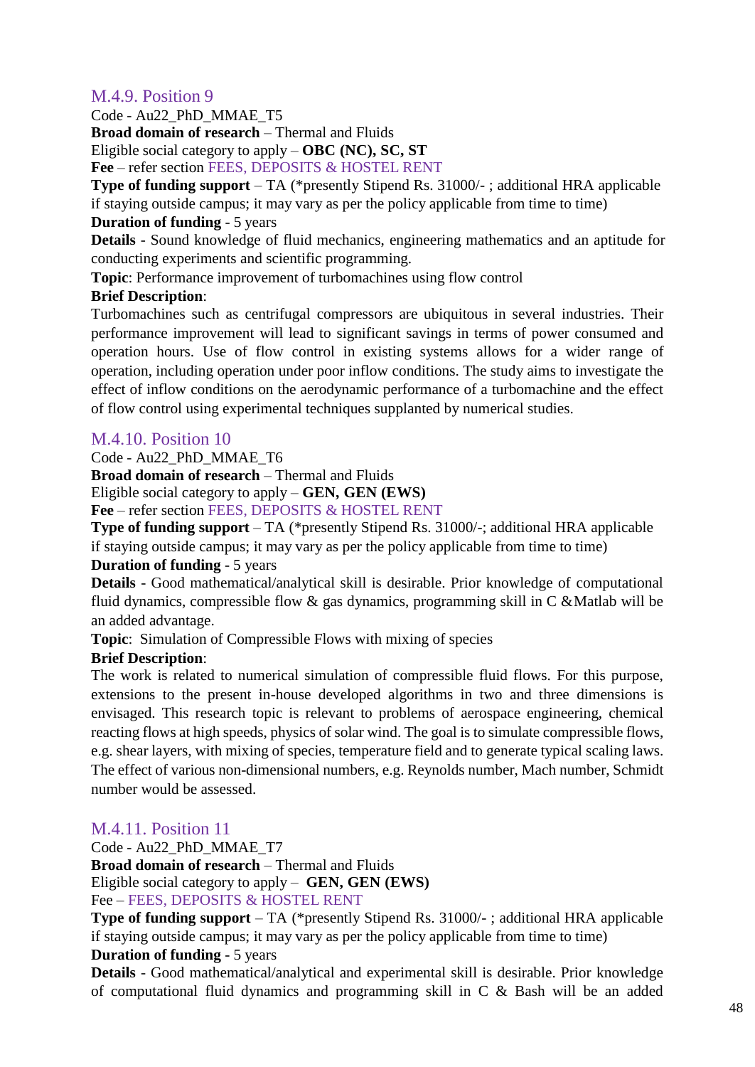### M.4.9. Position 9

Code - Au22_PhD_MMAE_T5

**Broad domain of research** – Thermal and Fluids

Eligible social category to apply – **OBC (NC), SC, ST**

**Fee** – refer section FEES, DEPOSITS & HOSTEL RENT

**Type of funding support** – TA (*presently Stipend Rs. 31000/- ; additional HRA applicable if staying outside campus; it may vary as per the policy applicable from time to time)

**Duration of funding** - 5 years

**Details** - Sound knowledge of fluid mechanics, engineering mathematics and an aptitude for conducting experiments and scientific programming.

**Topic**: Performance improvement of turbomachines using flow control

**Brief Description**:

Turbomachines such as centrifugal compressors are ubiquitous in several industries. Their performance improvement will lead to significant savings in terms of power consumed and operation hours. Use of flow control in existing systems allows for a wider range of operation, including operation under poor inflow conditions. The study aims to investigate the effect of inflow conditions on the aerodynamic performance of a turbomachine and the effect of flow control using experimental techniques supplanted by numerical studies.

### M.4.10. Position 10

Code - Au22_PhD_MMAE_T6

**Broad domain of research** – Thermal and Fluids

Eligible social category to apply – **GEN, GEN (EWS)**

**Fee** – refer section FEES, DEPOSITS & HOSTEL RENT

**Type of funding support** – TA (*presently Stipend Rs. 31000/-; additional HRA applicable if staying outside campus; it may vary as per the policy applicable from time to time)

**Duration of funding** - 5 years

**Details** - Good mathematical/analytical skill is desirable. Prior knowledge of computational fluid dynamics, compressible flow & gas dynamics, programming skill in C & Matlab will be an added advantage.

**Topic**: Simulation of Compressible Flows with mixing of species

**Brief Description**:

The work is related to numerical simulation of compressible fluid flows. For this purpose, extensions to the present in-house developed algorithms in two and three dimensions is envisaged. This research topic is relevant to problems of aerospace engineering, chemical reacting flows at high speeds, physics of solar wind. The goal is to simulate compressible flows, e.g. shear layers, with mixing of species, temperature field and to generate typical scaling laws. The effect of various non-dimensional numbers, e.g. Reynolds number, Mach number, Schmidt number would be assessed.

### M.4.11. Position 11

Code - Au22_PhD_MMAE_T7

**Broad domain of research** – Thermal and Fluids

Eligible social category to apply – **GEN, GEN (EWS)**

Fee – FEES, DEPOSITS & HOSTEL RENT

**Type of funding support** – TA (*presently Stipend Rs. 31000/- ; additional HRA applicable if staying outside campus; it may vary as per the policy applicable from time to time)

**Duration of funding** - 5 years

**Details** - Good mathematical/analytical and experimental skill is desirable. Prior knowledge of computational fluid dynamics and programming skill in C & Bash will be an added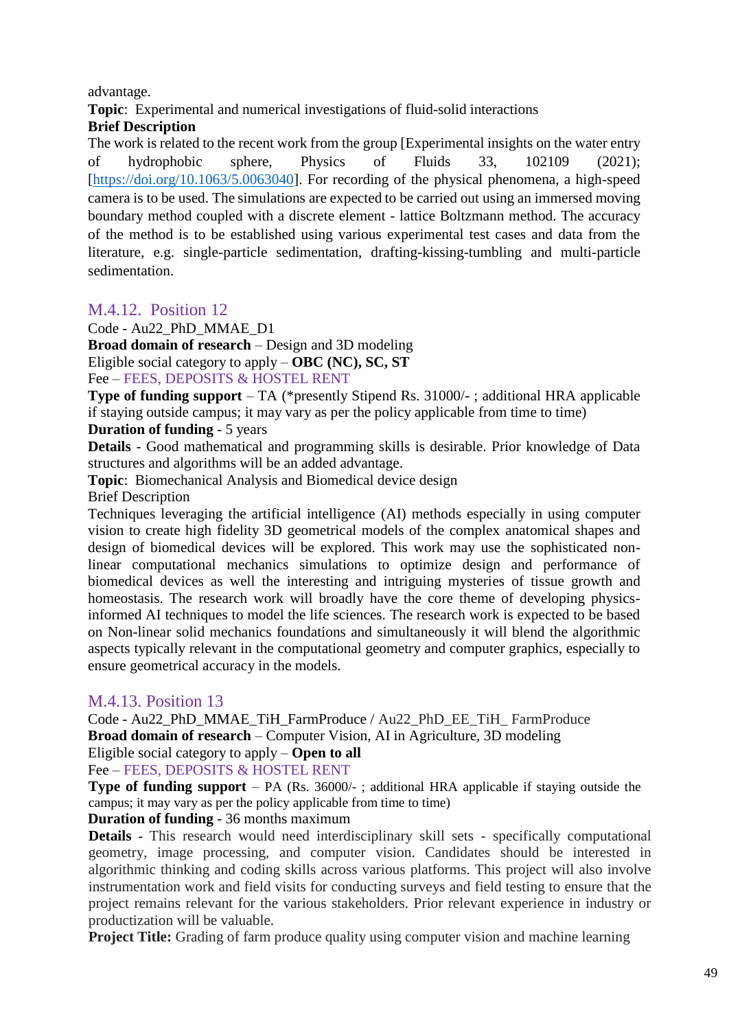advantage.

**Topic**: Experimental and numerical investigations of fluid-solid interactions

**Brief Description**

The work is related to the recent work from the group [Experimental insights on the water entry of hydrophobic sphere, Physics of Fluids 33, 102109 (2021); [https://doi.org/10.1063/5.0063040](https://doi.org/10.1063/5.0063040)]. For recording of the physical phenomena, a high-speed camera is to be used. The simulations are expected to be carried out using an immersed moving boundary method coupled with a discrete element - lattice Boltzmann method. The accuracy of the method is to be established using various experimental test cases and data from the literature, e.g. single-particle sedimentation, drafting-kissing-tumbling and multi-particle sedimentation.

## M.4.12. Position 12

Code - Au22_PhD_MMAE_D1

**Broad domain of research** – Design and 3D modeling

Eligible social category to apply – **OBC (NC), SC, ST**

Fee – FEES, DEPOSITS & HOSTEL RENT

**Type of funding support** – TA (*presently Stipend Rs. 31000/- ; additional HRA applicable if staying outside campus; it may vary as per the policy applicable from time to time)

**Duration of funding** - 5 years

**Details** - Good mathematical and programming skills is desirable. Prior knowledge of Data structures and algorithms will be an added advantage.

**Topic**: Biomechanical Analysis and Biomedical device design

Brief Description

Techniques leveraging the artificial intelligence (AI) methods especially in using computer vision to create high fidelity 3D geometrical models of the complex anatomical shapes and design of biomedical devices will be explored. This work may use the sophisticated non-linear computational mechanics simulations to optimize design and performance of biomedical devices as well the interesting and intriguing mysteries of tissue growth and homeostasis. The research work will broadly have the core theme of developing physics-informed AI techniques to model the life sciences. The research work is expected to be based on Non-linear solid mechanics foundations and simultaneously it will blend the algorithmic aspects typically relevant in the computational geometry and computer graphics, especially to ensure geometrical accuracy in the models.

## M.4.13. Position 13

Code - Au22_PhD_MMAE_TiH_FarmProduce / Au22_PhD_EE_TiH_ FarmProduce

**Broad domain of research** – Computer Vision, AI in Agriculture, 3D modeling

Eligible social category to apply – **Open to all**

Fee – FEES, DEPOSITS & HOSTEL RENT

**Type of funding support** – PA (Rs. 36000/- ; additional HRA applicable if staying outside the campus; it may vary as per the policy applicable from time to time)

**Duration of funding** - 36 months maximum

**Details** - This research would need interdisciplinary skill sets - specifically computational geometry, image processing, and computer vision. Candidates should be interested in algorithmic thinking and coding skills across various platforms. This project will also involve instrumentation work and field visits for conducting surveys and field testing to ensure that the project remains relevant for the various stakeholders. Prior relevant experience in industry or productization will be valuable.

**Project Title:** Grading of farm produce quality using computer vision and machine learning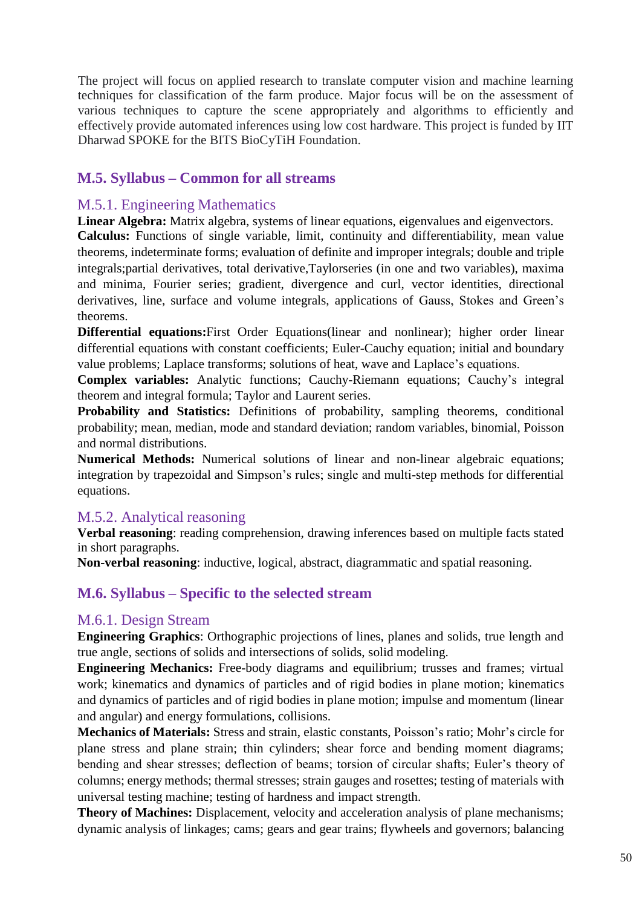The project will focus on applied research to translate computer vision and machine learning techniques for classification of the farm produce. Major focus will be on the assessment of various techniques to capture the scene appropriately and algorithms to efficiently and effectively provide automated inferences using low cost hardware. This project is funded by IIT Dharwad SPOKE for the BITS BioCyTiH Foundation.

## M.5. Syllabus – Common for all streams

### M.5.1. Engineering Mathematics

**Linear Algebra:** Matrix algebra, systems of linear equations, eigenvalues and eigenvectors.
**Calculus:** Functions of single variable, limit, continuity and differentiability, mean value theorems, indeterminate forms; evaluation of definite and improper integrals; double and triple integrals;partial derivatives, total derivative,Taylorseries (in one and two variables), maxima and minima, Fourier series; gradient, divergence and curl, vector identities, directional derivatives, line, surface and volume integrals, applications of Gauss, Stokes and Green's theorems.
**Differential equations:**First Order Equations(linear and nonlinear); higher order linear differential equations with constant coefficients; Euler-Cauchy equation; initial and boundary value problems; Laplace transforms; solutions of heat, wave and Laplace's equations.
**Complex variables:** Analytic functions; Cauchy-Riemann equations; Cauchy's integral theorem and integral formula; Taylor and Laurent series.
**Probability and Statistics:** Definitions of probability, sampling theorems, conditional probability; mean, median, mode and standard deviation; random variables, binomial, Poisson and normal distributions.
**Numerical Methods:** Numerical solutions of linear and non-linear algebraic equations; integration by trapezoidal and Simpson's rules; single and multi-step methods for differential equations.

### M.5.2. Analytical reasoning

**Verbal reasoning**: reading comprehension, drawing inferences based on multiple facts stated in short paragraphs.
**Non-verbal reasoning**: inductive, logical, abstract, diagrammatic and spatial reasoning.

## M.6. Syllabus – Specific to the selected stream

### M.6.1. Design Stream

**Engineering Graphics**: Orthographic projections of lines, planes and solids, true length and true angle, sections of solids and intersections of solids, solid modeling.
**Engineering Mechanics:** Free-body diagrams and equilibrium; trusses and frames; virtual work; kinematics and dynamics of particles and of rigid bodies in plane motion; kinematics and dynamics of particles and of rigid bodies in plane motion; impulse and momentum (linear and angular) and energy formulations, collisions.
**Mechanics of Materials:** Stress and strain, elastic constants, Poisson's ratio; Mohr's circle for plane stress and plane strain; thin cylinders; shear force and bending moment diagrams; bending and shear stresses; deflection of beams; torsion of circular shafts; Euler's theory of columns; energy methods; thermal stresses; strain gauges and rosettes; testing of materials with universal testing machine; testing of hardness and impact strength.
**Theory of Machines:** Displacement, velocity and acceleration analysis of plane mechanisms; dynamic analysis of linkages; cams; gears and gear trains; flywheels and governors; balancing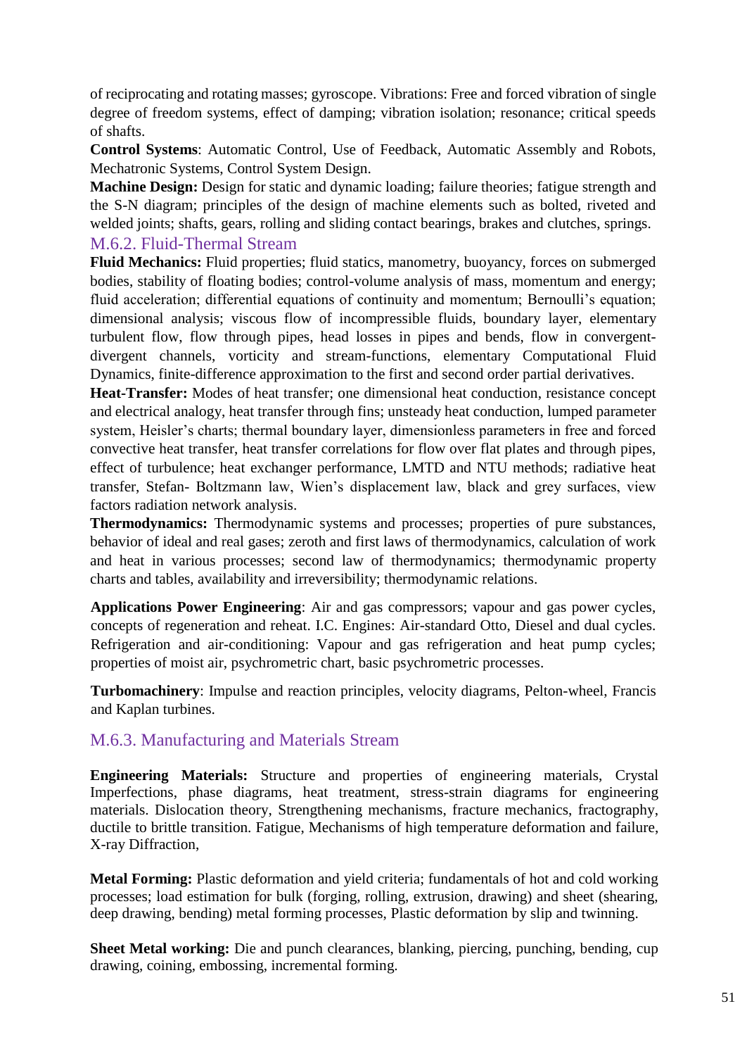of reciprocating and rotating masses; gyroscope. Vibrations: Free and forced vibration of single degree of freedom systems, effect of damping; vibration isolation; resonance; critical speeds of shafts.

**Control Systems**: Automatic Control, Use of Feedback, Automatic Assembly and Robots, Mechatronic Systems, Control System Design.

**Machine Design:** Design for static and dynamic loading; failure theories; fatigue strength and the S-N diagram; principles of the design of machine elements such as bolted, riveted and welded joints; shafts, gears, rolling and sliding contact bearings, brakes and clutches, springs.

### M.6.2. Fluid-Thermal Stream

**Fluid Mechanics:** Fluid properties; fluid statics, manometry, buoyancy, forces on submerged bodies, stability of floating bodies; control-volume analysis of mass, momentum and energy; fluid acceleration; differential equations of continuity and momentum; Bernoulli's equation; dimensional analysis; viscous flow of incompressible fluids, boundary layer, elementary turbulent flow, flow through pipes, head losses in pipes and bends, flow in convergent-divergent channels, vorticity and stream-functions, elementary Computational Fluid Dynamics, finite-difference approximation to the first and second order partial derivatives.

**Heat-Transfer:** Modes of heat transfer; one dimensional heat conduction, resistance concept and electrical analogy, heat transfer through fins; unsteady heat conduction, lumped parameter system, Heisler's charts; thermal boundary layer, dimensionless parameters in free and forced convective heat transfer, heat transfer correlations for flow over flat plates and through pipes, effect of turbulence; heat exchanger performance, LMTD and NTU methods; radiative heat transfer, Stefan- Boltzmann law, Wien's displacement law, black and grey surfaces, view factors radiation network analysis.

**Thermodynamics:** Thermodynamic systems and processes; properties of pure substances, behavior of ideal and real gases; zeroth and first laws of thermodynamics, calculation of work and heat in various processes; second law of thermodynamics; thermodynamic property charts and tables, availability and irreversibility; thermodynamic relations.

**Applications Power Engineering**: Air and gas compressors; vapour and gas power cycles, concepts of regeneration and reheat. I.C. Engines: Air-standard Otto, Diesel and dual cycles. Refrigeration and air-conditioning: Vapour and gas refrigeration and heat pump cycles; properties of moist air, psychrometric chart, basic psychrometric processes.

**Turbomachinery**: Impulse and reaction principles, velocity diagrams, Pelton-wheel, Francis and Kaplan turbines.

### M.6.3. Manufacturing and Materials Stream

**Engineering Materials:** Structure and properties of engineering materials, Crystal Imperfections, phase diagrams, heat treatment, stress-strain diagrams for engineering materials. Dislocation theory, Strengthening mechanisms, fracture mechanics, fractography, ductile to brittle transition. Fatigue, Mechanisms of high temperature deformation and failure, X-ray Diffraction,

**Metal Forming:** Plastic deformation and yield criteria; fundamentals of hot and cold working processes; load estimation for bulk (forging, rolling, extrusion, drawing) and sheet (shearing, deep drawing, bending) metal forming processes, Plastic deformation by slip and twinning.

**Sheet Metal working:** Die and punch clearances, blanking, piercing, punching, bending, cup drawing, coining, embossing, incremental forming.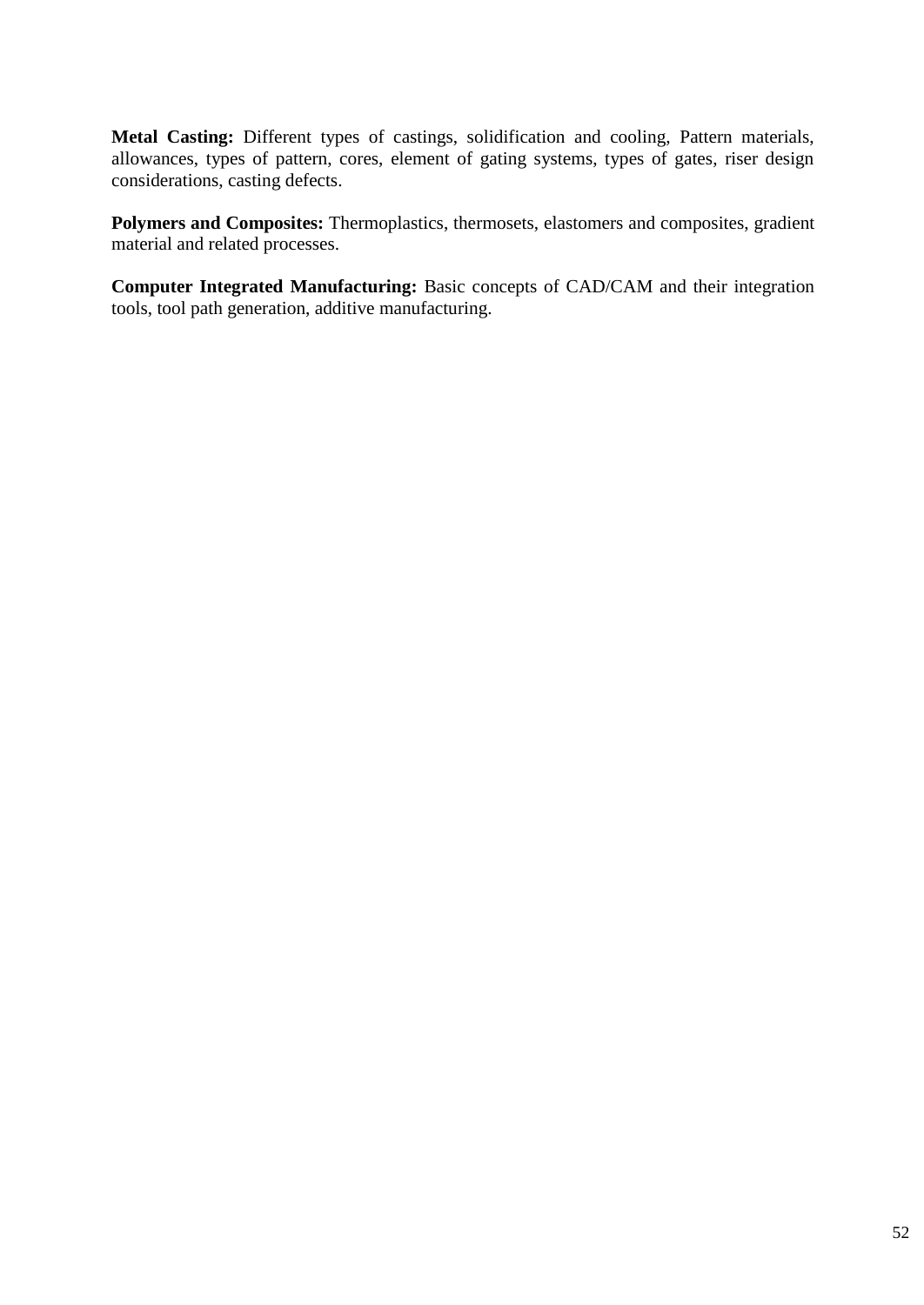**Metal Casting:** Different types of castings, solidification and cooling, Pattern materials, allowances, types of pattern, cores, element of gating systems, types of gates, riser design considerations, casting defects.

**Polymers and Composites:** Thermoplastics, thermosets, elastomers and composites, gradient material and related processes.

**Computer Integrated Manufacturing:** Basic concepts of CAD/CAM and their integration tools, tool path generation, additive manufacturing.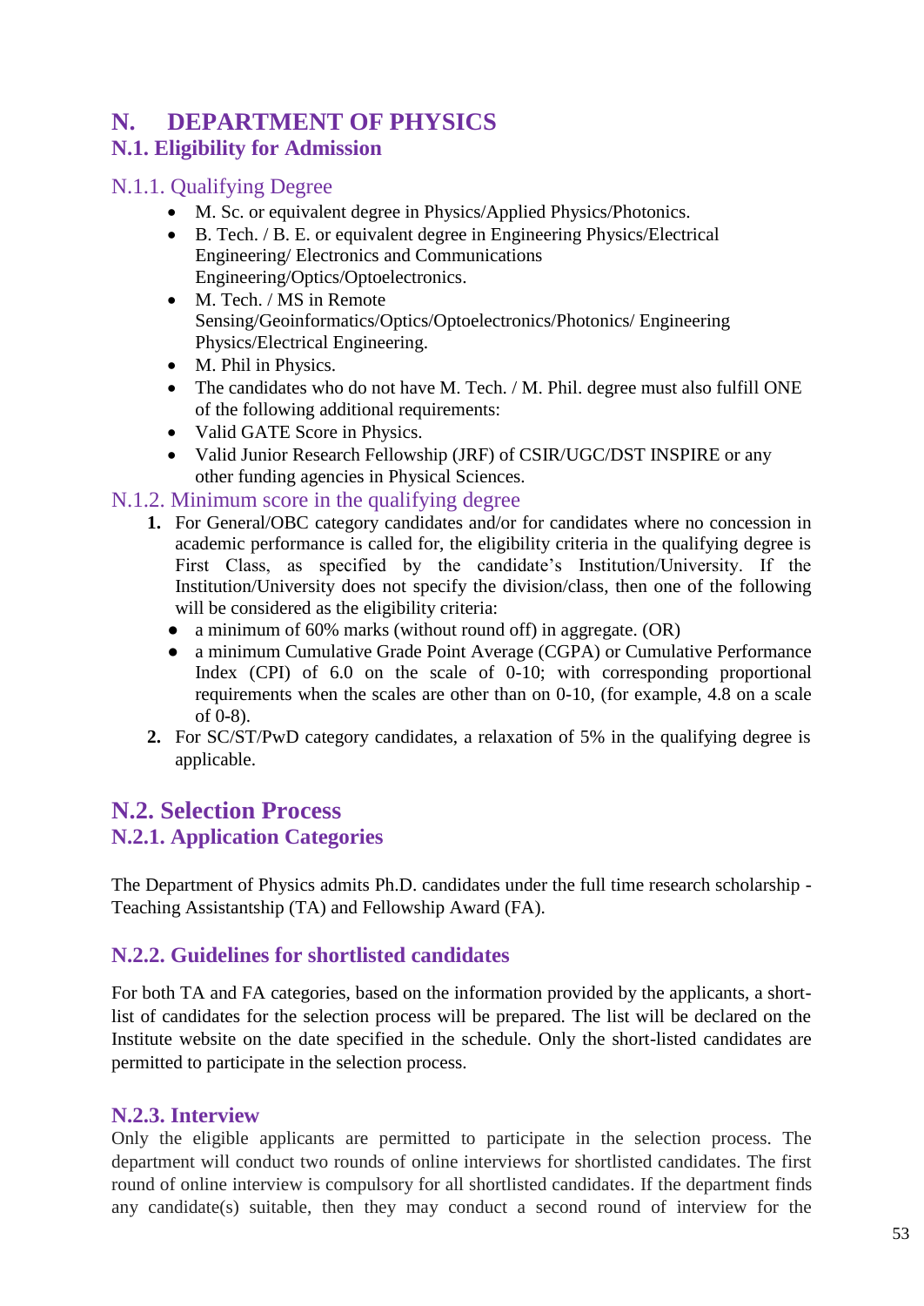# N. DEPARTMENT OF PHYSICS

## N.1. Eligibility for Admission

### N.1.1. Qualifying Degree

- M. Sc. or equivalent degree in Physics/Applied Physics/Photonics.
- B. Tech. / B. E. or equivalent degree in Engineering Physics/Electrical Engineering/ Electronics and Communications Engineering/Optics/Optoelectronics.
- M. Tech. / MS in Remote Sensing/Geoinformatics/Optics/Optoelectronics/Photonics/ Engineering Physics/Electrical Engineering.
- M. Phil in Physics.
- The candidates who do not have M. Tech. / M. Phil. degree must also fulfill ONE of the following additional requirements:
- Valid GATE Score in Physics.
- Valid Junior Research Fellowship (JRF) of CSIR/UGC/DST INSPIRE or any other funding agencies in Physical Sciences.

### N.1.2. Minimum score in the qualifying degree

1. For General/OBC category candidates and/or for candidates where no concession in academic performance is called for, the eligibility criteria in the qualifying degree is First Class, as specified by the candidate's Institution/University. If the Institution/University does not specify the division/class, then one of the following will be considered as the eligibility criteria:
   - a minimum of 60% marks (without round off) in aggregate. (OR)
   - a minimum Cumulative Grade Point Average (CGPA) or Cumulative Performance Index (CPI) of 6.0 on the scale of 0-10; with corresponding proportional requirements when the scales are other than on 0-10, (for example, 4.8 on a scale of 0-8).
2. For SC/ST/PwD category candidates, a relaxation of 5% in the qualifying degree is applicable.

## N.2. Selection Process

### N.2.1. Application Categories

The Department of Physics admits Ph.D. candidates under the full time research scholarship - Teaching Assistantship (TA) and Fellowship Award (FA).

### N.2.2. Guidelines for shortlisted candidates

For both TA and FA categories, based on the information provided by the applicants, a short-list of candidates for the selection process will be prepared. The list will be declared on the Institute website on the date specified in the schedule. Only the short-listed candidates are permitted to participate in the selection process.

### N.2.3. Interview

Only the eligible applicants are permitted to participate in the selection process. The department will conduct two rounds of online interviews for shortlisted candidates. The first round of online interview is compulsory for all shortlisted candidates. If the department finds any candidate(s) suitable, then they may conduct a second round of interview for the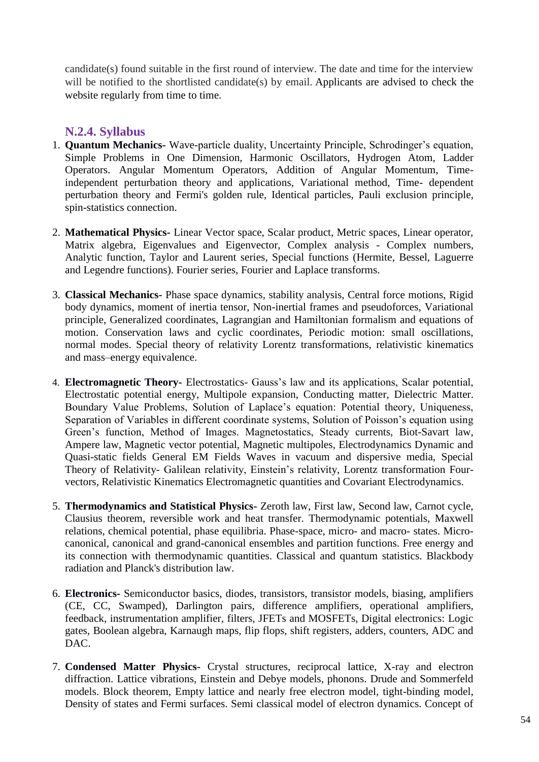candidate(s) found suitable in the first round of interview. The date and time for the interview will be notified to the shortlisted candidate(s) by email. Applicants are advised to check the website regularly from time to time.

### N.2.4. Syllabus

1. **Quantum Mechanics-** Wave-particle duality, Uncertainty Principle, Schrodinger's equation, Simple Problems in One Dimension, Harmonic Oscillators, Hydrogen Atom, Ladder Operators. Angular Momentum Operators, Addition of Angular Momentum, Time-independent perturbation theory and applications, Variational method, Time- dependent perturbation theory and Fermi's golden rule, Identical particles, Pauli exclusion principle, spin-statistics connection.

2. **Mathematical Physics-** Linear Vector space, Scalar product, Metric spaces, Linear operator, Matrix algebra, Eigenvalues and Eigenvector, Complex analysis - Complex numbers, Analytic function, Taylor and Laurent series, Special functions (Hermite, Bessel, Laguerre and Legendre functions). Fourier series, Fourier and Laplace transforms.

3. **Classical Mechanics-** Phase space dynamics, stability analysis, Central force motions, Rigid body dynamics, moment of inertia tensor, Non-inertial frames and pseudoforces, Variational principle, Generalized coordinates, Lagrangian and Hamiltonian formalism and equations of motion. Conservation laws and cyclic coordinates, Periodic motion: small oscillations, normal modes. Special theory of relativity Lorentz transformations, relativistic kinematics and mass–energy equivalence.

4. **Electromagnetic Theory-** Electrostatics- Gauss's law and its applications, Scalar potential, Electrostatic potential energy, Multipole expansion, Conducting matter, Dielectric Matter. Boundary Value Problems, Solution of Laplace's equation: Potential theory, Uniqueness, Separation of Variables in different coordinate systems, Solution of Poisson's equation using Green's function, Method of Images. Magnetostatics, Steady currents, Biot-Savart law, Ampere law, Magnetic vector potential, Magnetic multipoles, Electrodynamics Dynamic and Quasi-static fields General EM Fields Waves in vacuum and dispersive media, Special Theory of Relativity- Galilean relativity, Einstein's relativity, Lorentz transformation Four-vectors, Relativistic Kinematics Electromagnetic quantities and Covariant Electrodynamics.

5. **Thermodynamics and Statistical Physics-** Zeroth law, First law, Second law, Carnot cycle, Clausius theorem, reversible work and heat transfer. Thermodynamic potentials, Maxwell relations, chemical potential, phase equilibria. Phase-space, micro- and macro- states. Micro-canonical, canonical and grand-canonical ensembles and partition functions. Free energy and its connection with thermodynamic quantities. Classical and quantum statistics. Blackbody radiation and Planck's distribution law.

6. **Electronics-** Semiconductor basics, diodes, transistors, transistor models, biasing, amplifiers (CE, CC, Swamped), Darlington pairs, difference amplifiers, operational amplifiers, feedback, instrumentation amplifier, filters, JFETs and MOSFETs, Digital electronics: Logic gates, Boolean algebra, Karnaugh maps, flip flops, shift registers, adders, counters, ADC and DAC.

7. **Condensed Matter Physics-** Crystal structures, reciprocal lattice, X-ray and electron diffraction. Lattice vibrations, Einstein and Debye models, phonons. Drude and Sommerfeld models. Block theorem, Empty lattice and nearly free electron model, tight-binding model, Density of states and Fermi surfaces. Semi classical model of electron dynamics. Concept of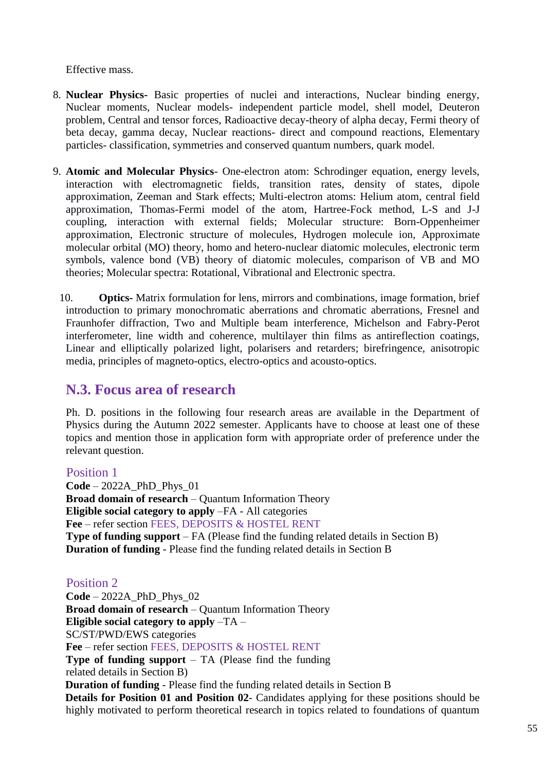Effective mass.

8. **Nuclear Physics-** Basic properties of nuclei and interactions, Nuclear binding energy, Nuclear moments, Nuclear models- independent particle model, shell model, Deuteron problem, Central and tensor forces, Radioactive decay-theory of alpha decay, Fermi theory of beta decay, gamma decay, Nuclear reactions- direct and compound reactions, Elementary particles- classification, symmetries and conserved quantum numbers, quark model.

9. **Atomic and Molecular Physics**- One-electron atom: Schrodinger equation, energy levels, interaction with electromagnetic fields, transition rates, density of states, dipole approximation, Zeeman and Stark effects; Multi-electron atoms: Helium atom, central field approximation, Thomas-Fermi model of the atom, Hartree-Fock method, L-S and J-J coupling, interaction with external fields; Molecular structure: Born-Oppenheimer approximation, Electronic structure of molecules, Hydrogen molecule ion, Approximate molecular orbital (MO) theory, homo and hetero-nuclear diatomic molecules, electronic term symbols, valence bond (VB) theory of diatomic molecules, comparison of VB and MO theories; Molecular spectra: Rotational, Vibrational and Electronic spectra.

10. **Optics-** Matrix formulation for lens, mirrors and combinations, image formation, brief introduction to primary monochromatic aberrations and chromatic aberrations, Fresnel and Fraunhofer diffraction, Two and Multiple beam interference, Michelson and Fabry-Perot interferometer, line width and coherence, multilayer thin films as antireflection coatings, Linear and elliptically polarized light, polarisers and retarders; birefringence, anisotropic media, principles of magneto-optics, electro-optics and acousto-optics.

## N.3. Focus area of research

Ph. D. positions in the following four research areas are available in the Department of Physics during the Autumn 2022 semester. Applicants have to choose at least one of these topics and mention those in application form with appropriate order of preference under the relevant question.

### Position 1

**Code** – 2022A_PhD_Phys_01
**Broad domain of research** – Quantum Information Theory
**Eligible social category to apply** –FA - All categories
**Fee** – refer section FEES, DEPOSITS & HOSTEL RENT
**Type of funding support** – FA (Please find the funding related details in Section B)
**Duration of funding** - Please find the funding related details in Section B

### Position 2

**Code** – 2022A_PhD_Phys_02
**Broad domain of research** – Quantum Information Theory
**Eligible social category to apply** –TA – SC/ST/PWD/EWS categories
**Fee** – refer section FEES, DEPOSITS & HOSTEL RENT
**Type of funding support** – TA (Please find the funding related details in Section B)
**Duration of funding** - Please find the funding related details in Section B
**Details for Position 01 and Position 02**- Candidates applying for these positions should be highly motivated to perform theoretical research in topics related to foundations of quantum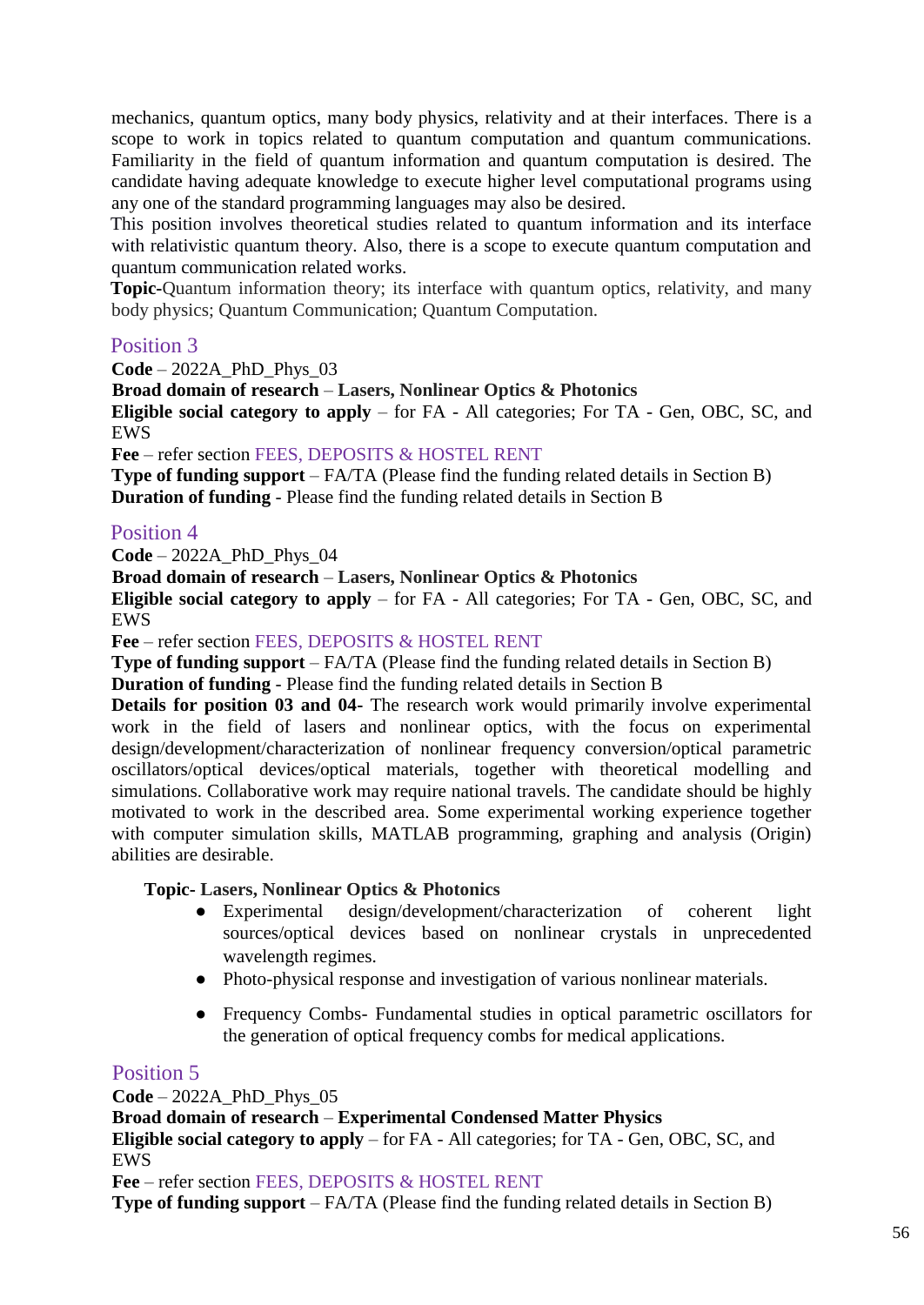mechanics, quantum optics, many body physics, relativity and at their interfaces. There is a scope to work in topics related to quantum computation and quantum communications. Familiarity in the field of quantum information and quantum computation is desired. The candidate having adequate knowledge to execute higher level computational programs using any one of the standard programming languages may also be desired.

This position involves theoretical studies related to quantum information and its interface with relativistic quantum theory. Also, there is a scope to execute quantum computation and quantum communication related works.

**Topic-**Quantum information theory; its interface with quantum optics, relativity, and many body physics; Quantum Communication; Quantum Computation.

## Position 3

**Code** – 2022A_PhD_Phys_03
**Broad domain of research** – **Lasers, Nonlinear Optics & Photonics**
**Eligible social category to apply** – for FA - All categories; For TA - Gen, OBC, SC, and EWS
**Fee** – refer section FEES, DEPOSITS & HOSTEL RENT
**Type of funding support** – FA/TA (Please find the funding related details in Section B)
**Duration of funding** - Please find the funding related details in Section B

## Position 4

**Code** – 2022A_PhD_Phys_04
**Broad domain of research** – **Lasers, Nonlinear Optics & Photonics**
**Eligible social category to apply** – for FA - All categories; For TA - Gen, OBC, SC, and EWS
**Fee** – refer section FEES, DEPOSITS & HOSTEL RENT
**Type of funding support** – FA/TA (Please find the funding related details in Section B)
**Duration of funding** - Please find the funding related details in Section B
**Details for position 03 and 04-** The research work would primarily involve experimental work in the field of lasers and nonlinear optics, with the focus on experimental design/development/characterization of nonlinear frequency conversion/optical parametric oscillators/optical devices/optical materials, together with theoretical modelling and simulations. Collaborative work may require national travels. The candidate should be highly motivated to work in the described area. Some experimental working experience together with computer simulation skills, MATLAB programming, graphing and analysis (Origin) abilities are desirable.

**Topic- Lasers, Nonlinear Optics & Photonics**

- Experimental design/development/characterization of coherent light sources/optical devices based on nonlinear crystals in unprecedented wavelength regimes.
- Photo-physical response and investigation of various nonlinear materials.
- Frequency Combs- Fundamental studies in optical parametric oscillators for the generation of optical frequency combs for medical applications.

## Position 5

**Code** – 2022A_PhD_Phys_05
**Broad domain of research** – **Experimental Condensed Matter Physics**
**Eligible social category to apply** – for FA - All categories; for TA - Gen, OBC, SC, and EWS
**Fee** – refer section FEES, DEPOSITS & HOSTEL RENT
**Type of funding support** – FA/TA (Please find the funding related details in Section B)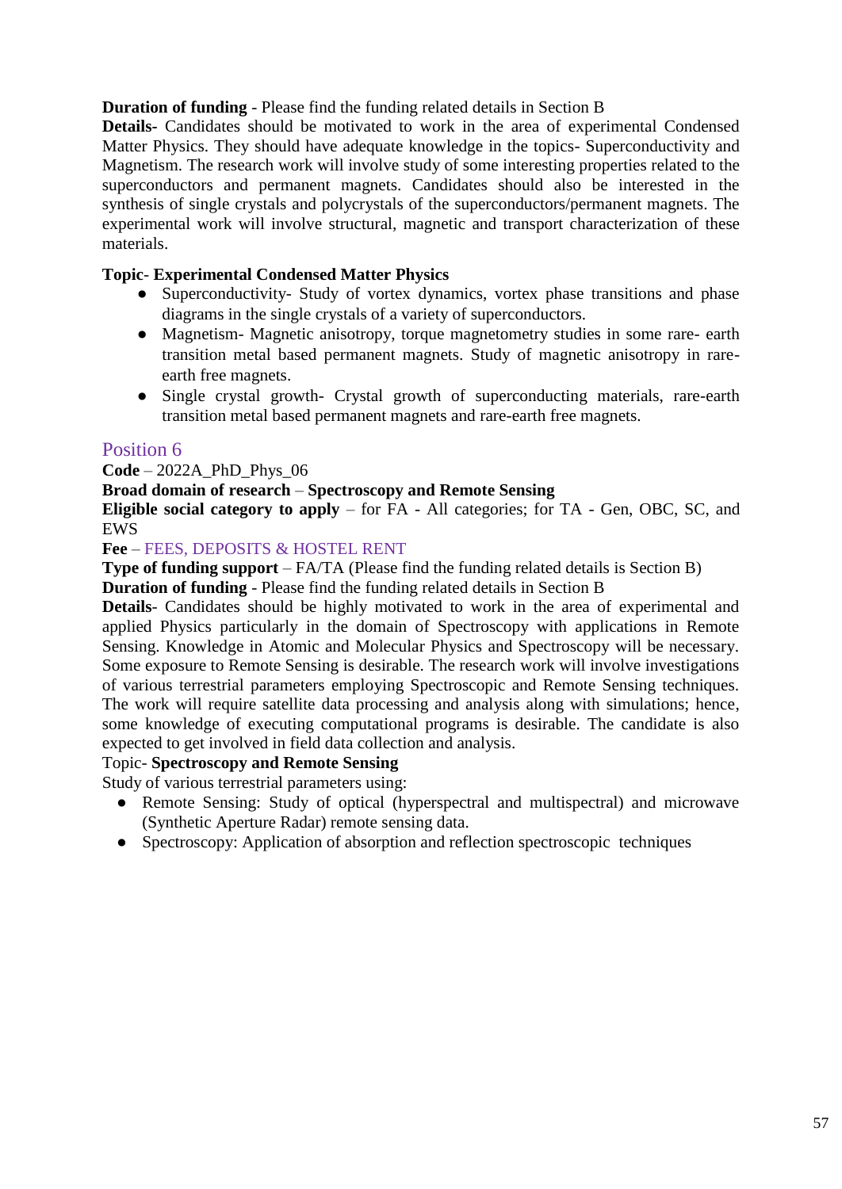**Duration of funding** - Please find the funding related details in Section B

**Details-** Candidates should be motivated to work in the area of experimental Condensed Matter Physics. They should have adequate knowledge in the topics- Superconductivity and Magnetism. The research work will involve study of some interesting properties related to the superconductors and permanent magnets. Candidates should also be interested in the synthesis of single crystals and polycrystals of the superconductors/permanent magnets. The experimental work will involve structural, magnetic and transport characterization of these materials.

**Topic- Experimental Condensed Matter Physics**

- Superconductivity- Study of vortex dynamics, vortex phase transitions and phase diagrams in the single crystals of a variety of superconductors.
- Magnetism- Magnetic anisotropy, torque magnetometry studies in some rare- earth transition metal based permanent magnets. Study of magnetic anisotropy in rare-earth free magnets.
- Single crystal growth- Crystal growth of superconducting materials, rare-earth transition metal based permanent magnets and rare-earth free magnets.

## Position 6

**Code** – 2022A_PhD_Phys_06

**Broad domain of research** – **Spectroscopy and Remote Sensing**

**Eligible social category to apply** – for FA - All categories; for TA - Gen, OBC, SC, and EWS

**Fee** – FEES, DEPOSITS & HOSTEL RENT

**Type of funding support** – FA/TA (Please find the funding related details is Section B)

**Duration of funding** - Please find the funding related details in Section B

**Details**- Candidates should be highly motivated to work in the area of experimental and applied Physics particularly in the domain of Spectroscopy with applications in Remote Sensing. Knowledge in Atomic and Molecular Physics and Spectroscopy will be necessary. Some exposure to Remote Sensing is desirable. The research work will involve investigations of various terrestrial parameters employing Spectroscopic and Remote Sensing techniques. The work will require satellite data processing and analysis along with simulations; hence, some knowledge of executing computational programs is desirable. The candidate is also expected to get involved in field data collection and analysis.

Topic- **Spectroscopy and Remote Sensing**

Study of various terrestrial parameters using:

- Remote Sensing: Study of optical (hyperspectral and multispectral) and microwave (Synthetic Aperture Radar) remote sensing data.
- Spectroscopy: Application of absorption and reflection spectroscopic techniques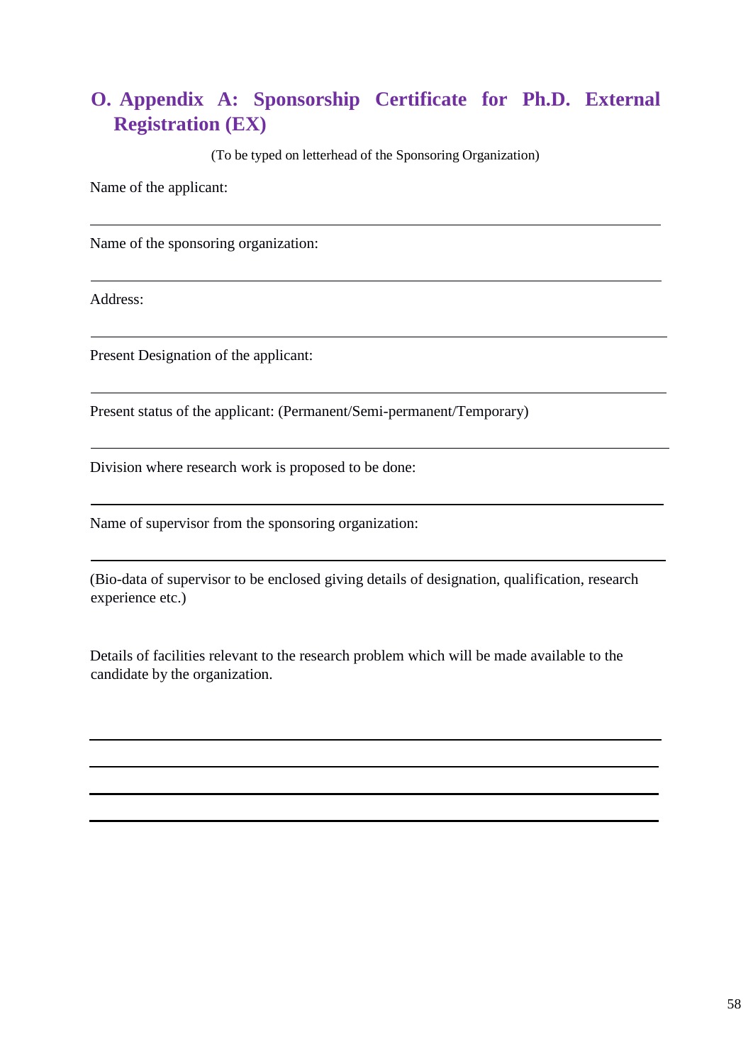## O. Appendix A: Sponsorship Certificate for Ph.D. External Registration (EX)

(To be typed on letterhead of the Sponsoring Organization)

Name of the applicant:

---

Name of the sponsoring organization:

---

Address:

---

Present Designation of the applicant:

---

Present status of the applicant: (Permanent/Semi-permanent/Temporary)

---

Division where research work is proposed to be done:

---

Name of supervisor from the sponsoring organization:

---

(Bio-data of supervisor to be enclosed giving details of designation, qualification, research experience etc.)

Details of facilities relevant to the research problem which will be made available to the candidate by the organization.

---

---

---

---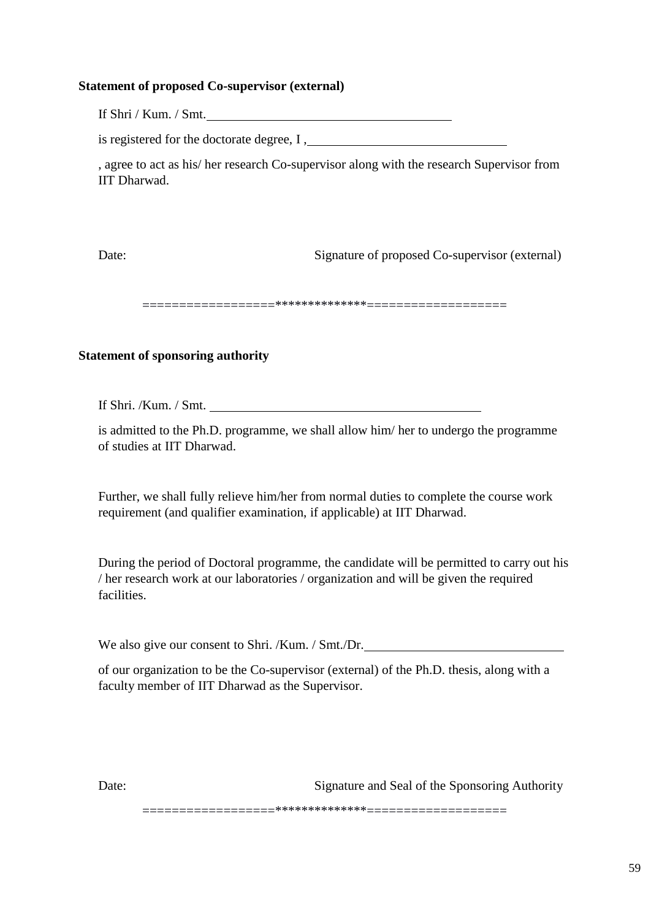**Statement of proposed Co-supervisor (external)**

If Shri / Kum. / Smt.\_\_\_\_\_\_\_\_\_\_\_\_\_\_\_\_\_\_\_\_\_\_\_\_\_\_\_\_\_\_\_\_\_\_\_\_\_\_

is registered for the doctorate degree, I ,\_\_\_\_\_\_\_\_\_\_\_\_\_\_\_\_\_\_\_\_\_\_\_\_\_\_\_\_\_\_\_\_

, agree to act as his/ her research Co-supervisor along with the research Supervisor from IIT Dharwad.

Date: Signature of proposed Co-supervisor (external)

=================*************===================

**Statement of sponsoring authority**

If Shri. /Kum. / Smt. \_\_\_\_\_\_\_\_\_\_\_\_\_\_\_\_\_\_\_\_\_\_\_\_\_\_\_\_\_\_\_\_\_\_\_\_\_\_\_\_\_\_

is admitted to the Ph.D. programme, we shall allow him/ her to undergo the programme of studies at IIT Dharwad.

Further, we shall fully relieve him/her from normal duties to complete the course work requirement (and qualifier examination, if applicable) at IIT Dharwad.

During the period of Doctoral programme, the candidate will be permitted to carry out his / her research work at our laboratories / organization and will be given the required facilities.

We also give our consent to Shri. /Kum. / Smt./Dr.\_\_\_\_\_\_\_\_\_\_\_\_\_\_\_\_\_\_\_\_\_\_\_\_\_\_\_\_\_\_\_\_

of our organization to be the Co-supervisor (external) of the Ph.D. thesis, along with a faculty member of IIT Dharwad as the Supervisor.

Date: Signature and Seal of the Sponsoring Authority

=================*************===================